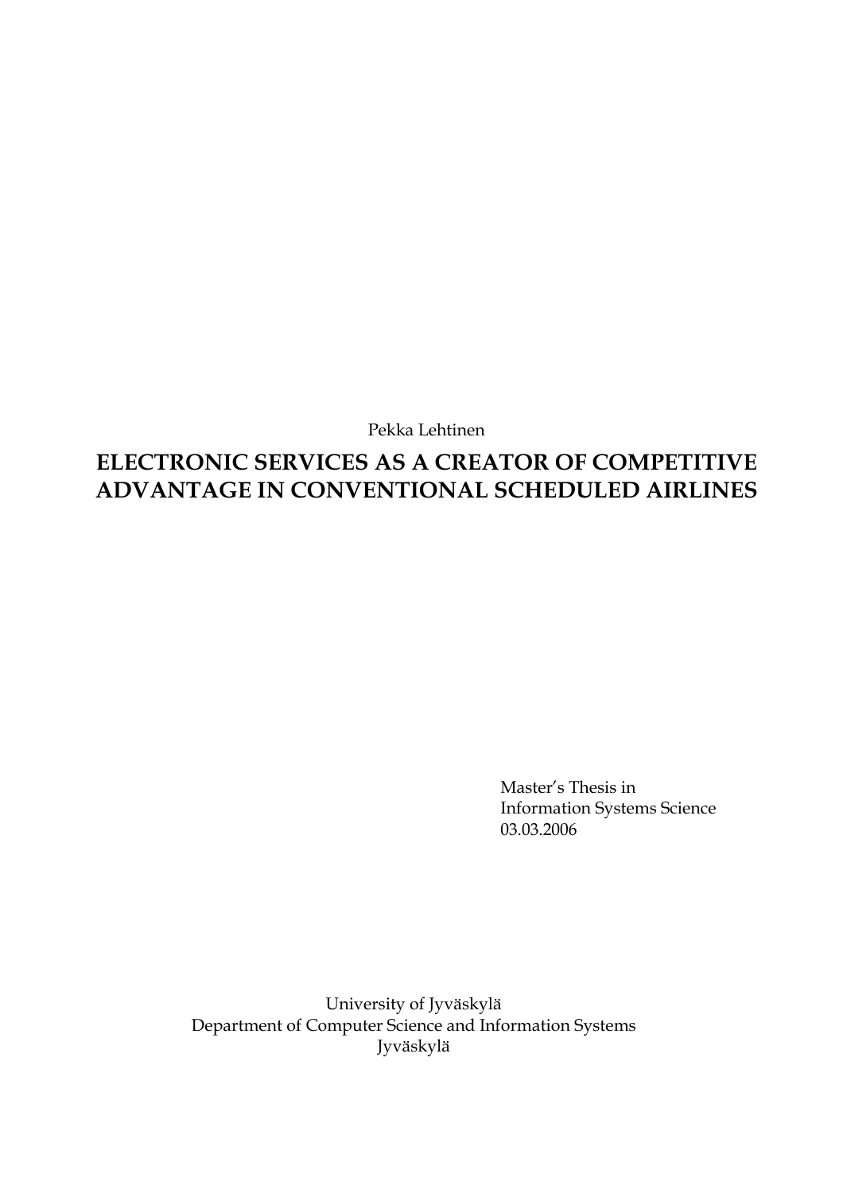Pekka Lehtinen

# ELECTRONIC SERVICES AS A CREATOR OF COMPETITIVE ADVANTAGE IN CONVENTIONAL SCHEDULED AIRLINES

Master's Thesis in
Information Systems Science
03.03.2006

University of Jyväskylä
Department of Computer Science and Information Systems
Jyväskylä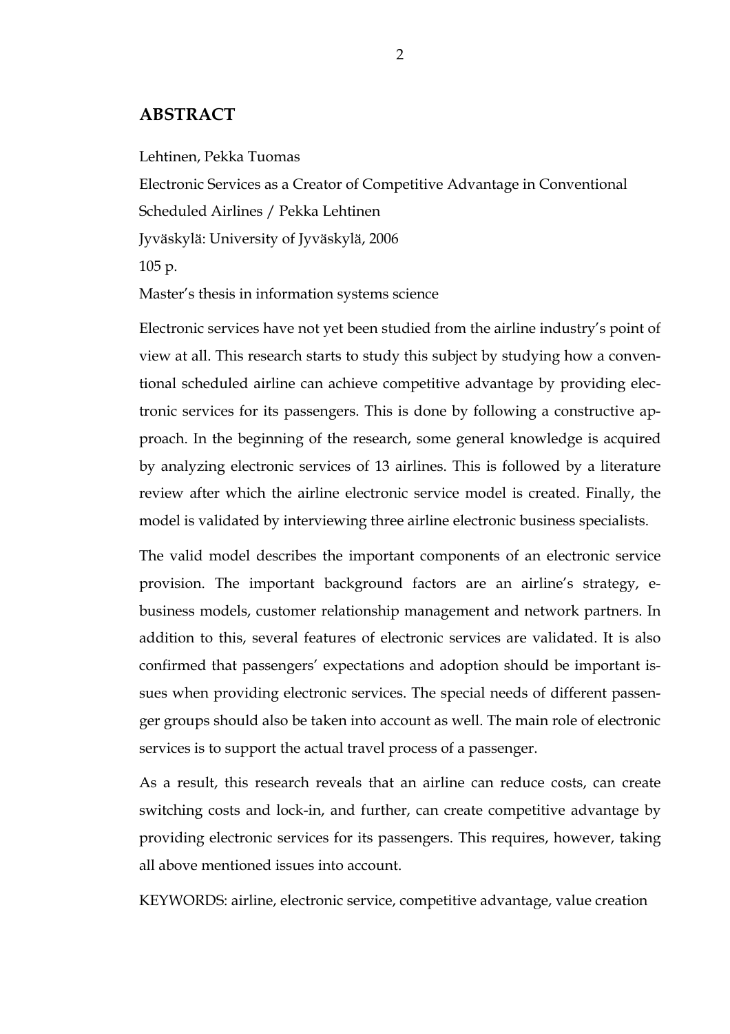## ABSTRACT

Lehtinen, Pekka Tuomas

Electronic Services as a Creator of Competitive Advantage in Conventional Scheduled Airlines / Pekka Lehtinen

Jyväskylä: University of Jyväskylä, 2006

105 p.

Master's thesis in information systems science

Electronic services have not yet been studied from the airline industry's point of view at all. This research starts to study this subject by studying how a conventional scheduled airline can achieve competitive advantage by providing electronic services for its passengers. This is done by following a constructive approach. In the beginning of the research, some general knowledge is acquired by analyzing electronic services of 13 airlines. This is followed by a literature review after which the airline electronic service model is created. Finally, the model is validated by interviewing three airline electronic business specialists.

The valid model describes the important components of an electronic service provision. The important background factors are an airline's strategy, e-business models, customer relationship management and network partners. In addition to this, several features of electronic services are validated. It is also confirmed that passengers' expectations and adoption should be important issues when providing electronic services. The special needs of different passenger groups should also be taken into account as well. The main role of electronic services is to support the actual travel process of a passenger.

As a result, this research reveals that an airline can reduce costs, can create switching costs and lock-in, and further, can create competitive advantage by providing electronic services for its passengers. This requires, however, taking all above mentioned issues into account.

KEYWORDS: airline, electronic service, competitive advantage, value creation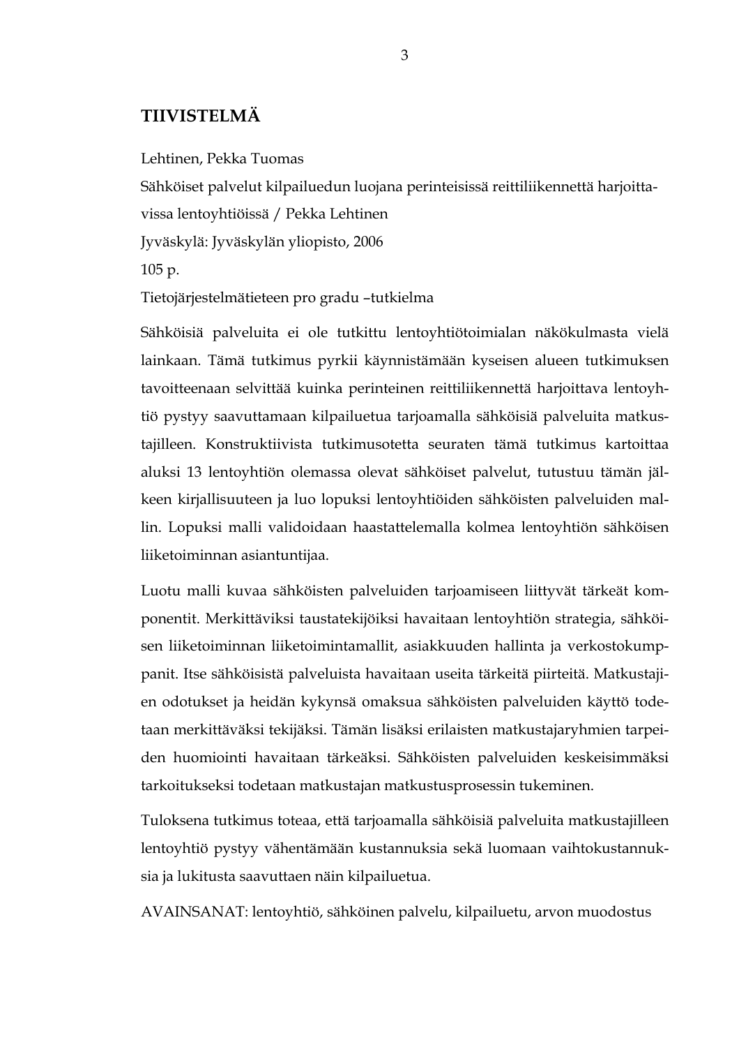# TIIVISTELMÄ

Lehtinen, Pekka Tuomas
Sähköiset palvelut kilpailuedun luojana perinteisissä reittiliikennettä harjoittavissa lentoyhtiöissä / Pekka Lehtinen
Jyväskylä: Jyväskylän yliopisto, 2006
105 p.
Tietojärjestelmätieteen pro gradu –tutkielma

Sähköisiä palveluita ei ole tutkittu lentoyhtiötoimialan näkökulmasta vielä lainkaan. Tämä tutkimus pyrkii käynnistämään kyseisen alueen tutkimuksen tavoitteenaan selvittää kuinka perinteinen reittiliikennettä harjoittava lentoyhtiö pystyy saavuttamaan kilpailuetua tarjoamalla sähköisiä palveluita matkustajilleen. Konstruktiivista tutkimusotetta seuraten tämä tutkimus kartoittaa aluksi 13 lentoyhtiön olemassa olevat sähköiset palvelut, tutustuu tämän jälkeen kirjallisuuteen ja luo lopuksi lentoyhtiöiden sähköisten palveluiden mallin. Lopuksi malli validoidaan haastattelemalla kolmea lentoyhtiön sähköisen liiketoiminnan asiantuntijaa.

Luotu malli kuvaa sähköisten palveluiden tarjoamiseen liittyvät tärkeät komponentit. Merkittäviksi taustatekijöiksi havaitaan lentoyhtiön strategia, sähköisen liiketoiminnan liiketoimintamallit, asiakkuuden hallinta ja verkostokumppanit. Itse sähköisistä palveluista havaitaan useita tärkeitä piirteitä. Matkustajien odotukset ja heidän kykynsä omaksua sähköisten palveluiden käyttö todetaan merkittäväksi tekijäksi. Tämän lisäksi erilaisten matkustajaryhmien tarpeiden huomiointi havaitaan tärkeäksi. Sähköisten palveluiden keskeisimmäksi tarkoitukseksi todetaan matkustajan matkustusprosessin tukeminen.

Tuloksena tutkimus toteaa, että tarjoamalla sähköisiä palveluita matkustajilleen lentoyhtiö pystyy vähentämään kustannuksia sekä luomaan vaihtokustannuksia ja lukitusta saavuttaen näin kilpailuetua.

AVAINSANAT: lentoyhtiö, sähköinen palvelu, kilpailuetu, arvon muodostus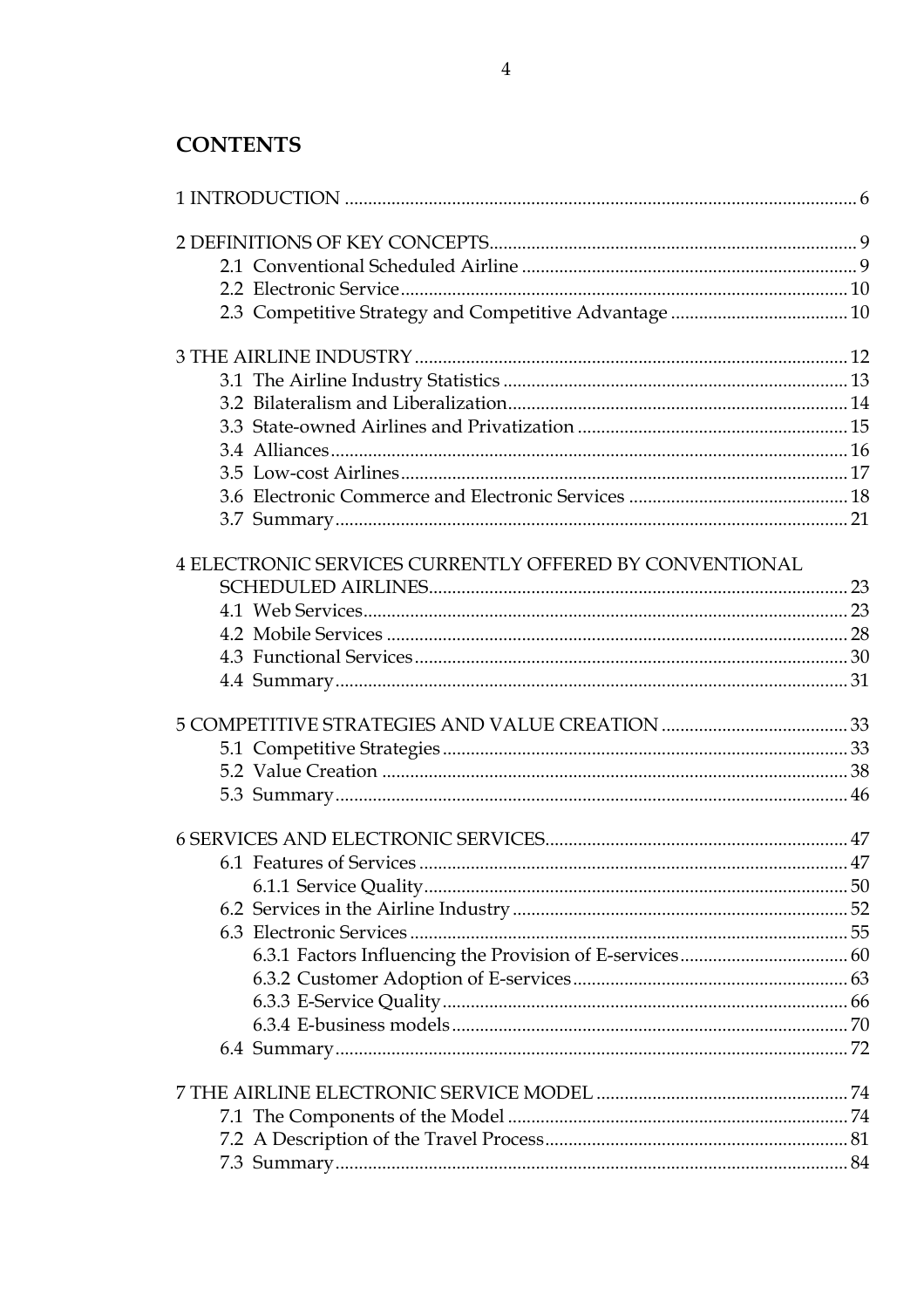## CONTENTS

1 INTRODUCTION ... 6

2 DEFINITIONS OF KEY CONCEPTS ... 9
- 2.1 Conventional Scheduled Airline ... 9
- 2.2 Electronic Service ... 10
- 2.3 Competitive Strategy and Competitive Advantage ... 10

3 THE AIRLINE INDUSTRY ... 12
- 3.1 The Airline Industry Statistics ... 13
- 3.2 Bilateralism and Liberalization ... 14
- 3.3 State-owned Airlines and Privatization ... 15
- 3.4 Alliances ... 16
- 3.5 Low-cost Airlines ... 17
- 3.6 Electronic Commerce and Electronic Services ... 18
- 3.7 Summary ... 21

4 ELECTRONIC SERVICES CURRENTLY OFFERED BY CONVENTIONAL SCHEDULED AIRLINES ... 23
- 4.1 Web Services ... 23
- 4.2 Mobile Services ... 28
- 4.3 Functional Services ... 30
- 4.4 Summary ... 31

5 COMPETITIVE STRATEGIES AND VALUE CREATION ... 33
- 5.1 Competitive Strategies ... 33
- 5.2 Value Creation ... 38
- 5.3 Summary ... 46

6 SERVICES AND ELECTRONIC SERVICES ... 47
- 6.1 Features of Services ... 47
  - 6.1.1 Service Quality ... 50
- 6.2 Services in the Airline Industry ... 52
- 6.3 Electronic Services ... 55
  - 6.3.1 Factors Influencing the Provision of E-services ... 60
  - 6.3.2 Customer Adoption of E-services ... 63
  - 6.3.3 E-Service Quality ... 66
  - 6.3.4 E-business models ... 70
- 6.4 Summary ... 72

7 THE AIRLINE ELECTRONIC SERVICE MODEL ... 74
- 7.1 The Components of the Model ... 74
- 7.2 A Description of the Travel Process ... 81
- 7.3 Summary ... 84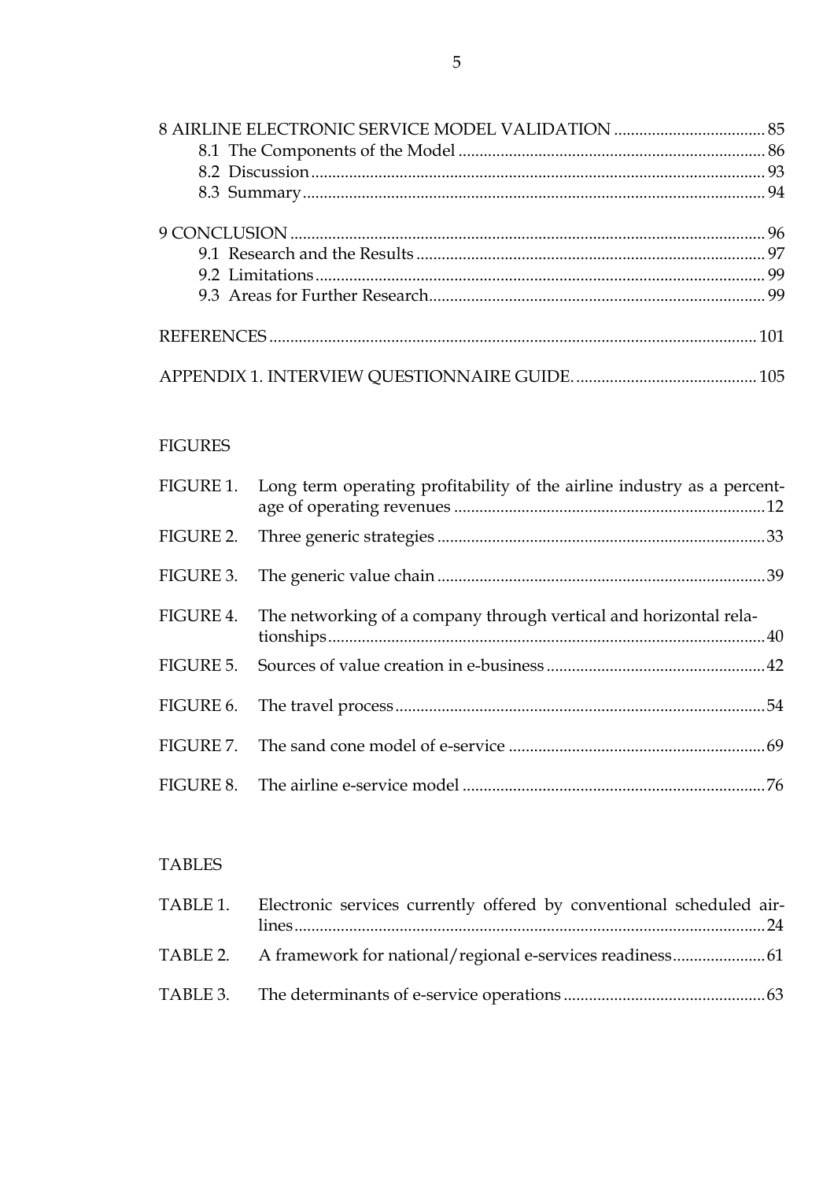8 AIRLINE ELECTRONIC SERVICE MODEL VALIDATION .................................... 85
- 8.1 The Components of the Model ........................................................................ 86
- 8.2 Discussion ........................................................................................................... 93
- 8.3 Summary ............................................................................................................. 94

9 CONCLUSION ............................................................................................................. 96
- 9.1 Research and the Results .................................................................................. 97
- 9.2 Limitations .......................................................................................................... 99
- 9.3 Areas for Further Research ............................................................................... 99

REFERENCES ................................................................................................................ 101

APPENDIX 1. INTERVIEW QUESTIONNAIRE GUIDE. ........................................... 105

FIGURES

| | |
|---|---|
| FIGURE 1. | Long term operating profitability of the airline industry as a percentage of operating revenues ......................................................................... 12 |
| FIGURE 2. | Three generic strategies ............................................................................ 33 |
| FIGURE 3. | The generic value chain ............................................................................ 39 |
| FIGURE 4. | The networking of a company through vertical and horizontal relationships ...................................................................................................... 40 |
| FIGURE 5. | Sources of value creation in e-business .................................................... 42 |
| FIGURE 6. | The travel process ....................................................................................... 54 |
| FIGURE 7. | The sand cone model of e-service ............................................................. 69 |
| FIGURE 8. | The airline e-service model ....................................................................... 76 |

TABLES

| | |
|---|---|
| TABLE 1. | Electronic services currently offered by conventional scheduled airlines ............................................................................................................... 24 |
| TABLE 2. | A framework for national/regional e-services readiness ...................... 61 |
| TABLE 3. | The determinants of e-service operations ................................................ 63 |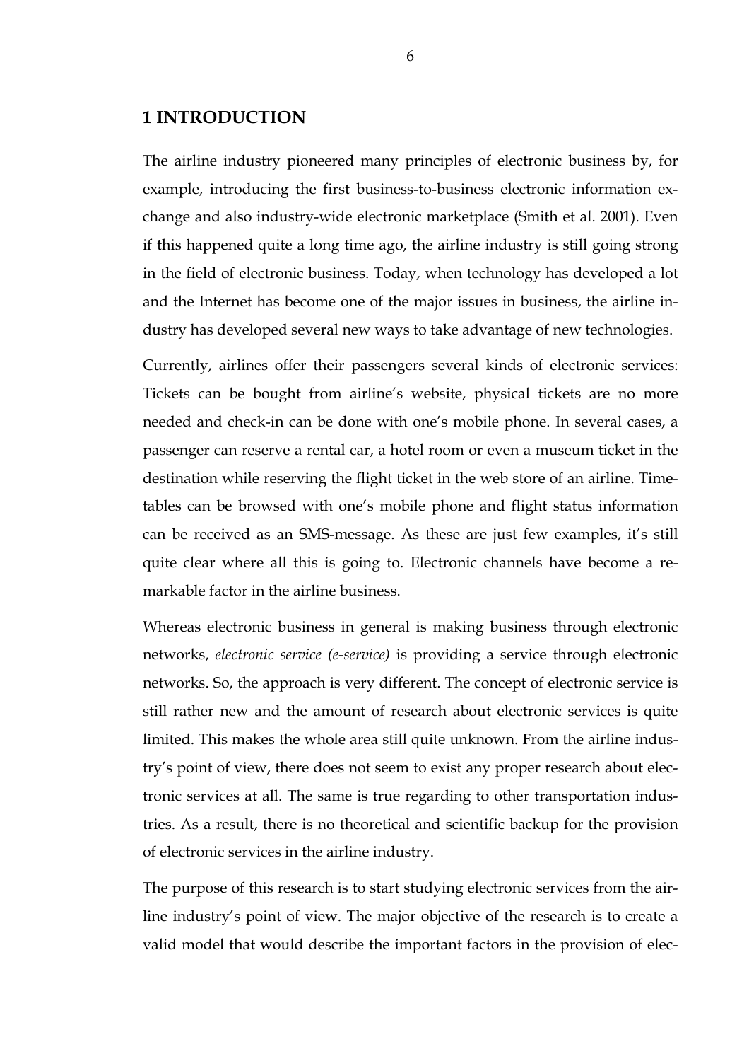# 1 INTRODUCTION

The airline industry pioneered many principles of electronic business by, for example, introducing the first business-to-business electronic information exchange and also industry-wide electronic marketplace (Smith et al. 2001). Even if this happened quite a long time ago, the airline industry is still going strong in the field of electronic business. Today, when technology has developed a lot and the Internet has become one of the major issues in business, the airline industry has developed several new ways to take advantage of new technologies.

Currently, airlines offer their passengers several kinds of electronic services: Tickets can be bought from airline's website, physical tickets are no more needed and check-in can be done with one's mobile phone. In several cases, a passenger can reserve a rental car, a hotel room or even a museum ticket in the destination while reserving the flight ticket in the web store of an airline. Timetables can be browsed with one's mobile phone and flight status information can be received as an SMS-message. As these are just few examples, it's still quite clear where all this is going to. Electronic channels have become a remarkable factor in the airline business.

Whereas electronic business in general is making business through electronic networks, *electronic service (e-service)* is providing a service through electronic networks. So, the approach is very different. The concept of electronic service is still rather new and the amount of research about electronic services is quite limited. This makes the whole area still quite unknown. From the airline industry's point of view, there does not seem to exist any proper research about electronic services at all. The same is true regarding to other transportation industries. As a result, there is no theoretical and scientific backup for the provision of electronic services in the airline industry.

The purpose of this research is to start studying electronic services from the airline industry's point of view. The major objective of the research is to create a valid model that would describe the important factors in the provision of elec-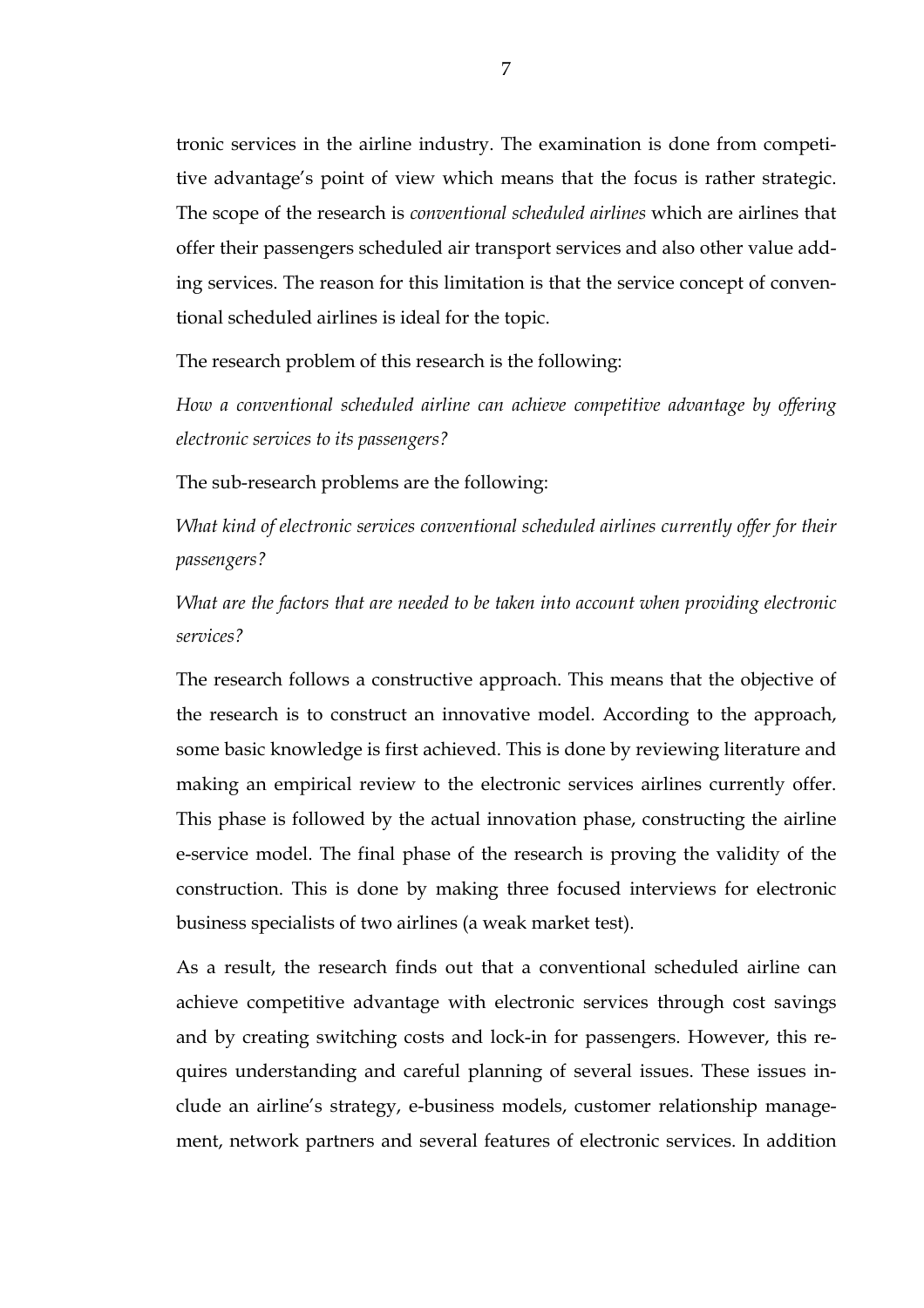tronic services in the airline industry. The examination is done from competitive advantage's point of view which means that the focus is rather strategic. The scope of the research is *conventional scheduled airlines* which are airlines that offer their passengers scheduled air transport services and also other value adding services. The reason for this limitation is that the service concept of conventional scheduled airlines is ideal for the topic.

The research problem of this research is the following:

*How a conventional scheduled airline can achieve competitive advantage by offering electronic services to its passengers?*

The sub-research problems are the following:

*What kind of electronic services conventional scheduled airlines currently offer for their passengers?*

*What are the factors that are needed to be taken into account when providing electronic services?*

The research follows a constructive approach. This means that the objective of the research is to construct an innovative model. According to the approach, some basic knowledge is first achieved. This is done by reviewing literature and making an empirical review to the electronic services airlines currently offer. This phase is followed by the actual innovation phase, constructing the airline e-service model. The final phase of the research is proving the validity of the construction. This is done by making three focused interviews for electronic business specialists of two airlines (a weak market test).

As a result, the research finds out that a conventional scheduled airline can achieve competitive advantage with electronic services through cost savings and by creating switching costs and lock-in for passengers. However, this requires understanding and careful planning of several issues. These issues include an airline's strategy, e-business models, customer relationship management, network partners and several features of electronic services. In addition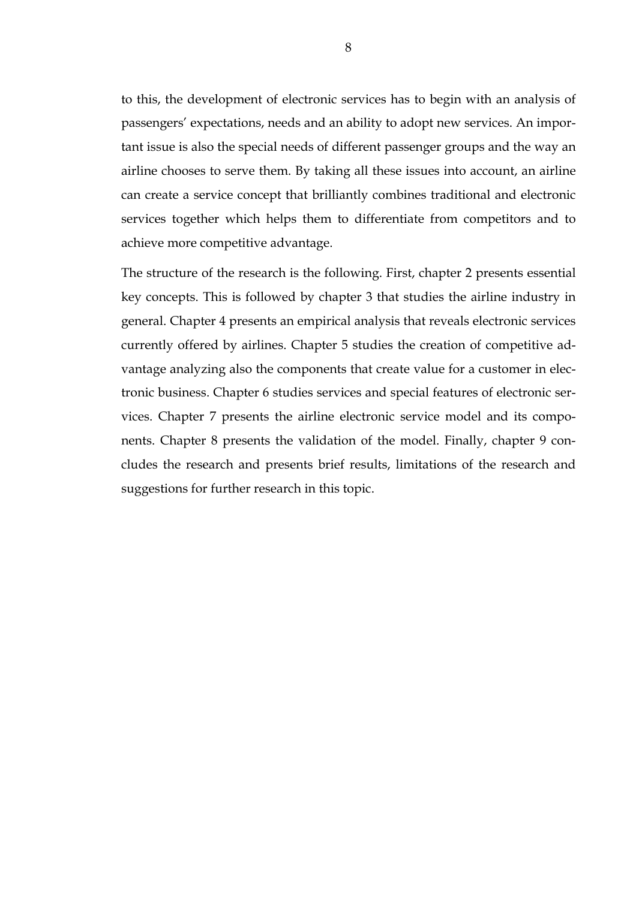to this, the development of electronic services has to begin with an analysis of passengers' expectations, needs and an ability to adopt new services. An important issue is also the special needs of different passenger groups and the way an airline chooses to serve them. By taking all these issues into account, an airline can create a service concept that brilliantly combines traditional and electronic services together which helps them to differentiate from competitors and to achieve more competitive advantage.

The structure of the research is the following. First, chapter 2 presents essential key concepts. This is followed by chapter 3 that studies the airline industry in general. Chapter 4 presents an empirical analysis that reveals electronic services currently offered by airlines. Chapter 5 studies the creation of competitive advantage analyzing also the components that create value for a customer in electronic business. Chapter 6 studies services and special features of electronic services. Chapter 7 presents the airline electronic service model and its components. Chapter 8 presents the validation of the model. Finally, chapter 9 concludes the research and presents brief results, limitations of the research and suggestions for further research in this topic.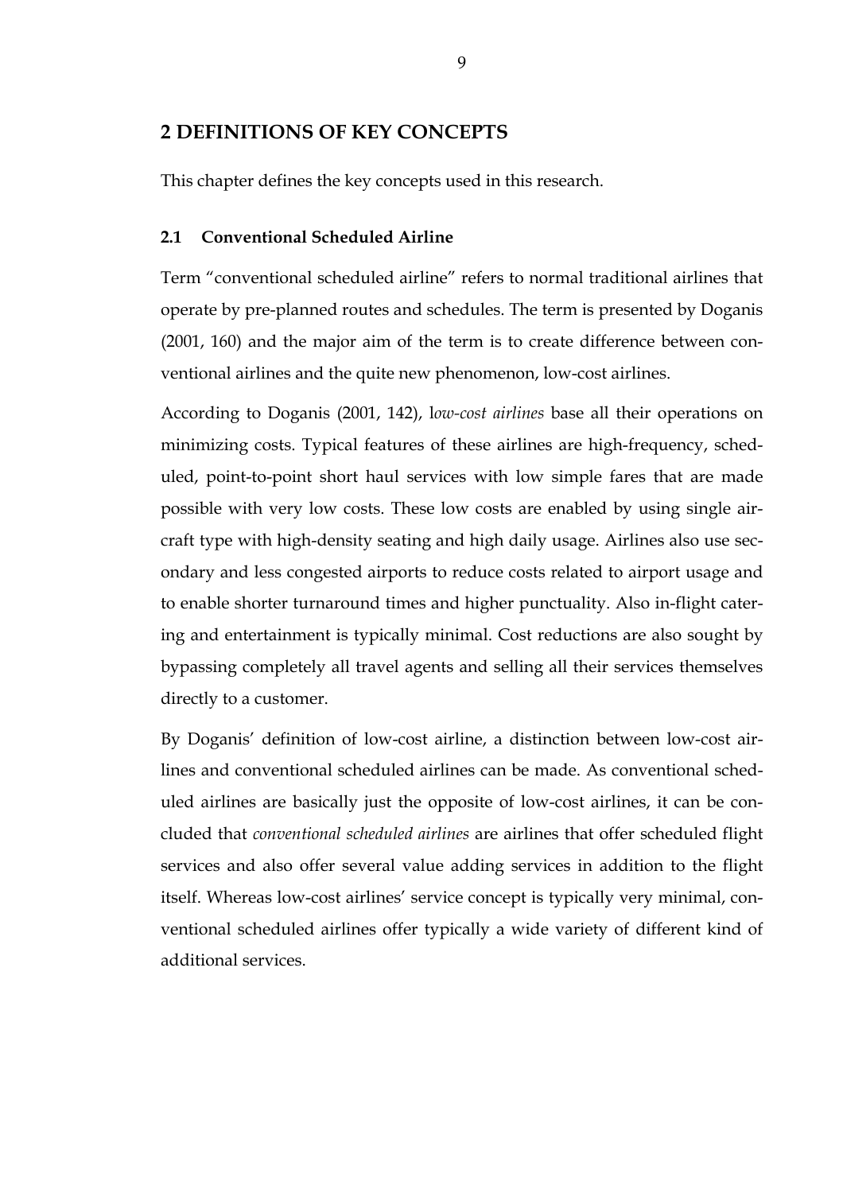# 2 DEFINITIONS OF KEY CONCEPTS

This chapter defines the key concepts used in this research.

## 2.1 Conventional Scheduled Airline

Term "conventional scheduled airline" refers to normal traditional airlines that operate by pre-planned routes and schedules. The term is presented by Doganis (2001, 160) and the major aim of the term is to create difference between conventional airlines and the quite new phenomenon, low-cost airlines.

According to Doganis (2001, 142), l*ow-cost airlines* base all their operations on minimizing costs. Typical features of these airlines are high-frequency, scheduled, point-to-point short haul services with low simple fares that are made possible with very low costs. These low costs are enabled by using single aircraft type with high-density seating and high daily usage. Airlines also use secondary and less congested airports to reduce costs related to airport usage and to enable shorter turnaround times and higher punctuality. Also in-flight catering and entertainment is typically minimal. Cost reductions are also sought by bypassing completely all travel agents and selling all their services themselves directly to a customer.

By Doganis' definition of low-cost airline, a distinction between low-cost airlines and conventional scheduled airlines can be made. As conventional scheduled airlines are basically just the opposite of low-cost airlines, it can be concluded that *conventional scheduled airlines* are airlines that offer scheduled flight services and also offer several value adding services in addition to the flight itself. Whereas low-cost airlines' service concept is typically very minimal, conventional scheduled airlines offer typically a wide variety of different kind of additional services.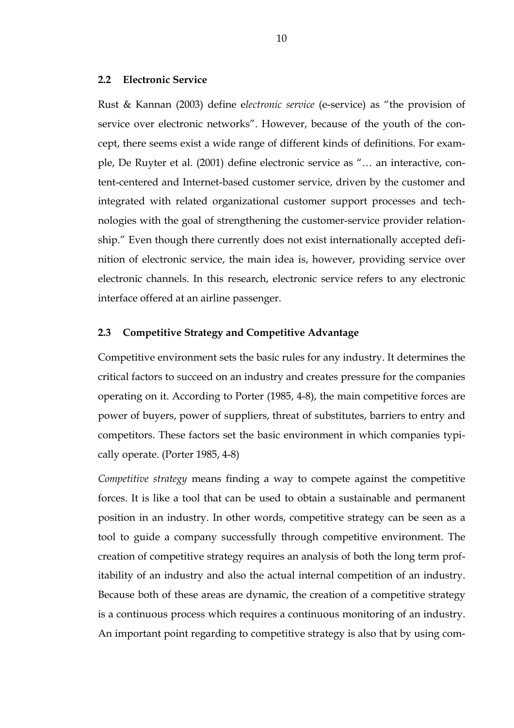## 2.2 Electronic Service

Rust & Kannan (2003) define e*lectronic service* (e-service) as "the provision of service over electronic networks". However, because of the youth of the concept, there seems exist a wide range of different kinds of definitions. For example, De Ruyter et al. (2001) define electronic service as "… an interactive, content-centered and Internet-based customer service, driven by the customer and integrated with related organizational customer support processes and technologies with the goal of strengthening the customer-service provider relationship." Even though there currently does not exist internationally accepted definition of electronic service, the main idea is, however, providing service over electronic channels. In this research, electronic service refers to any electronic interface offered at an airline passenger.

## 2.3 Competitive Strategy and Competitive Advantage

Competitive environment sets the basic rules for any industry. It determines the critical factors to succeed on an industry and creates pressure for the companies operating on it. According to Porter (1985, 4-8), the main competitive forces are power of buyers, power of suppliers, threat of substitutes, barriers to entry and competitors. These factors set the basic environment in which companies typically operate. (Porter 1985, 4-8)

*Competitive strategy* means finding a way to compete against the competitive forces. It is like a tool that can be used to obtain a sustainable and permanent position in an industry. In other words, competitive strategy can be seen as a tool to guide a company successfully through competitive environment. The creation of competitive strategy requires an analysis of both the long term profitability of an industry and also the actual internal competition of an industry. Because both of these areas are dynamic, the creation of a competitive strategy is a continuous process which requires a continuous monitoring of an industry. An important point regarding to competitive strategy is also that by using com-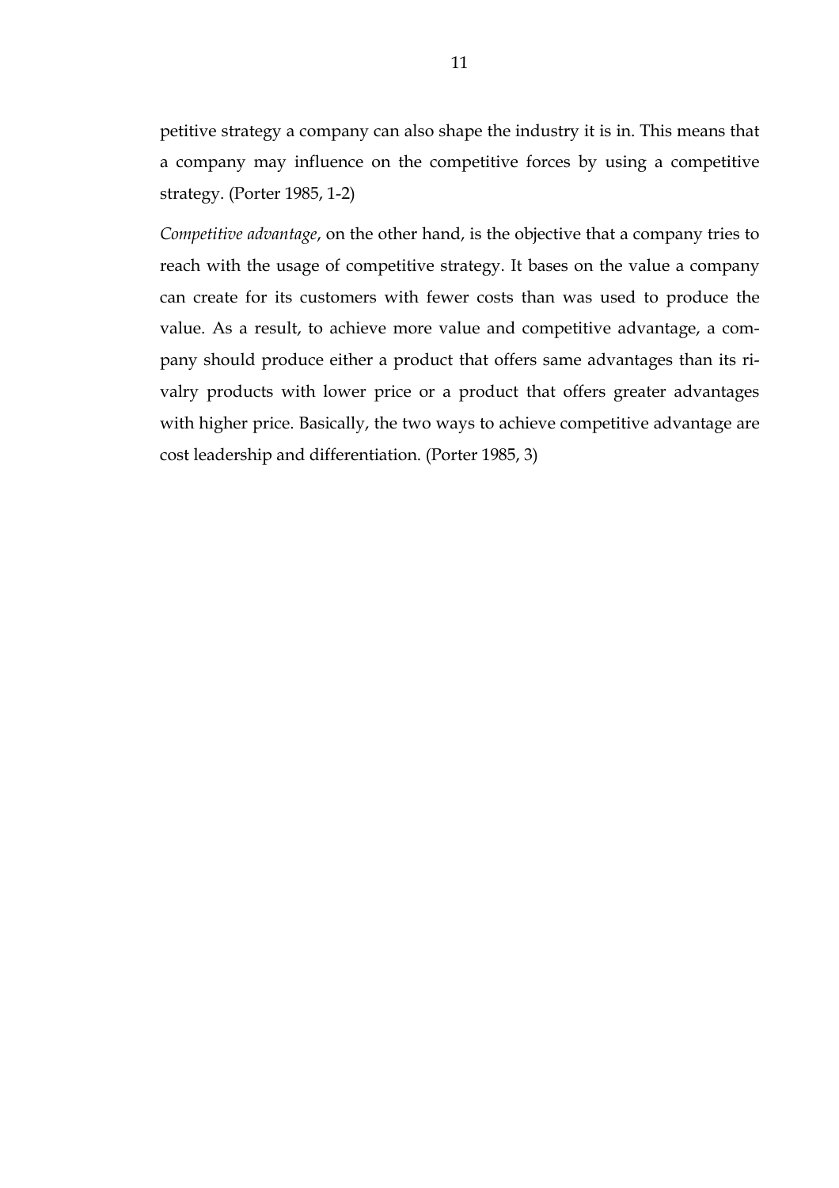petitive strategy a company can also shape the industry it is in. This means that a company may influence on the competitive forces by using a competitive strategy. (Porter 1985, 1-2)

*Competitive advantage*, on the other hand, is the objective that a company tries to reach with the usage of competitive strategy. It bases on the value a company can create for its customers with fewer costs than was used to produce the value. As a result, to achieve more value and competitive advantage, a company should produce either a product that offers same advantages than its rivalry products with lower price or a product that offers greater advantages with higher price. Basically, the two ways to achieve competitive advantage are cost leadership and differentiation. (Porter 1985, 3)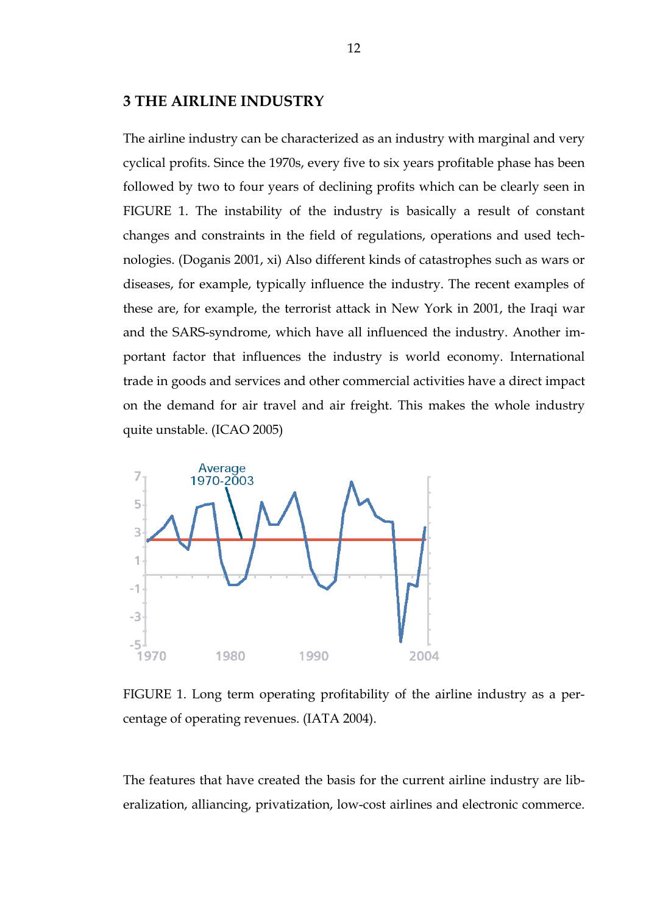# 3 THE AIRLINE INDUSTRY

The airline industry can be characterized as an industry with marginal and very cyclical profits. Since the 1970s, every five to six years profitable phase has been followed by two to four years of declining profits which can be clearly seen in FIGURE 1. The instability of the industry is basically a result of constant changes and constraints in the field of regulations, operations and used technologies. (Doganis 2001, xi) Also different kinds of catastrophes such as wars or diseases, for example, typically influence the industry. The recent examples of these are, for example, the terrorist attack in New York in 2001, the Iraqi war and the SARS-syndrome, which have all influenced the industry. Another important factor that influences the industry is world economy. International trade in goods and services and other commercial activities have a direct impact on the demand for air travel and air freight. This makes the whole industry quite unstable. (ICAO 2005)

FIGURE 1. Long term operating profitability of the airline industry as a percentage of operating revenues. (IATA 2004).

The features that have created the basis for the current airline industry are liberalization, alliancing, privatization, low-cost airlines and electronic commerce.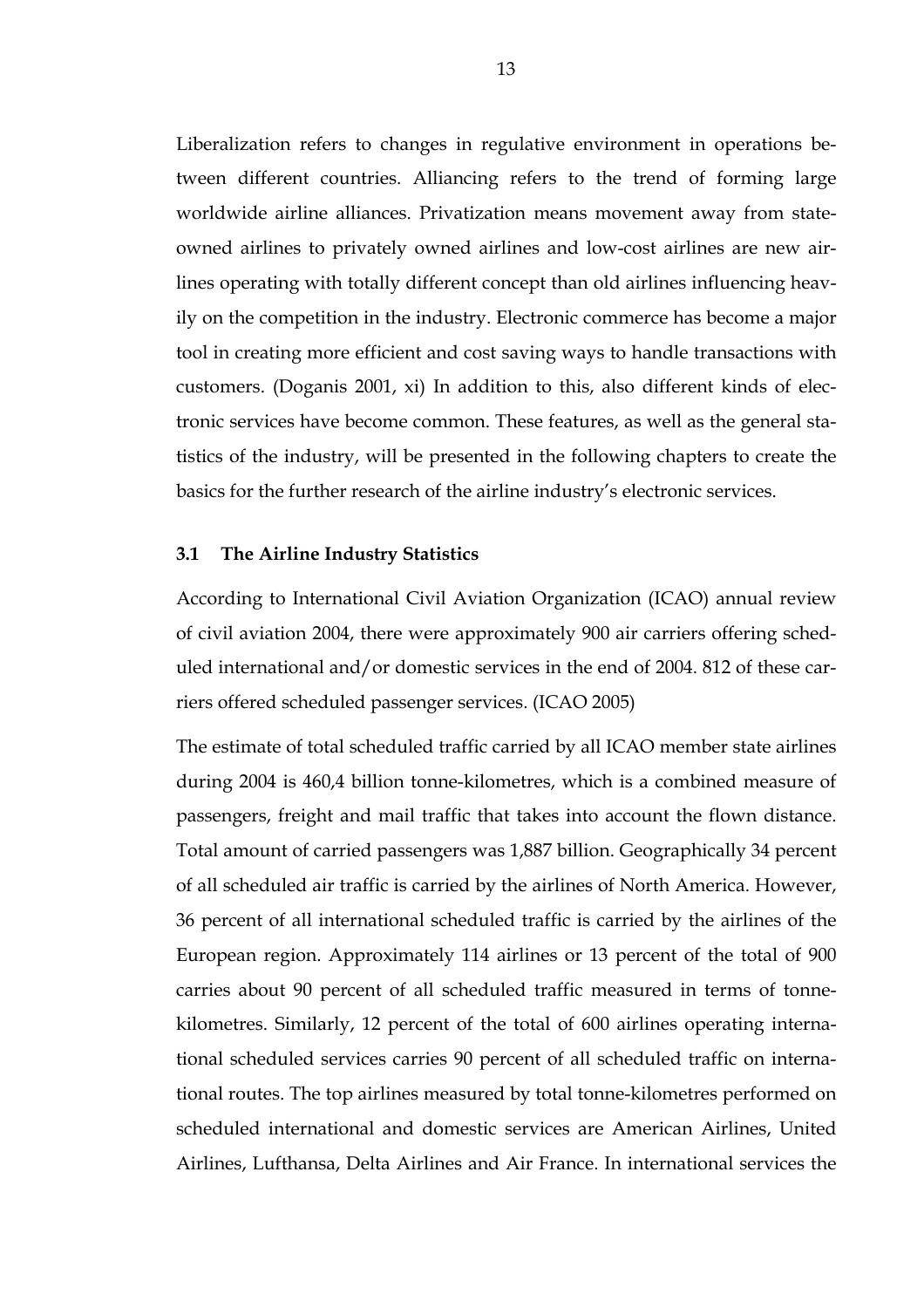Liberalization refers to changes in regulative environment in operations between different countries. Alliancing refers to the trend of forming large worldwide airline alliances. Privatization means movement away from state-owned airlines to privately owned airlines and low-cost airlines are new airlines operating with totally different concept than old airlines influencing heavily on the competition in the industry. Electronic commerce has become a major tool in creating more efficient and cost saving ways to handle transactions with customers. (Doganis 2001, xi) In addition to this, also different kinds of electronic services have become common. These features, as well as the general statistics of the industry, will be presented in the following chapters to create the basics for the further research of the airline industry's electronic services.

### 3.1 The Airline Industry Statistics

According to International Civil Aviation Organization (ICAO) annual review of civil aviation 2004, there were approximately 900 air carriers offering scheduled international and/or domestic services in the end of 2004. 812 of these carriers offered scheduled passenger services. (ICAO 2005)

The estimate of total scheduled traffic carried by all ICAO member state airlines during 2004 is 460,4 billion tonne-kilometres, which is a combined measure of passengers, freight and mail traffic that takes into account the flown distance. Total amount of carried passengers was 1,887 billion. Geographically 34 percent of all scheduled air traffic is carried by the airlines of North America. However, 36 percent of all international scheduled traffic is carried by the airlines of the European region. Approximately 114 airlines or 13 percent of the total of 900 carries about 90 percent of all scheduled traffic measured in terms of tonne-kilometres. Similarly, 12 percent of the total of 600 airlines operating international scheduled services carries 90 percent of all scheduled traffic on international routes. The top airlines measured by total tonne-kilometres performed on scheduled international and domestic services are American Airlines, United Airlines, Lufthansa, Delta Airlines and Air France. In international services the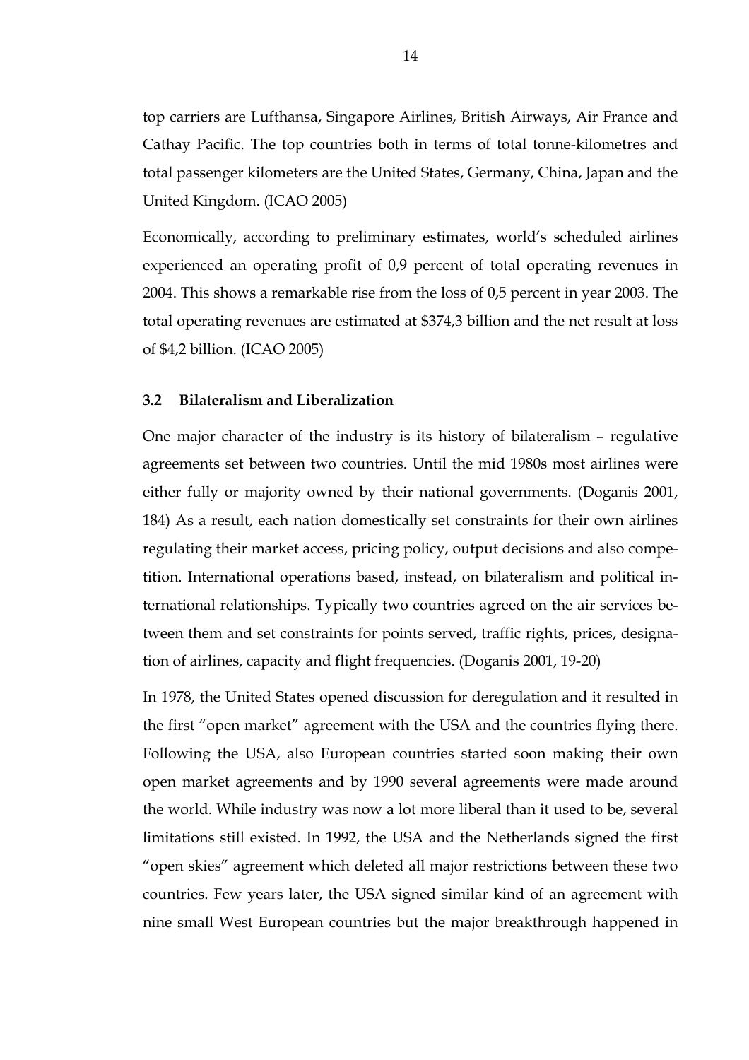top carriers are Lufthansa, Singapore Airlines, British Airways, Air France and Cathay Pacific. The top countries both in terms of total tonne-kilometres and total passenger kilometers are the United States, Germany, China, Japan and the United Kingdom. (ICAO 2005)

Economically, according to preliminary estimates, world's scheduled airlines experienced an operating profit of 0,9 percent of total operating revenues in 2004. This shows a remarkable rise from the loss of 0,5 percent in year 2003. The total operating revenues are estimated at $374,3 billion and the net result at loss of $4,2 billion. (ICAO 2005)

### 3.2 Bilateralism and Liberalization

One major character of the industry is its history of bilateralism – regulative agreements set between two countries. Until the mid 1980s most airlines were either fully or majority owned by their national governments. (Doganis 2001, 184) As a result, each nation domestically set constraints for their own airlines regulating their market access, pricing policy, output decisions and also competition. International operations based, instead, on bilateralism and political international relationships. Typically two countries agreed on the air services between them and set constraints for points served, traffic rights, prices, designation of airlines, capacity and flight frequencies. (Doganis 2001, 19-20)

In 1978, the United States opened discussion for deregulation and it resulted in the first "open market" agreement with the USA and the countries flying there. Following the USA, also European countries started soon making their own open market agreements and by 1990 several agreements were made around the world. While industry was now a lot more liberal than it used to be, several limitations still existed. In 1992, the USA and the Netherlands signed the first "open skies" agreement which deleted all major restrictions between these two countries. Few years later, the USA signed similar kind of an agreement with nine small West European countries but the major breakthrough happened in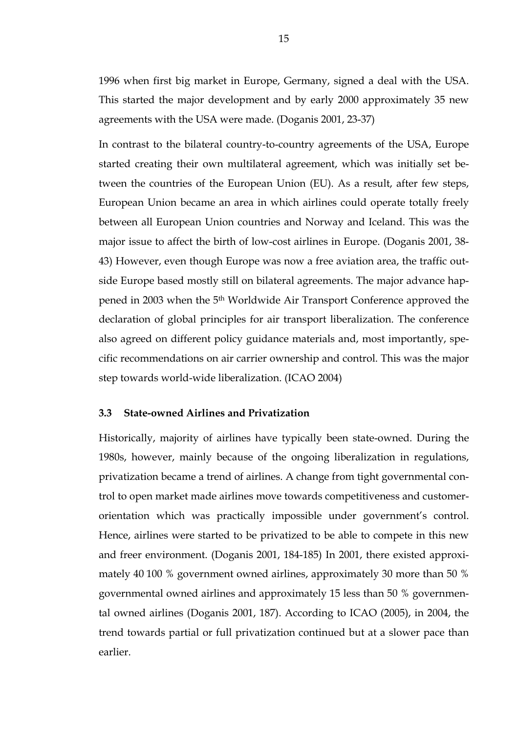1996 when first big market in Europe, Germany, signed a deal with the USA. This started the major development and by early 2000 approximately 35 new agreements with the USA were made. (Doganis 2001, 23-37)

In contrast to the bilateral country-to-country agreements of the USA, Europe started creating their own multilateral agreement, which was initially set between the countries of the European Union (EU). As a result, after few steps, European Union became an area in which airlines could operate totally freely between all European Union countries and Norway and Iceland. This was the major issue to affect the birth of low-cost airlines in Europe. (Doganis 2001, 38-43) However, even though Europe was now a free aviation area, the traffic outside Europe based mostly still on bilateral agreements. The major advance happened in 2003 when the 5th Worldwide Air Transport Conference approved the declaration of global principles for air transport liberalization. The conference also agreed on different policy guidance materials and, most importantly, specific recommendations on air carrier ownership and control. This was the major step towards world-wide liberalization. (ICAO 2004)

### 3.3 State-owned Airlines and Privatization

Historically, majority of airlines have typically been state-owned. During the 1980s, however, mainly because of the ongoing liberalization in regulations, privatization became a trend of airlines. A change from tight governmental control to open market made airlines move towards competitiveness and customer-orientation which was practically impossible under government's control. Hence, airlines were started to be privatized to be able to compete in this new and freer environment. (Doganis 2001, 184-185) In 2001, there existed approximately 40 100 % government owned airlines, approximately 30 more than 50 % governmental owned airlines and approximately 15 less than 50 % governmental owned airlines (Doganis 2001, 187). According to ICAO (2005), in 2004, the trend towards partial or full privatization continued but at a slower pace than earlier.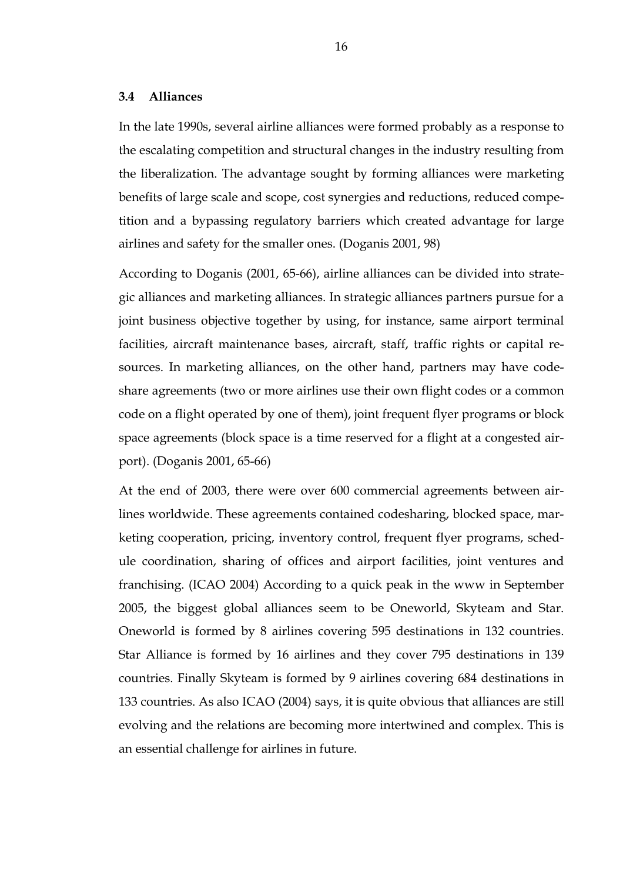### 3.4 Alliances

In the late 1990s, several airline alliances were formed probably as a response to the escalating competition and structural changes in the industry resulting from the liberalization. The advantage sought by forming alliances were marketing benefits of large scale and scope, cost synergies and reductions, reduced competition and a bypassing regulatory barriers which created advantage for large airlines and safety for the smaller ones. (Doganis 2001, 98)

According to Doganis (2001, 65-66), airline alliances can be divided into strategic alliances and marketing alliances. In strategic alliances partners pursue for a joint business objective together by using, for instance, same airport terminal facilities, aircraft maintenance bases, aircraft, staff, traffic rights or capital resources. In marketing alliances, on the other hand, partners may have codeshare agreements (two or more airlines use their own flight codes or a common code on a flight operated by one of them), joint frequent flyer programs or block space agreements (block space is a time reserved for a flight at a congested airport). (Doganis 2001, 65-66)

At the end of 2003, there were over 600 commercial agreements between airlines worldwide. These agreements contained codesharing, blocked space, marketing cooperation, pricing, inventory control, frequent flyer programs, schedule coordination, sharing of offices and airport facilities, joint ventures and franchising. (ICAO 2004) According to a quick peak in the www in September 2005, the biggest global alliances seem to be Oneworld, Skyteam and Star. Oneworld is formed by 8 airlines covering 595 destinations in 132 countries. Star Alliance is formed by 16 airlines and they cover 795 destinations in 139 countries. Finally Skyteam is formed by 9 airlines covering 684 destinations in 133 countries. As also ICAO (2004) says, it is quite obvious that alliances are still evolving and the relations are becoming more intertwined and complex. This is an essential challenge for airlines in future.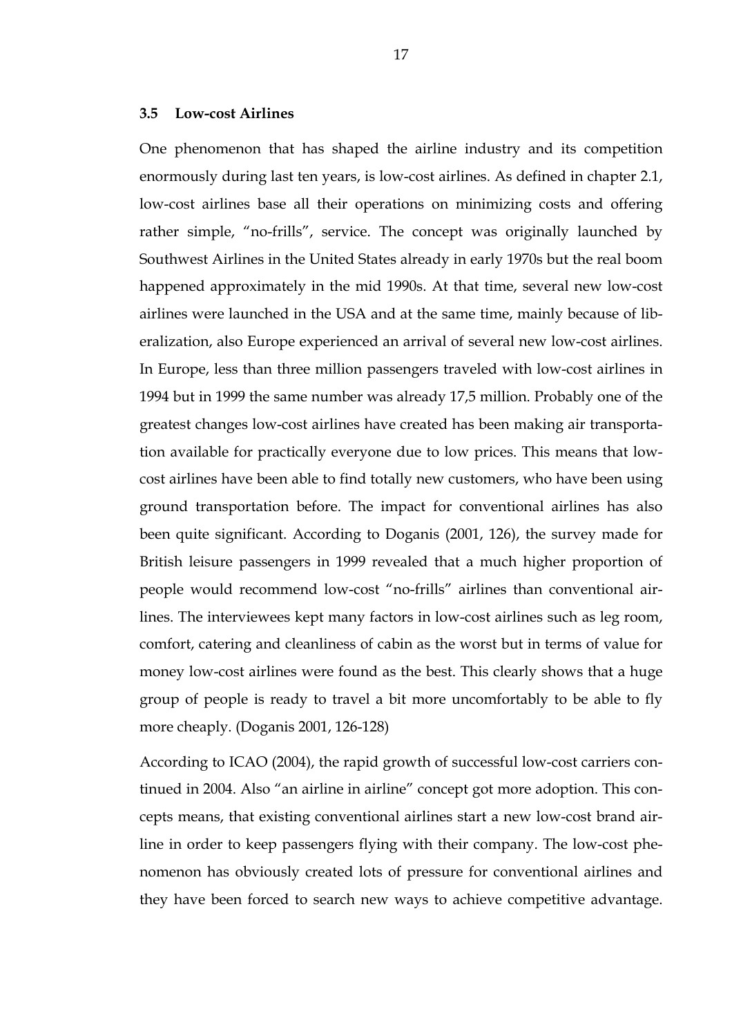### 3.5 Low-cost Airlines

One phenomenon that has shaped the airline industry and its competition enormously during last ten years, is low-cost airlines. As defined in chapter 2.1, low-cost airlines base all their operations on minimizing costs and offering rather simple, "no-frills", service. The concept was originally launched by Southwest Airlines in the United States already in early 1970s but the real boom happened approximately in the mid 1990s. At that time, several new low-cost airlines were launched in the USA and at the same time, mainly because of liberalization, also Europe experienced an arrival of several new low-cost airlines. In Europe, less than three million passengers traveled with low-cost airlines in 1994 but in 1999 the same number was already 17,5 million. Probably one of the greatest changes low-cost airlines have created has been making air transportation available for practically everyone due to low prices. This means that low-cost airlines have been able to find totally new customers, who have been using ground transportation before. The impact for conventional airlines has also been quite significant. According to Doganis (2001, 126), the survey made for British leisure passengers in 1999 revealed that a much higher proportion of people would recommend low-cost "no-frills" airlines than conventional airlines. The interviewees kept many factors in low-cost airlines such as leg room, comfort, catering and cleanliness of cabin as the worst but in terms of value for money low-cost airlines were found as the best. This clearly shows that a huge group of people is ready to travel a bit more uncomfortably to be able to fly more cheaply. (Doganis 2001, 126-128)

According to ICAO (2004), the rapid growth of successful low-cost carriers continued in 2004. Also "an airline in airline" concept got more adoption. This concepts means, that existing conventional airlines start a new low-cost brand airline in order to keep passengers flying with their company. The low-cost phenomenon has obviously created lots of pressure for conventional airlines and they have been forced to search new ways to achieve competitive advantage.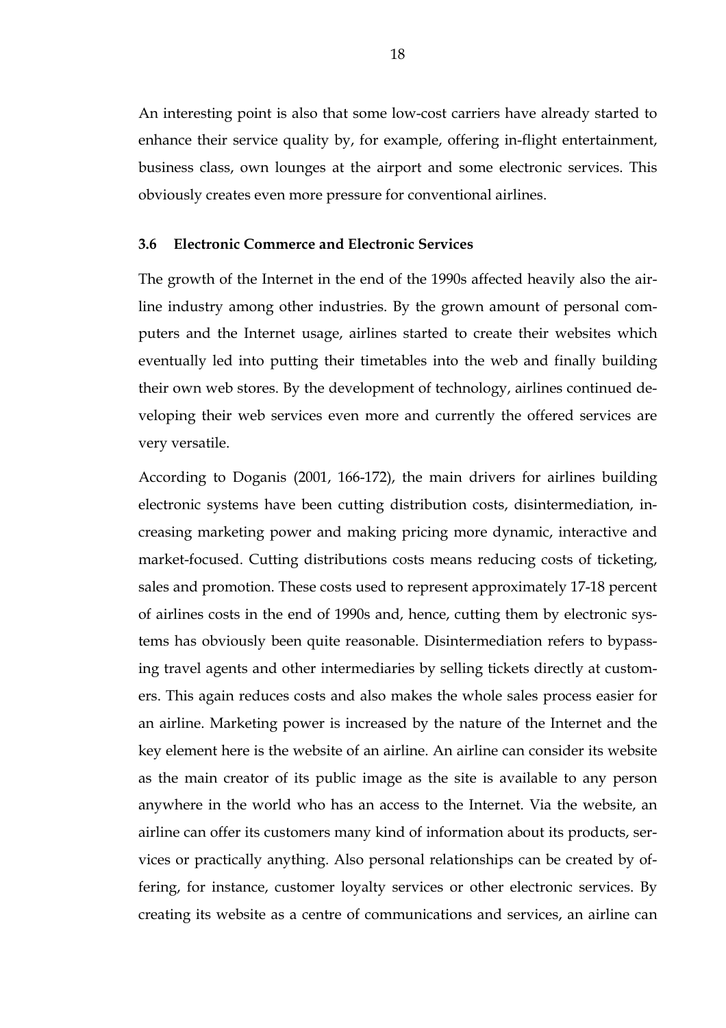An interesting point is also that some low-cost carriers have already started to enhance their service quality by, for example, offering in-flight entertainment, business class, own lounges at the airport and some electronic services. This obviously creates even more pressure for conventional airlines.

### 3.6 Electronic Commerce and Electronic Services

The growth of the Internet in the end of the 1990s affected heavily also the airline industry among other industries. By the grown amount of personal computers and the Internet usage, airlines started to create their websites which eventually led into putting their timetables into the web and finally building their own web stores. By the development of technology, airlines continued developing their web services even more and currently the offered services are very versatile.

According to Doganis (2001, 166-172), the main drivers for airlines building electronic systems have been cutting distribution costs, disintermediation, increasing marketing power and making pricing more dynamic, interactive and market-focused. Cutting distributions costs means reducing costs of ticketing, sales and promotion. These costs used to represent approximately 17-18 percent of airlines costs in the end of 1990s and, hence, cutting them by electronic systems has obviously been quite reasonable. Disintermediation refers to bypassing travel agents and other intermediaries by selling tickets directly at customers. This again reduces costs and also makes the whole sales process easier for an airline. Marketing power is increased by the nature of the Internet and the key element here is the website of an airline. An airline can consider its website as the main creator of its public image as the site is available to any person anywhere in the world who has an access to the Internet. Via the website, an airline can offer its customers many kind of information about its products, services or practically anything. Also personal relationships can be created by offering, for instance, customer loyalty services or other electronic services. By creating its website as a centre of communications and services, an airline can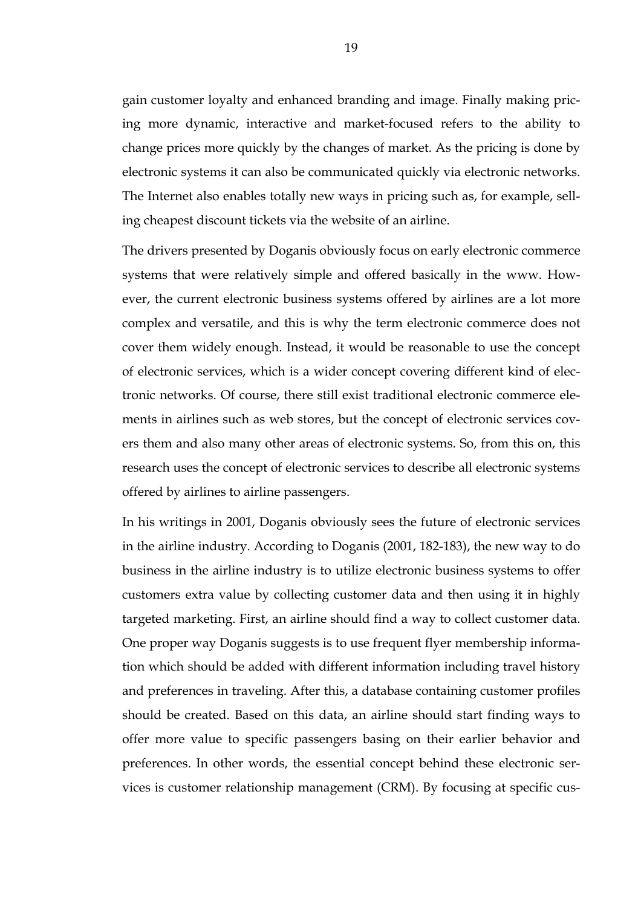gain customer loyalty and enhanced branding and image. Finally making pricing more dynamic, interactive and market-focused refers to the ability to change prices more quickly by the changes of market. As the pricing is done by electronic systems it can also be communicated quickly via electronic networks. The Internet also enables totally new ways in pricing such as, for example, selling cheapest discount tickets via the website of an airline.

The drivers presented by Doganis obviously focus on early electronic commerce systems that were relatively simple and offered basically in the www. However, the current electronic business systems offered by airlines are a lot more complex and versatile, and this is why the term electronic commerce does not cover them widely enough. Instead, it would be reasonable to use the concept of electronic services, which is a wider concept covering different kind of electronic networks. Of course, there still exist traditional electronic commerce elements in airlines such as web stores, but the concept of electronic services covers them and also many other areas of electronic systems. So, from this on, this research uses the concept of electronic services to describe all electronic systems offered by airlines to airline passengers.

In his writings in 2001, Doganis obviously sees the future of electronic services in the airline industry. According to Doganis (2001, 182-183), the new way to do business in the airline industry is to utilize electronic business systems to offer customers extra value by collecting customer data and then using it in highly targeted marketing. First, an airline should find a way to collect customer data. One proper way Doganis suggests is to use frequent flyer membership information which should be added with different information including travel history and preferences in traveling. After this, a database containing customer profiles should be created. Based on this data, an airline should start finding ways to offer more value to specific passengers basing on their earlier behavior and preferences. In other words, the essential concept behind these electronic services is customer relationship management (CRM). By focusing at specific cus-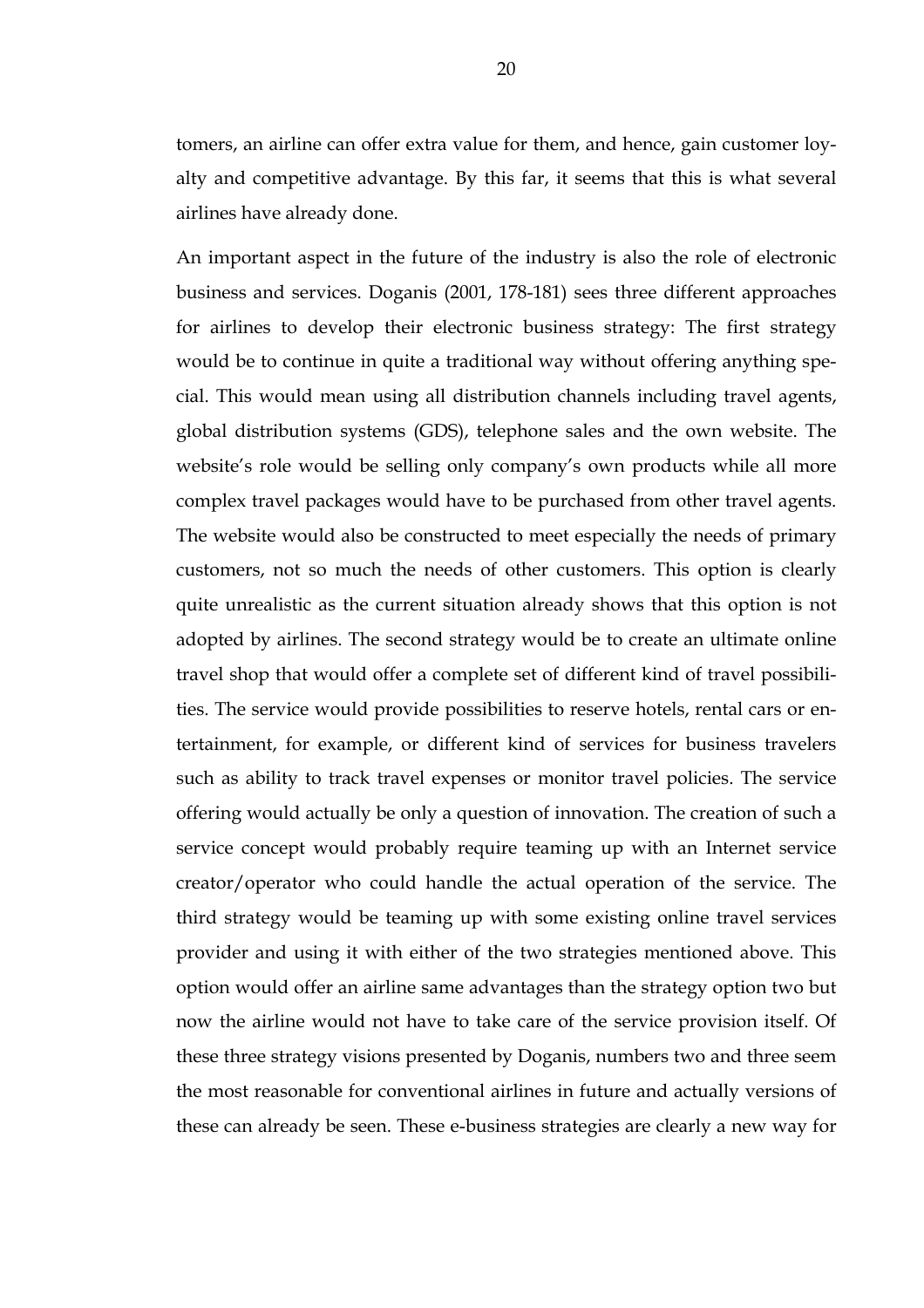tomers, an airline can offer extra value for them, and hence, gain customer loyalty and competitive advantage. By this far, it seems that this is what several airlines have already done.

An important aspect in the future of the industry is also the role of electronic business and services. Doganis (2001, 178-181) sees three different approaches for airlines to develop their electronic business strategy: The first strategy would be to continue in quite a traditional way without offering anything special. This would mean using all distribution channels including travel agents, global distribution systems (GDS), telephone sales and the own website. The website's role would be selling only company's own products while all more complex travel packages would have to be purchased from other travel agents. The website would also be constructed to meet especially the needs of primary customers, not so much the needs of other customers. This option is clearly quite unrealistic as the current situation already shows that this option is not adopted by airlines. The second strategy would be to create an ultimate online travel shop that would offer a complete set of different kind of travel possibilities. The service would provide possibilities to reserve hotels, rental cars or entertainment, for example, or different kind of services for business travelers such as ability to track travel expenses or monitor travel policies. The service offering would actually be only a question of innovation. The creation of such a service concept would probably require teaming up with an Internet service creator/operator who could handle the actual operation of the service. The third strategy would be teaming up with some existing online travel services provider and using it with either of the two strategies mentioned above. This option would offer an airline same advantages than the strategy option two but now the airline would not have to take care of the service provision itself. Of these three strategy visions presented by Doganis, numbers two and three seem the most reasonable for conventional airlines in future and actually versions of these can already be seen. These e-business strategies are clearly a new way for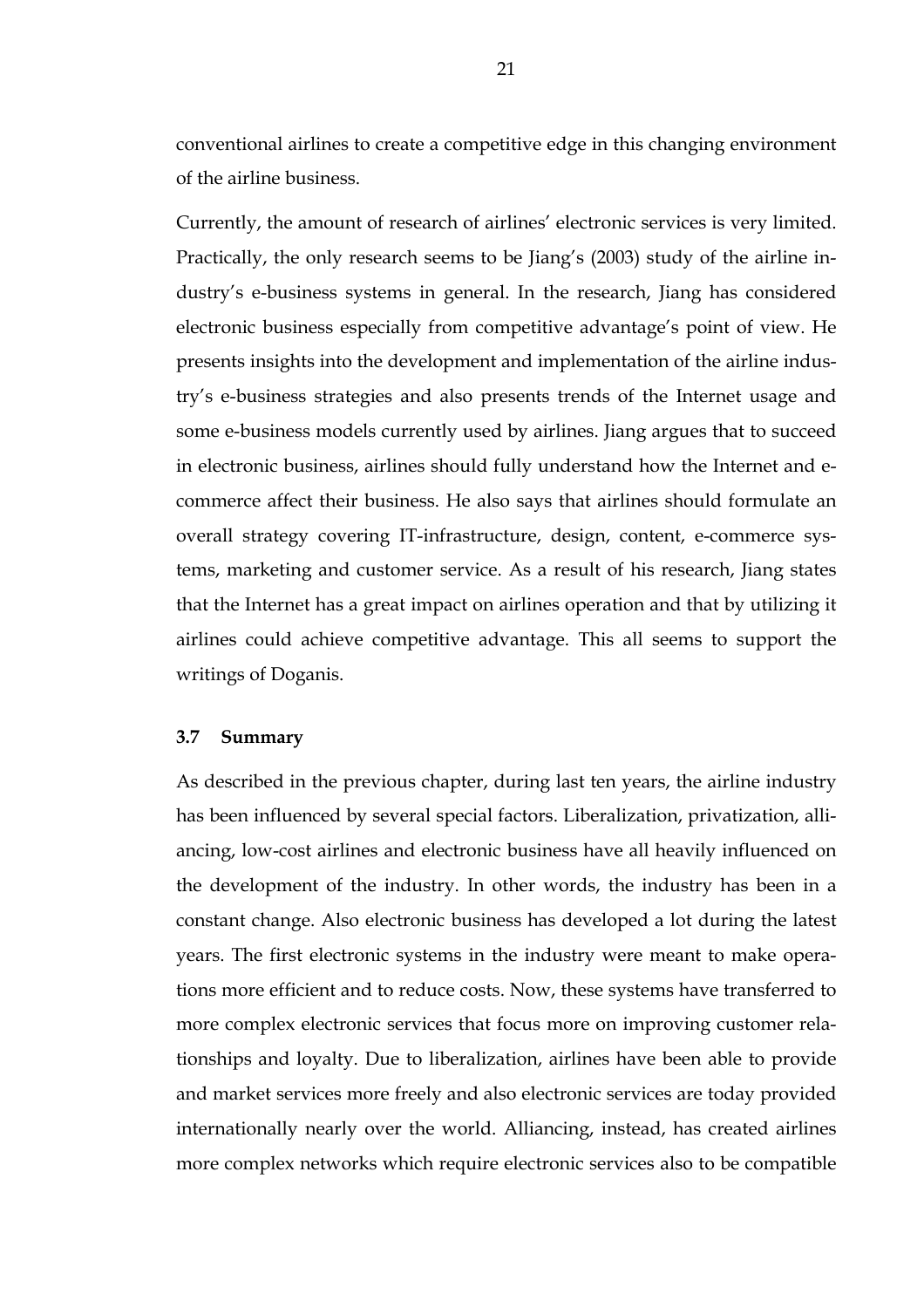conventional airlines to create a competitive edge in this changing environment of the airline business.

Currently, the amount of research of airlines' electronic services is very limited. Practically, the only research seems to be Jiang's (2003) study of the airline industry's e-business systems in general. In the research, Jiang has considered electronic business especially from competitive advantage's point of view. He presents insights into the development and implementation of the airline industry's e-business strategies and also presents trends of the Internet usage and some e-business models currently used by airlines. Jiang argues that to succeed in electronic business, airlines should fully understand how the Internet and e-commerce affect their business. He also says that airlines should formulate an overall strategy covering IT-infrastructure, design, content, e-commerce systems, marketing and customer service. As a result of his research, Jiang states that the Internet has a great impact on airlines operation and that by utilizing it airlines could achieve competitive advantage. This all seems to support the writings of Doganis.

### 3.7 Summary

As described in the previous chapter, during last ten years, the airline industry has been influenced by several special factors. Liberalization, privatization, alliancing, low-cost airlines and electronic business have all heavily influenced on the development of the industry. In other words, the industry has been in a constant change. Also electronic business has developed a lot during the latest years. The first electronic systems in the industry were meant to make operations more efficient and to reduce costs. Now, these systems have transferred to more complex electronic services that focus more on improving customer relationships and loyalty. Due to liberalization, airlines have been able to provide and market services more freely and also electronic services are today provided internationally nearly over the world. Alliancing, instead, has created airlines more complex networks which require electronic services also to be compatible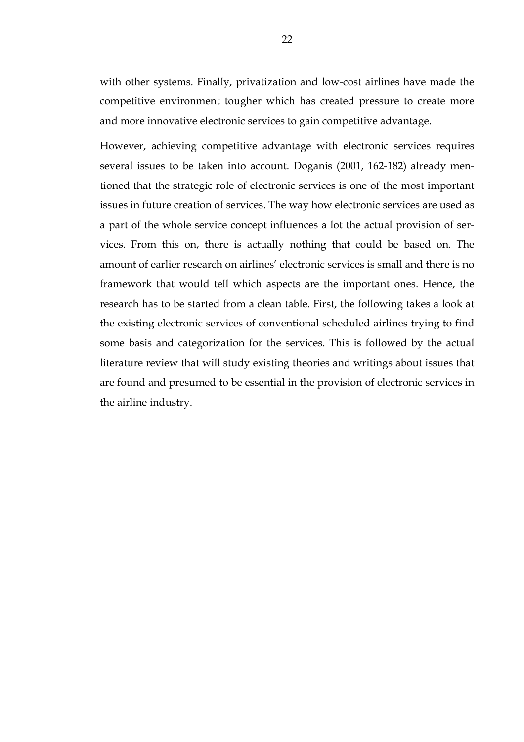with other systems. Finally, privatization and low-cost airlines have made the competitive environment tougher which has created pressure to create more and more innovative electronic services to gain competitive advantage.

However, achieving competitive advantage with electronic services requires several issues to be taken into account. Doganis (2001, 162-182) already mentioned that the strategic role of electronic services is one of the most important issues in future creation of services. The way how electronic services are used as a part of the whole service concept influences a lot the actual provision of services. From this on, there is actually nothing that could be based on. The amount of earlier research on airlines' electronic services is small and there is no framework that would tell which aspects are the important ones. Hence, the research has to be started from a clean table. First, the following takes a look at the existing electronic services of conventional scheduled airlines trying to find some basis and categorization for the services. This is followed by the actual literature review that will study existing theories and writings about issues that are found and presumed to be essential in the provision of electronic services in the airline industry.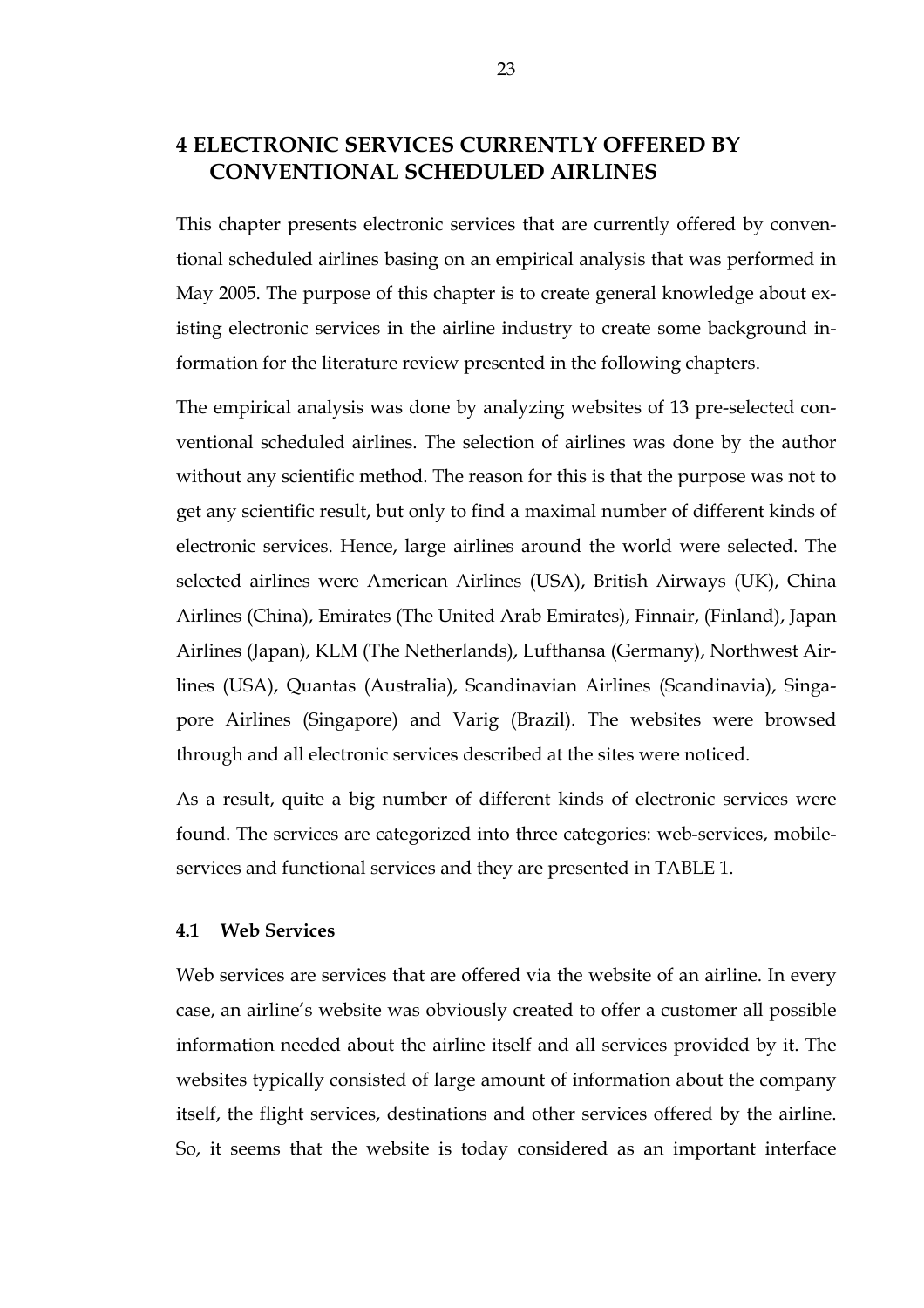# 4 ELECTRONIC SERVICES CURRENTLY OFFERED BY CONVENTIONAL SCHEDULED AIRLINES

This chapter presents electronic services that are currently offered by conventional scheduled airlines basing on an empirical analysis that was performed in May 2005. The purpose of this chapter is to create general knowledge about existing electronic services in the airline industry to create some background information for the literature review presented in the following chapters.

The empirical analysis was done by analyzing websites of 13 pre-selected conventional scheduled airlines. The selection of airlines was done by the author without any scientific method. The reason for this is that the purpose was not to get any scientific result, but only to find a maximal number of different kinds of electronic services. Hence, large airlines around the world were selected. The selected airlines were American Airlines (USA), British Airways (UK), China Airlines (China), Emirates (The United Arab Emirates), Finnair, (Finland), Japan Airlines (Japan), KLM (The Netherlands), Lufthansa (Germany), Northwest Airlines (USA), Quantas (Australia), Scandinavian Airlines (Scandinavia), Singapore Airlines (Singapore) and Varig (Brazil). The websites were browsed through and all electronic services described at the sites were noticed.

As a result, quite a big number of different kinds of electronic services were found. The services are categorized into three categories: web-services, mobile-services and functional services and they are presented in TABLE 1.

## 4.1 Web Services

Web services are services that are offered via the website of an airline. In every case, an airline's website was obviously created to offer a customer all possible information needed about the airline itself and all services provided by it. The websites typically consisted of large amount of information about the company itself, the flight services, destinations and other services offered by the airline. So, it seems that the website is today considered as an important interface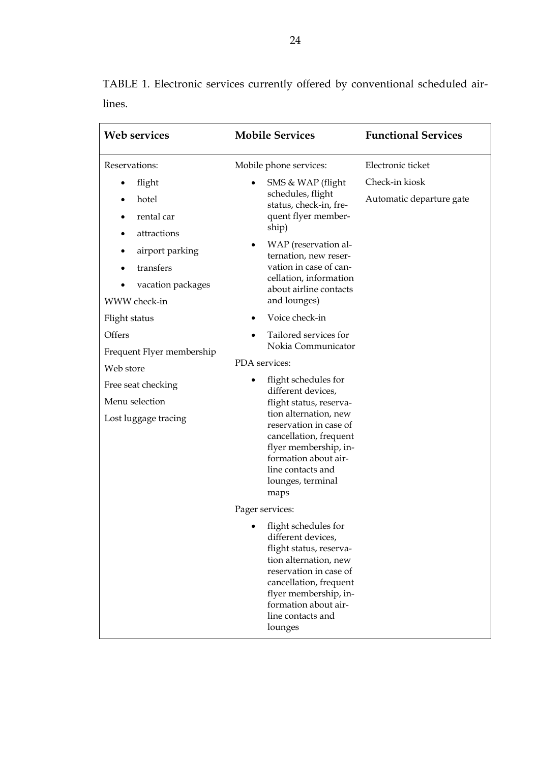TABLE 1. Electronic services currently offered by conventional scheduled airlines.

| Web services | Mobile Services | Functional Services |
|---|---|---|
| Reservations:<br>• flight<br>• hotel<br>• rental car<br>• attractions<br>• airport parking<br>• transfers<br>• vacation packages<br>WWW check-in<br>Flight status<br>Offers<br>Frequent Flyer membership<br>Web store<br>Free seat checking<br>Menu selection<br>Lost luggage tracing | Mobile phone services:<br>• SMS & WAP (flight schedules, flight status, check-in, frequent flyer membership)<br>• WAP (reservation alternation, new reservation in case of cancellation, information about airline contacts and lounges)<br>• Voice check-in<br>• Tailored services for Nokia Communicator<br>PDA services:<br>• flight schedules for different devices, flight status, reservation alternation, new reservation in case of cancellation, frequent flyer membership, information about airline contacts and lounges, terminal maps<br>Pager services:<br>• flight schedules for different devices, flight status, reservation alternation, new reservation in case of cancellation, frequent flyer membership, information about airline contacts and lounges | Electronic ticket<br>Check-in kiosk<br>Automatic departure gate |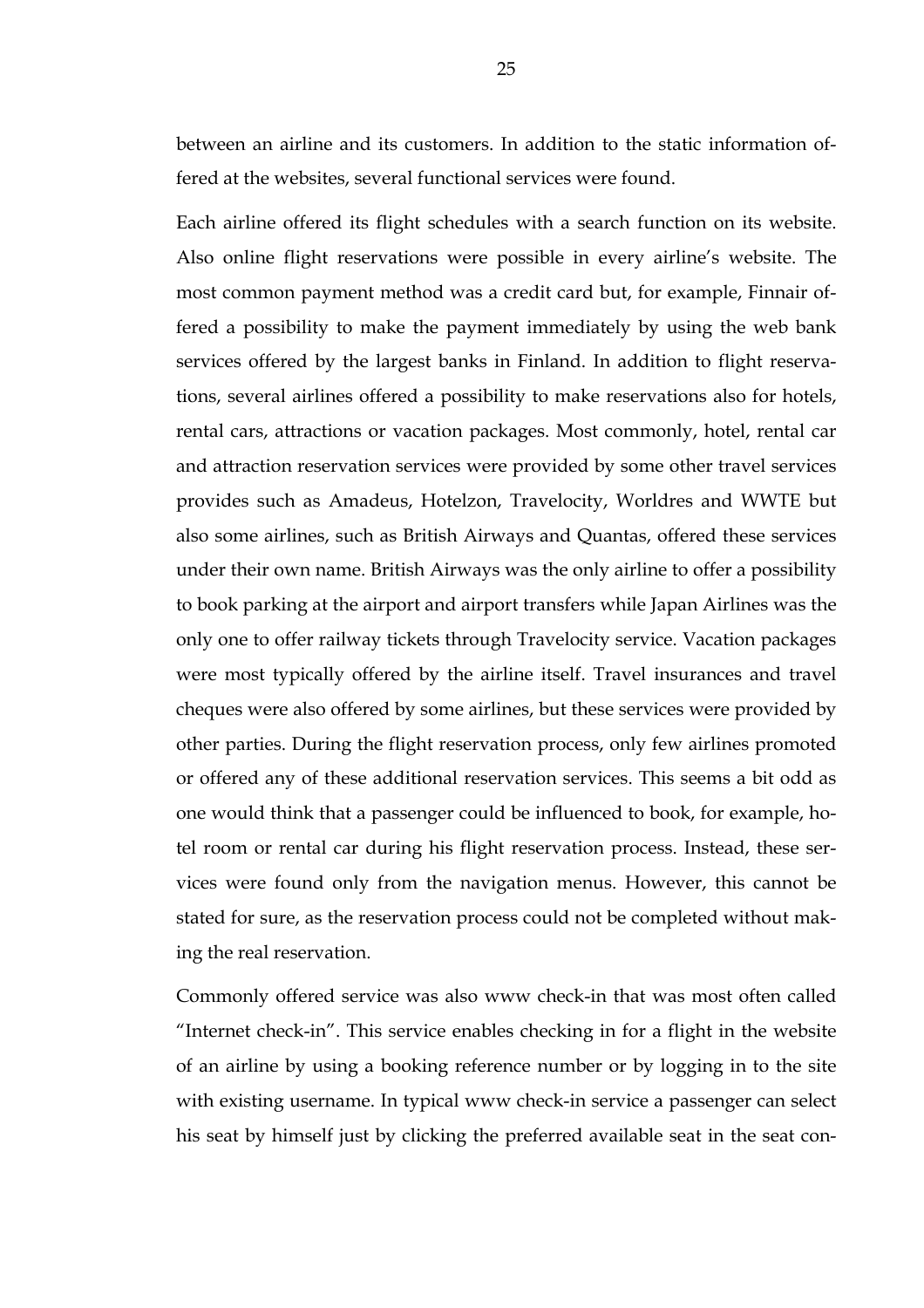between an airline and its customers. In addition to the static information offered at the websites, several functional services were found.

Each airline offered its flight schedules with a search function on its website. Also online flight reservations were possible in every airline's website. The most common payment method was a credit card but, for example, Finnair offered a possibility to make the payment immediately by using the web bank services offered by the largest banks in Finland. In addition to flight reservations, several airlines offered a possibility to make reservations also for hotels, rental cars, attractions or vacation packages. Most commonly, hotel, rental car and attraction reservation services were provided by some other travel services provides such as Amadeus, Hotelzon, Travelocity, Worldres and WWTE but also some airlines, such as British Airways and Quantas, offered these services under their own name. British Airways was the only airline to offer a possibility to book parking at the airport and airport transfers while Japan Airlines was the only one to offer railway tickets through Travelocity service. Vacation packages were most typically offered by the airline itself. Travel insurances and travel cheques were also offered by some airlines, but these services were provided by other parties. During the flight reservation process, only few airlines promoted or offered any of these additional reservation services. This seems a bit odd as one would think that a passenger could be influenced to book, for example, hotel room or rental car during his flight reservation process. Instead, these services were found only from the navigation menus. However, this cannot be stated for sure, as the reservation process could not be completed without making the real reservation.

Commonly offered service was also www check-in that was most often called "Internet check-in". This service enables checking in for a flight in the website of an airline by using a booking reference number or by logging in to the site with existing username. In typical www check-in service a passenger can select his seat by himself just by clicking the preferred available seat in the seat con-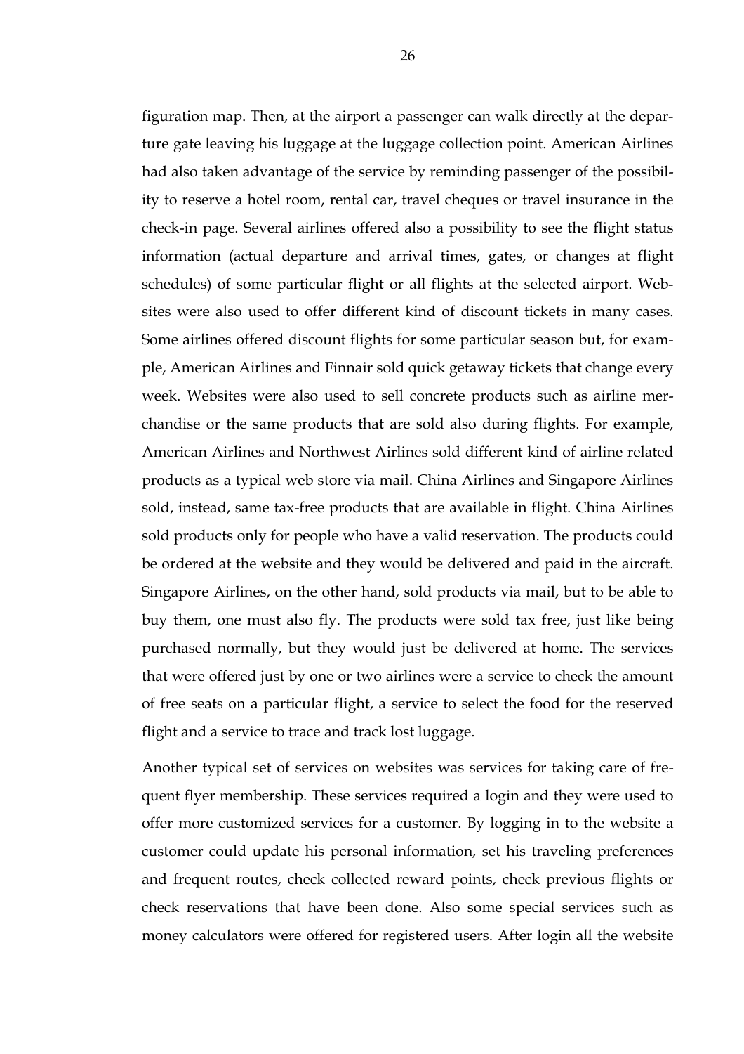figuration map. Then, at the airport a passenger can walk directly at the departure gate leaving his luggage at the luggage collection point. American Airlines had also taken advantage of the service by reminding passenger of the possibility to reserve a hotel room, rental car, travel cheques or travel insurance in the check-in page. Several airlines offered also a possibility to see the flight status information (actual departure and arrival times, gates, or changes at flight schedules) of some particular flight or all flights at the selected airport. Websites were also used to offer different kind of discount tickets in many cases. Some airlines offered discount flights for some particular season but, for example, American Airlines and Finnair sold quick getaway tickets that change every week. Websites were also used to sell concrete products such as airline merchandise or the same products that are sold also during flights. For example, American Airlines and Northwest Airlines sold different kind of airline related products as a typical web store via mail. China Airlines and Singapore Airlines sold, instead, same tax-free products that are available in flight. China Airlines sold products only for people who have a valid reservation. The products could be ordered at the website and they would be delivered and paid in the aircraft. Singapore Airlines, on the other hand, sold products via mail, but to be able to buy them, one must also fly. The products were sold tax free, just like being purchased normally, but they would just be delivered at home. The services that were offered just by one or two airlines were a service to check the amount of free seats on a particular flight, a service to select the food for the reserved flight and a service to trace and track lost luggage.

Another typical set of services on websites was services for taking care of frequent flyer membership. These services required a login and they were used to offer more customized services for a customer. By logging in to the website a customer could update his personal information, set his traveling preferences and frequent routes, check collected reward points, check previous flights or check reservations that have been done. Also some special services such as money calculators were offered for registered users. After login all the website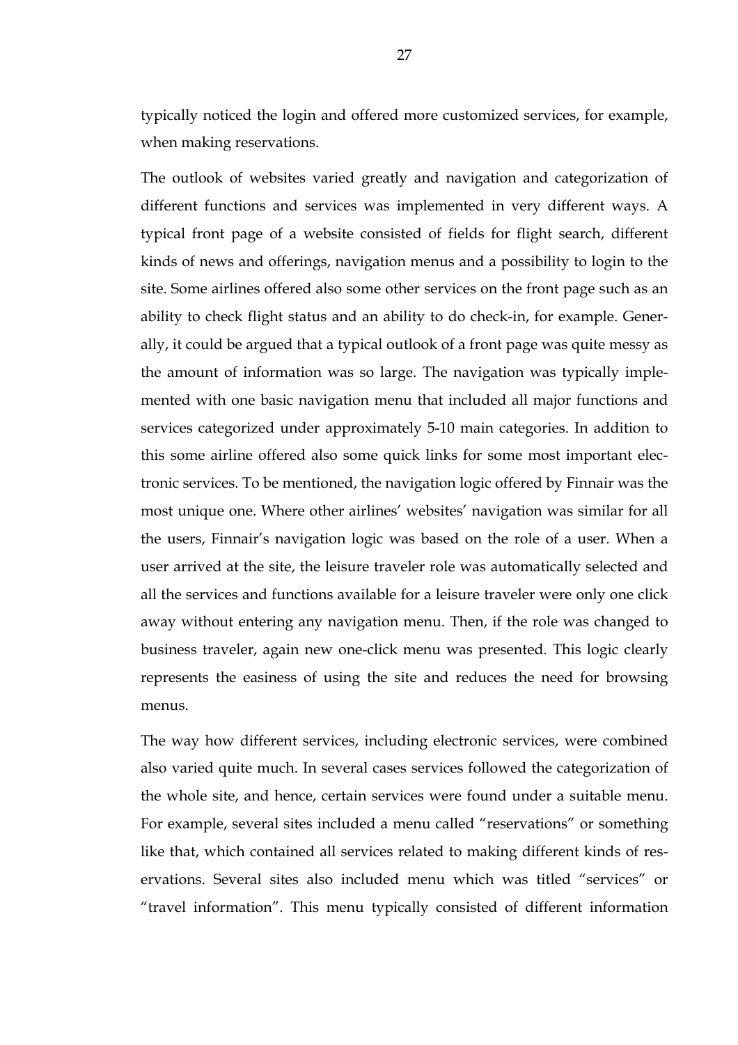typically noticed the login and offered more customized services, for example, when making reservations.

The outlook of websites varied greatly and navigation and categorization of different functions and services was implemented in very different ways. A typical front page of a website consisted of fields for flight search, different kinds of news and offerings, navigation menus and a possibility to login to the site. Some airlines offered also some other services on the front page such as an ability to check flight status and an ability to do check-in, for example. Generally, it could be argued that a typical outlook of a front page was quite messy as the amount of information was so large. The navigation was typically implemented with one basic navigation menu that included all major functions and services categorized under approximately 5-10 main categories. In addition to this some airline offered also some quick links for some most important electronic services. To be mentioned, the navigation logic offered by Finnair was the most unique one. Where other airlines' websites' navigation was similar for all the users, Finnair's navigation logic was based on the role of a user. When a user arrived at the site, the leisure traveler role was automatically selected and all the services and functions available for a leisure traveler were only one click away without entering any navigation menu. Then, if the role was changed to business traveler, again new one-click menu was presented. This logic clearly represents the easiness of using the site and reduces the need for browsing menus.

The way how different services, including electronic services, were combined also varied quite much. In several cases services followed the categorization of the whole site, and hence, certain services were found under a suitable menu. For example, several sites included a menu called "reservations" or something like that, which contained all services related to making different kinds of reservations. Several sites also included menu which was titled "services" or "travel information". This menu typically consisted of different information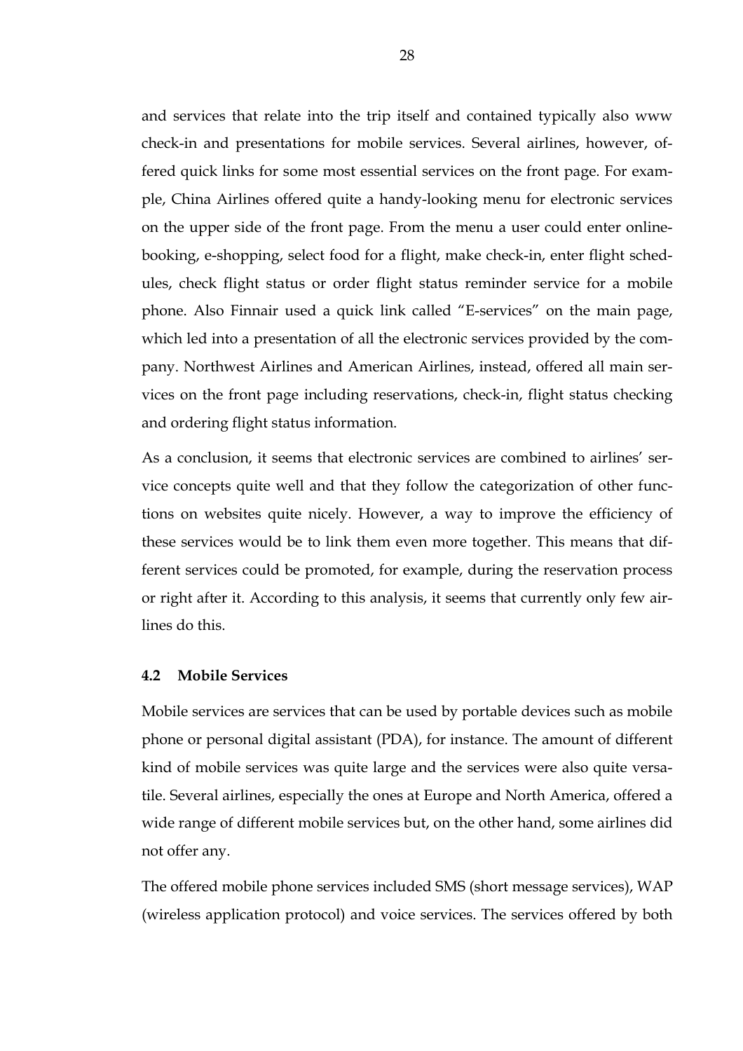and services that relate into the trip itself and contained typically also www check-in and presentations for mobile services. Several airlines, however, offered quick links for some most essential services on the front page. For example, China Airlines offered quite a handy-looking menu for electronic services on the upper side of the front page. From the menu a user could enter online-booking, e-shopping, select food for a flight, make check-in, enter flight schedules, check flight status or order flight status reminder service for a mobile phone. Also Finnair used a quick link called "E-services" on the main page, which led into a presentation of all the electronic services provided by the company. Northwest Airlines and American Airlines, instead, offered all main services on the front page including reservations, check-in, flight status checking and ordering flight status information.

As a conclusion, it seems that electronic services are combined to airlines' service concepts quite well and that they follow the categorization of other functions on websites quite nicely. However, a way to improve the efficiency of these services would be to link them even more together. This means that different services could be promoted, for example, during the reservation process or right after it. According to this analysis, it seems that currently only few airlines do this.

### 4.2 Mobile Services

Mobile services are services that can be used by portable devices such as mobile phone or personal digital assistant (PDA), for instance. The amount of different kind of mobile services was quite large and the services were also quite versatile. Several airlines, especially the ones at Europe and North America, offered a wide range of different mobile services but, on the other hand, some airlines did not offer any.

The offered mobile phone services included SMS (short message services), WAP (wireless application protocol) and voice services. The services offered by both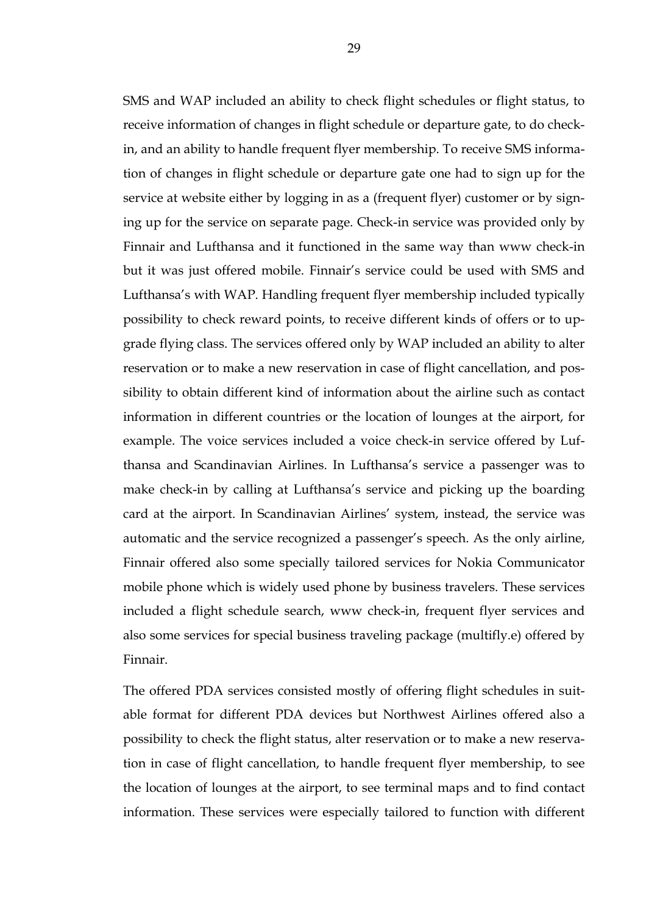SMS and WAP included an ability to check flight schedules or flight status, to receive information of changes in flight schedule or departure gate, to do check-in, and an ability to handle frequent flyer membership. To receive SMS information of changes in flight schedule or departure gate one had to sign up for the service at website either by logging in as a (frequent flyer) customer or by signing up for the service on separate page. Check-in service was provided only by Finnair and Lufthansa and it functioned in the same way than www check-in but it was just offered mobile. Finnair's service could be used with SMS and Lufthansa's with WAP. Handling frequent flyer membership included typically possibility to check reward points, to receive different kinds of offers or to upgrade flying class. The services offered only by WAP included an ability to alter reservation or to make a new reservation in case of flight cancellation, and possibility to obtain different kind of information about the airline such as contact information in different countries or the location of lounges at the airport, for example. The voice services included a voice check-in service offered by Lufthansa and Scandinavian Airlines. In Lufthansa's service a passenger was to make check-in by calling at Lufthansa's service and picking up the boarding card at the airport. In Scandinavian Airlines' system, instead, the service was automatic and the service recognized a passenger's speech. As the only airline, Finnair offered also some specially tailored services for Nokia Communicator mobile phone which is widely used phone by business travelers. These services included a flight schedule search, www check-in, frequent flyer services and also some services for special business traveling package (multifly.e) offered by Finnair.

The offered PDA services consisted mostly of offering flight schedules in suitable format for different PDA devices but Northwest Airlines offered also a possibility to check the flight status, alter reservation or to make a new reservation in case of flight cancellation, to handle frequent flyer membership, to see the location of lounges at the airport, to see terminal maps and to find contact information. These services were especially tailored to function with different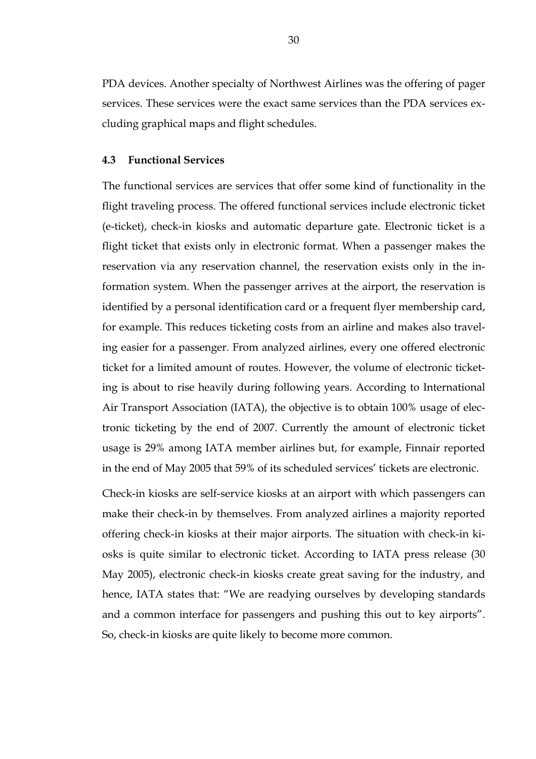PDA devices. Another specialty of Northwest Airlines was the offering of pager services. These services were the exact same services than the PDA services excluding graphical maps and flight schedules.

### 4.3 Functional Services

The functional services are services that offer some kind of functionality in the flight traveling process. The offered functional services include electronic ticket (e-ticket), check-in kiosks and automatic departure gate. Electronic ticket is a flight ticket that exists only in electronic format. When a passenger makes the reservation via any reservation channel, the reservation exists only in the information system. When the passenger arrives at the airport, the reservation is identified by a personal identification card or a frequent flyer membership card, for example. This reduces ticketing costs from an airline and makes also traveling easier for a passenger. From analyzed airlines, every one offered electronic ticket for a limited amount of routes. However, the volume of electronic ticketing is about to rise heavily during following years. According to International Air Transport Association (IATA), the objective is to obtain 100% usage of electronic ticketing by the end of 2007. Currently the amount of electronic ticket usage is 29% among IATA member airlines but, for example, Finnair reported in the end of May 2005 that 59% of its scheduled services' tickets are electronic.

Check-in kiosks are self-service kiosks at an airport with which passengers can make their check-in by themselves. From analyzed airlines a majority reported offering check-in kiosks at their major airports. The situation with check-in kiosks is quite similar to electronic ticket. According to IATA press release (30 May 2005), electronic check-in kiosks create great saving for the industry, and hence, IATA states that: "We are readying ourselves by developing standards and a common interface for passengers and pushing this out to key airports". So, check-in kiosks are quite likely to become more common.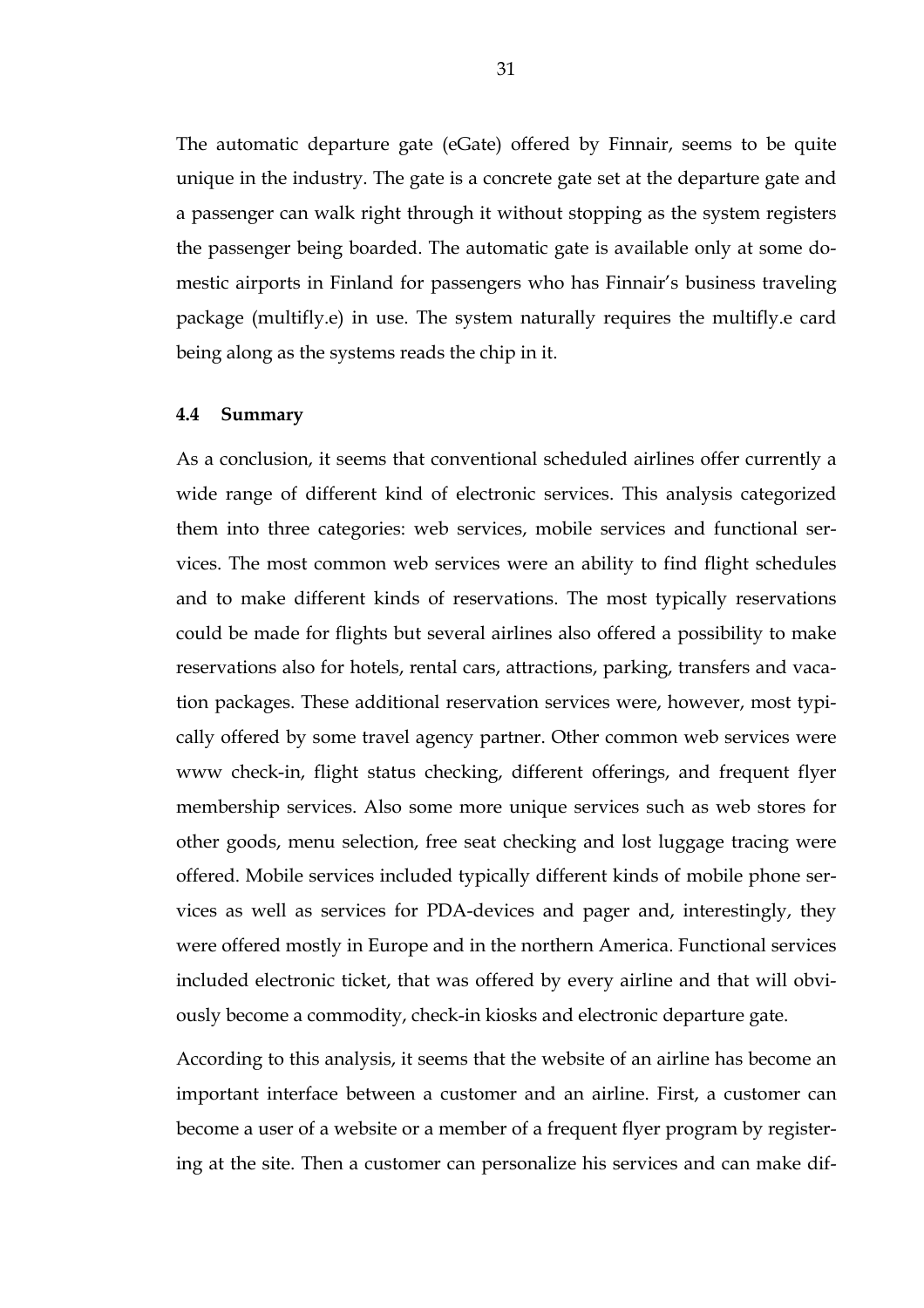The automatic departure gate (eGate) offered by Finnair, seems to be quite unique in the industry. The gate is a concrete gate set at the departure gate and a passenger can walk right through it without stopping as the system registers the passenger being boarded. The automatic gate is available only at some domestic airports in Finland for passengers who has Finnair's business traveling package (multifly.e) in use. The system naturally requires the multifly.e card being along as the systems reads the chip in it.

### 4.4 Summary

As a conclusion, it seems that conventional scheduled airlines offer currently a wide range of different kind of electronic services. This analysis categorized them into three categories: web services, mobile services and functional services. The most common web services were an ability to find flight schedules and to make different kinds of reservations. The most typically reservations could be made for flights but several airlines also offered a possibility to make reservations also for hotels, rental cars, attractions, parking, transfers and vacation packages. These additional reservation services were, however, most typically offered by some travel agency partner. Other common web services were www check-in, flight status checking, different offerings, and frequent flyer membership services. Also some more unique services such as web stores for other goods, menu selection, free seat checking and lost luggage tracing were offered. Mobile services included typically different kinds of mobile phone services as well as services for PDA-devices and pager and, interestingly, they were offered mostly in Europe and in the northern America. Functional services included electronic ticket, that was offered by every airline and that will obviously become a commodity, check-in kiosks and electronic departure gate.

According to this analysis, it seems that the website of an airline has become an important interface between a customer and an airline. First, a customer can become a user of a website or a member of a frequent flyer program by registering at the site. Then a customer can personalize his services and can make dif-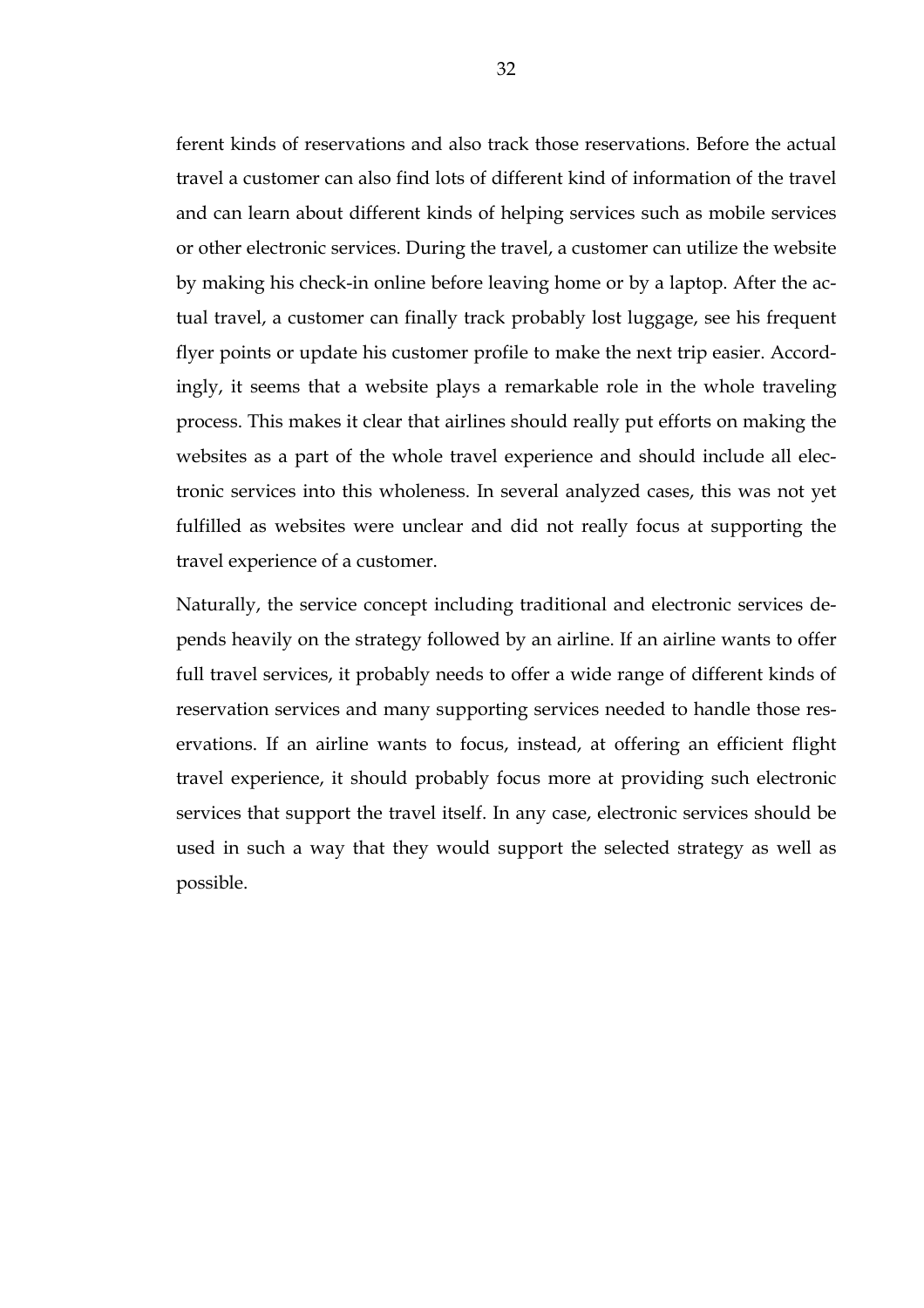ferent kinds of reservations and also track those reservations. Before the actual travel a customer can also find lots of different kind of information of the travel and can learn about different kinds of helping services such as mobile services or other electronic services. During the travel, a customer can utilize the website by making his check-in online before leaving home or by a laptop. After the actual travel, a customer can finally track probably lost luggage, see his frequent flyer points or update his customer profile to make the next trip easier. Accordingly, it seems that a website plays a remarkable role in the whole traveling process. This makes it clear that airlines should really put efforts on making the websites as a part of the whole travel experience and should include all electronic services into this wholeness. In several analyzed cases, this was not yet fulfilled as websites were unclear and did not really focus at supporting the travel experience of a customer.

Naturally, the service concept including traditional and electronic services depends heavily on the strategy followed by an airline. If an airline wants to offer full travel services, it probably needs to offer a wide range of different kinds of reservation services and many supporting services needed to handle those reservations. If an airline wants to focus, instead, at offering an efficient flight travel experience, it should probably focus more at providing such electronic services that support the travel itself. In any case, electronic services should be used in such a way that they would support the selected strategy as well as possible.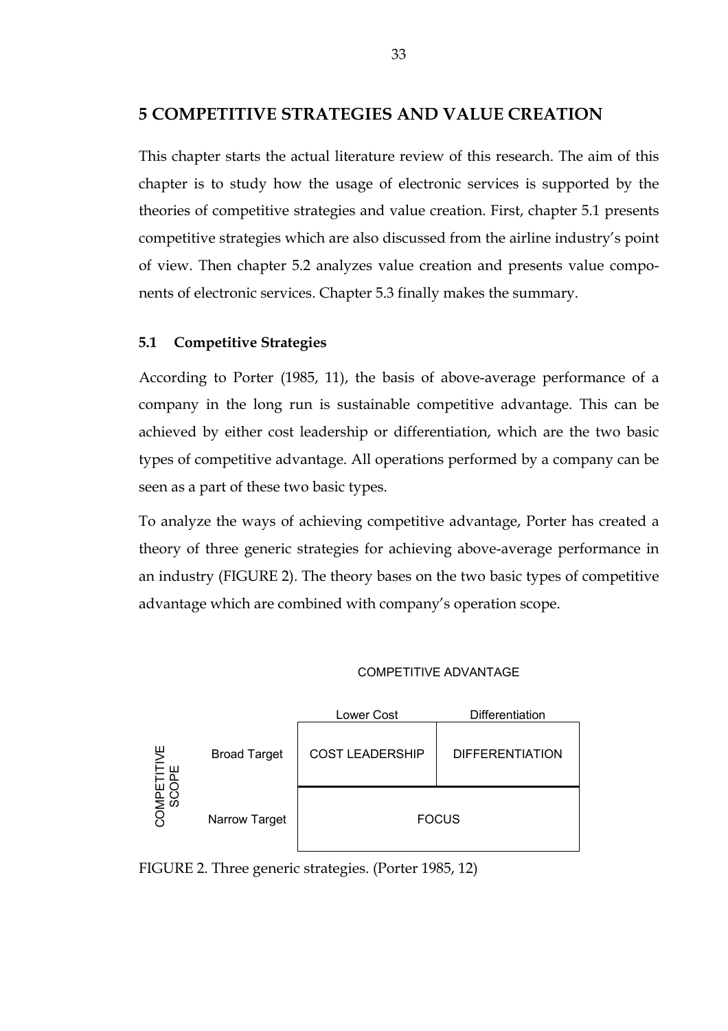# 5 COMPETITIVE STRATEGIES AND VALUE CREATION

This chapter starts the actual literature review of this research. The aim of this chapter is to study how the usage of electronic services is supported by the theories of competitive strategies and value creation. First, chapter 5.1 presents competitive strategies which are also discussed from the airline industry's point of view. Then chapter 5.2 analyzes value creation and presents value components of electronic services. Chapter 5.3 finally makes the summary.

## 5.1 Competitive Strategies

According to Porter (1985, 11), the basis of above-average performance of a company in the long run is sustainable competitive advantage. This can be achieved by either cost leadership or differentiation, which are the two basic types of competitive advantage. All operations performed by a company can be seen as a part of these two basic types.

To analyze the ways of achieving competitive advantage, Porter has created a theory of three generic strategies for achieving above-average performance in an industry (FIGURE 2). The theory bases on the two basic types of competitive advantage which are combined with company's operation scope.

| | | COMPETITIVE ADVANTAGE | |
|---|---|---|---|
| | | Lower Cost | Differentiation |
| COMPETITIVE SCOPE | Broad Target | COST LEADERSHIP | DIFFERENTIATION |
| | Narrow Target | FOCUS | |

FIGURE 2. Three generic strategies. (Porter 1985, 12)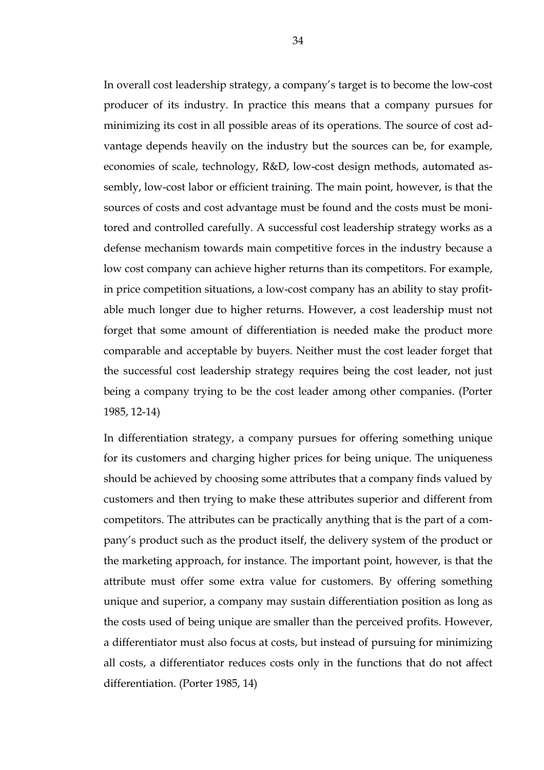In overall cost leadership strategy, a company's target is to become the low-cost producer of its industry. In practice this means that a company pursues for minimizing its cost in all possible areas of its operations. The source of cost advantage depends heavily on the industry but the sources can be, for example, economies of scale, technology, R&D, low-cost design methods, automated assembly, low-cost labor or efficient training. The main point, however, is that the sources of costs and cost advantage must be found and the costs must be monitored and controlled carefully. A successful cost leadership strategy works as a defense mechanism towards main competitive forces in the industry because a low cost company can achieve higher returns than its competitors. For example, in price competition situations, a low-cost company has an ability to stay profitable much longer due to higher returns. However, a cost leadership must not forget that some amount of differentiation is needed make the product more comparable and acceptable by buyers. Neither must the cost leader forget that the successful cost leadership strategy requires being the cost leader, not just being a company trying to be the cost leader among other companies. (Porter 1985, 12-14)

In differentiation strategy, a company pursues for offering something unique for its customers and charging higher prices for being unique. The uniqueness should be achieved by choosing some attributes that a company finds valued by customers and then trying to make these attributes superior and different from competitors. The attributes can be practically anything that is the part of a company's product such as the product itself, the delivery system of the product or the marketing approach, for instance. The important point, however, is that the attribute must offer some extra value for customers. By offering something unique and superior, a company may sustain differentiation position as long as the costs used of being unique are smaller than the perceived profits. However, a differentiator must also focus at costs, but instead of pursuing for minimizing all costs, a differentiator reduces costs only in the functions that do not affect differentiation. (Porter 1985, 14)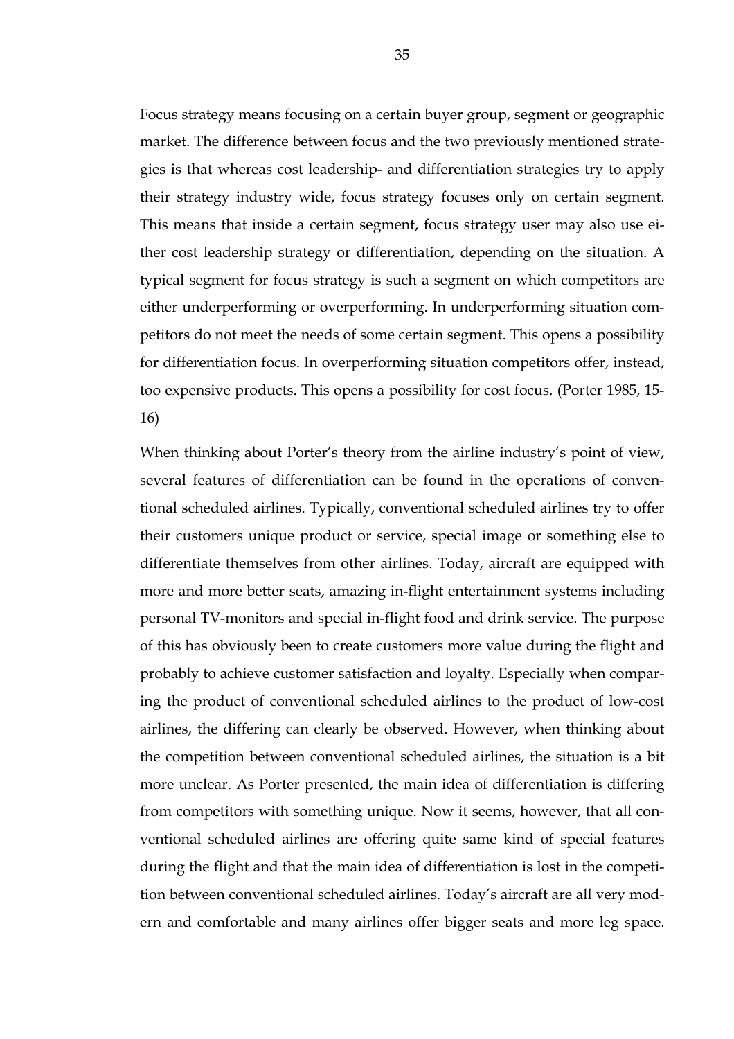Focus strategy means focusing on a certain buyer group, segment or geographic market. The difference between focus and the two previously mentioned strategies is that whereas cost leadership- and differentiation strategies try to apply their strategy industry wide, focus strategy focuses only on certain segment. This means that inside a certain segment, focus strategy user may also use either cost leadership strategy or differentiation, depending on the situation. A typical segment for focus strategy is such a segment on which competitors are either underperforming or overperforming. In underperforming situation competitors do not meet the needs of some certain segment. This opens a possibility for differentiation focus. In overperforming situation competitors offer, instead, too expensive products. This opens a possibility for cost focus. (Porter 1985, 15-16)

When thinking about Porter's theory from the airline industry's point of view, several features of differentiation can be found in the operations of conventional scheduled airlines. Typically, conventional scheduled airlines try to offer their customers unique product or service, special image or something else to differentiate themselves from other airlines. Today, aircraft are equipped with more and more better seats, amazing in-flight entertainment systems including personal TV-monitors and special in-flight food and drink service. The purpose of this has obviously been to create customers more value during the flight and probably to achieve customer satisfaction and loyalty. Especially when comparing the product of conventional scheduled airlines to the product of low-cost airlines, the differing can clearly be observed. However, when thinking about the competition between conventional scheduled airlines, the situation is a bit more unclear. As Porter presented, the main idea of differentiation is differing from competitors with something unique. Now it seems, however, that all conventional scheduled airlines are offering quite same kind of special features during the flight and that the main idea of differentiation is lost in the competition between conventional scheduled airlines. Today's aircraft are all very modern and comfortable and many airlines offer bigger seats and more leg space.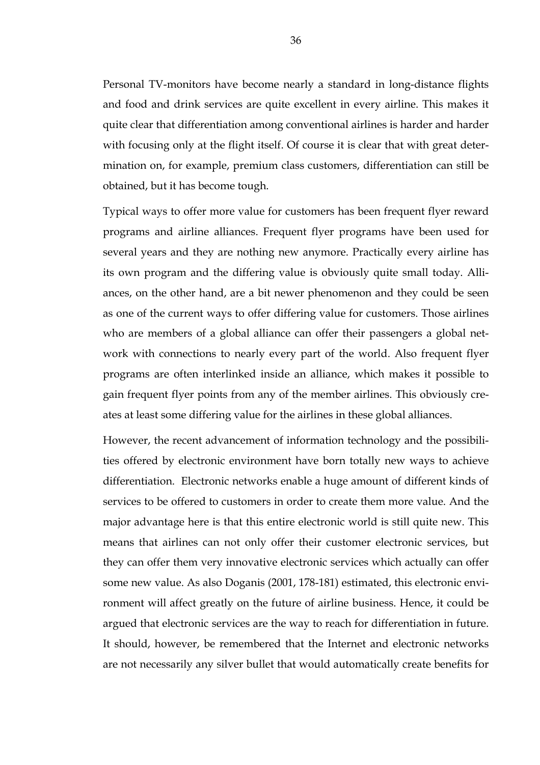Personal TV-monitors have become nearly a standard in long-distance flights and food and drink services are quite excellent in every airline. This makes it quite clear that differentiation among conventional airlines is harder and harder with focusing only at the flight itself. Of course it is clear that with great determination on, for example, premium class customers, differentiation can still be obtained, but it has become tough.

Typical ways to offer more value for customers has been frequent flyer reward programs and airline alliances. Frequent flyer programs have been used for several years and they are nothing new anymore. Practically every airline has its own program and the differing value is obviously quite small today. Alliances, on the other hand, are a bit newer phenomenon and they could be seen as one of the current ways to offer differing value for customers. Those airlines who are members of a global alliance can offer their passengers a global network with connections to nearly every part of the world. Also frequent flyer programs are often interlinked inside an alliance, which makes it possible to gain frequent flyer points from any of the member airlines. This obviously creates at least some differing value for the airlines in these global alliances.

However, the recent advancement of information technology and the possibilities offered by electronic environment have born totally new ways to achieve differentiation. Electronic networks enable a huge amount of different kinds of services to be offered to customers in order to create them more value. And the major advantage here is that this entire electronic world is still quite new. This means that airlines can not only offer their customer electronic services, but they can offer them very innovative electronic services which actually can offer some new value. As also Doganis (2001, 178-181) estimated, this electronic environment will affect greatly on the future of airline business. Hence, it could be argued that electronic services are the way to reach for differentiation in future. It should, however, be remembered that the Internet and electronic networks are not necessarily any silver bullet that would automatically create benefits for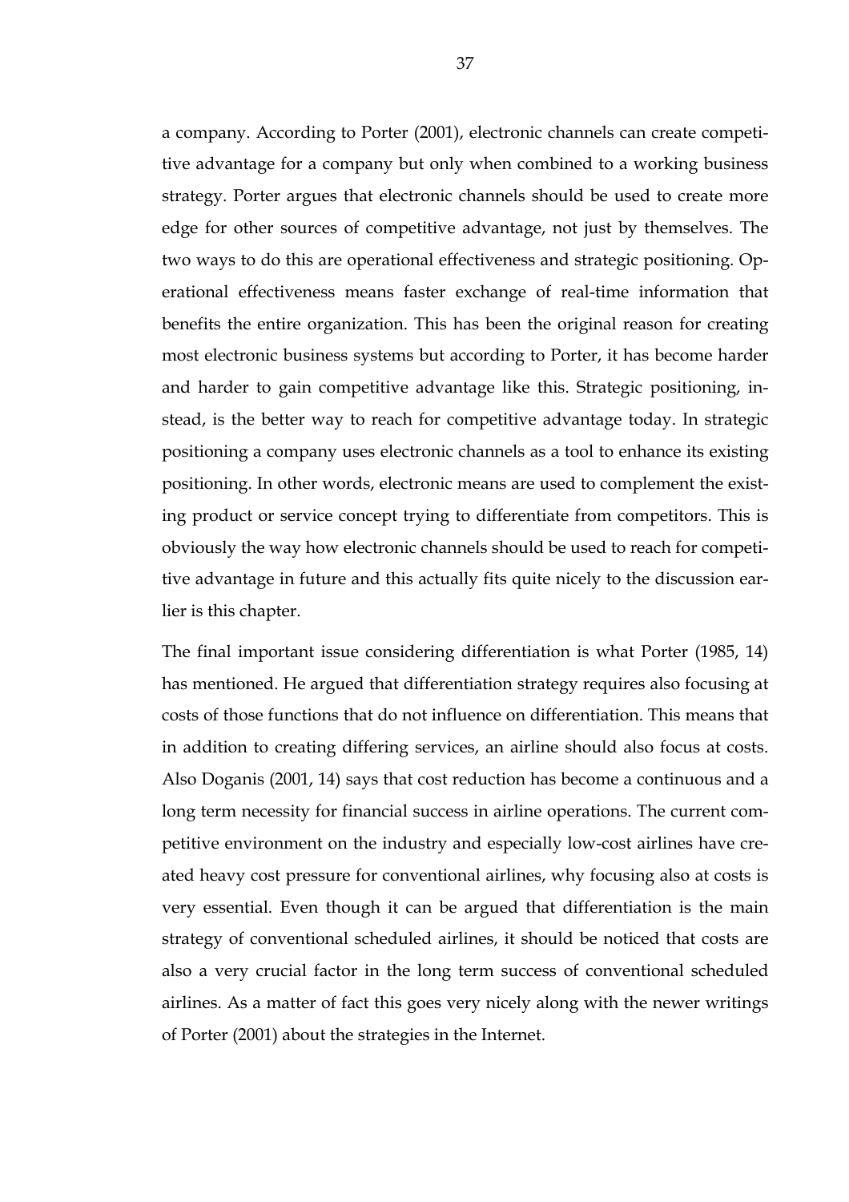a company. According to Porter (2001), electronic channels can create competitive advantage for a company but only when combined to a working business strategy. Porter argues that electronic channels should be used to create more edge for other sources of competitive advantage, not just by themselves. The two ways to do this are operational effectiveness and strategic positioning. Operational effectiveness means faster exchange of real-time information that benefits the entire organization. This has been the original reason for creating most electronic business systems but according to Porter, it has become harder and harder to gain competitive advantage like this. Strategic positioning, instead, is the better way to reach for competitive advantage today. In strategic positioning a company uses electronic channels as a tool to enhance its existing positioning. In other words, electronic means are used to complement the existing product or service concept trying to differentiate from competitors. This is obviously the way how electronic channels should be used to reach for competitive advantage in future and this actually fits quite nicely to the discussion earlier is this chapter.

The final important issue considering differentiation is what Porter (1985, 14) has mentioned. He argued that differentiation strategy requires also focusing at costs of those functions that do not influence on differentiation. This means that in addition to creating differing services, an airline should also focus at costs. Also Doganis (2001, 14) says that cost reduction has become a continuous and a long term necessity for financial success in airline operations. The current competitive environment on the industry and especially low-cost airlines have created heavy cost pressure for conventional airlines, why focusing also at costs is very essential. Even though it can be argued that differentiation is the main strategy of conventional scheduled airlines, it should be noticed that costs are also a very crucial factor in the long term success of conventional scheduled airlines. As a matter of fact this goes very nicely along with the newer writings of Porter (2001) about the strategies in the Internet.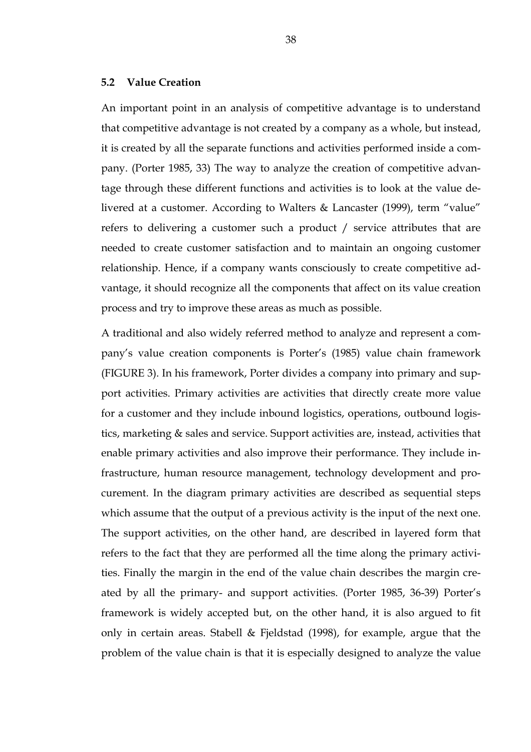### 5.2 Value Creation

An important point in an analysis of competitive advantage is to understand that competitive advantage is not created by a company as a whole, but instead, it is created by all the separate functions and activities performed inside a company. (Porter 1985, 33) The way to analyze the creation of competitive advantage through these different functions and activities is to look at the value delivered at a customer. According to Walters & Lancaster (1999), term "value" refers to delivering a customer such a product / service attributes that are needed to create customer satisfaction and to maintain an ongoing customer relationship. Hence, if a company wants consciously to create competitive advantage, it should recognize all the components that affect on its value creation process and try to improve these areas as much as possible.

A traditional and also widely referred method to analyze and represent a company's value creation components is Porter's (1985) value chain framework (FIGURE 3). In his framework, Porter divides a company into primary and support activities. Primary activities are activities that directly create more value for a customer and they include inbound logistics, operations, outbound logistics, marketing & sales and service. Support activities are, instead, activities that enable primary activities and also improve their performance. They include infrastructure, human resource management, technology development and procurement. In the diagram primary activities are described as sequential steps which assume that the output of a previous activity is the input of the next one. The support activities, on the other hand, are described in layered form that refers to the fact that they are performed all the time along the primary activities. Finally the margin in the end of the value chain describes the margin created by all the primary- and support activities. (Porter 1985, 36-39) Porter's framework is widely accepted but, on the other hand, it is also argued to fit only in certain areas. Stabell & Fjeldstad (1998), for example, argue that the problem of the value chain is that it is especially designed to analyze the value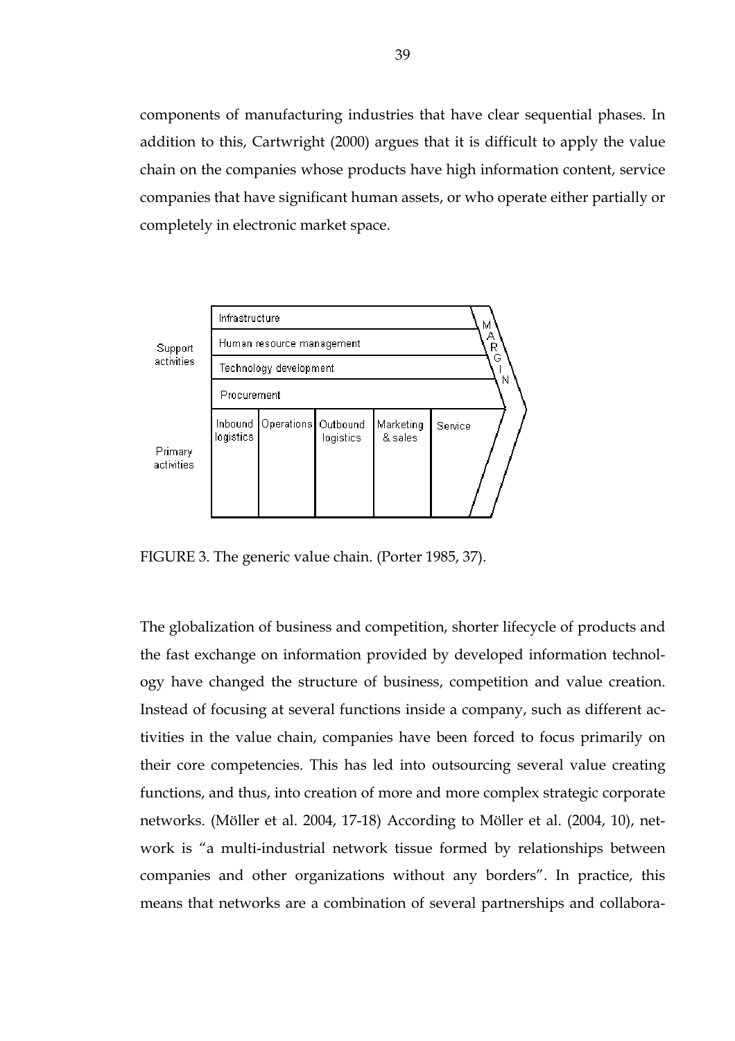components of manufacturing industries that have clear sequential phases. In addition to this, Cartwright (2000) argues that it is difficult to apply the value chain on the companies whose products have high information content, service companies that have significant human assets, or who operate either partially or completely in electronic market space.

| | | | | | |
|---|---|---|---|---|---|
| Support activities | Infrastructure | | | | |
| | Human resource management | | | | |
| | Technology development | | | | |
| | Procurement | | | | |
| Primary activities | Inbound logistics | Operations | Outbound logistics | Marketing & sales | Service |

MARGIN

FIGURE 3. The generic value chain. (Porter 1985, 37).

The globalization of business and competition, shorter lifecycle of products and the fast exchange on information provided by developed information technology have changed the structure of business, competition and value creation. Instead of focusing at several functions inside a company, such as different activities in the value chain, companies have been forced to focus primarily on their core competencies. This has led into outsourcing several value creating functions, and thus, into creation of more and more complex strategic corporate networks. (Möller et al. 2004, 17-18) According to Möller et al. (2004, 10), network is "a multi-industrial network tissue formed by relationships between companies and other organizations without any borders". In practice, this means that networks are a combination of several partnerships and collabora-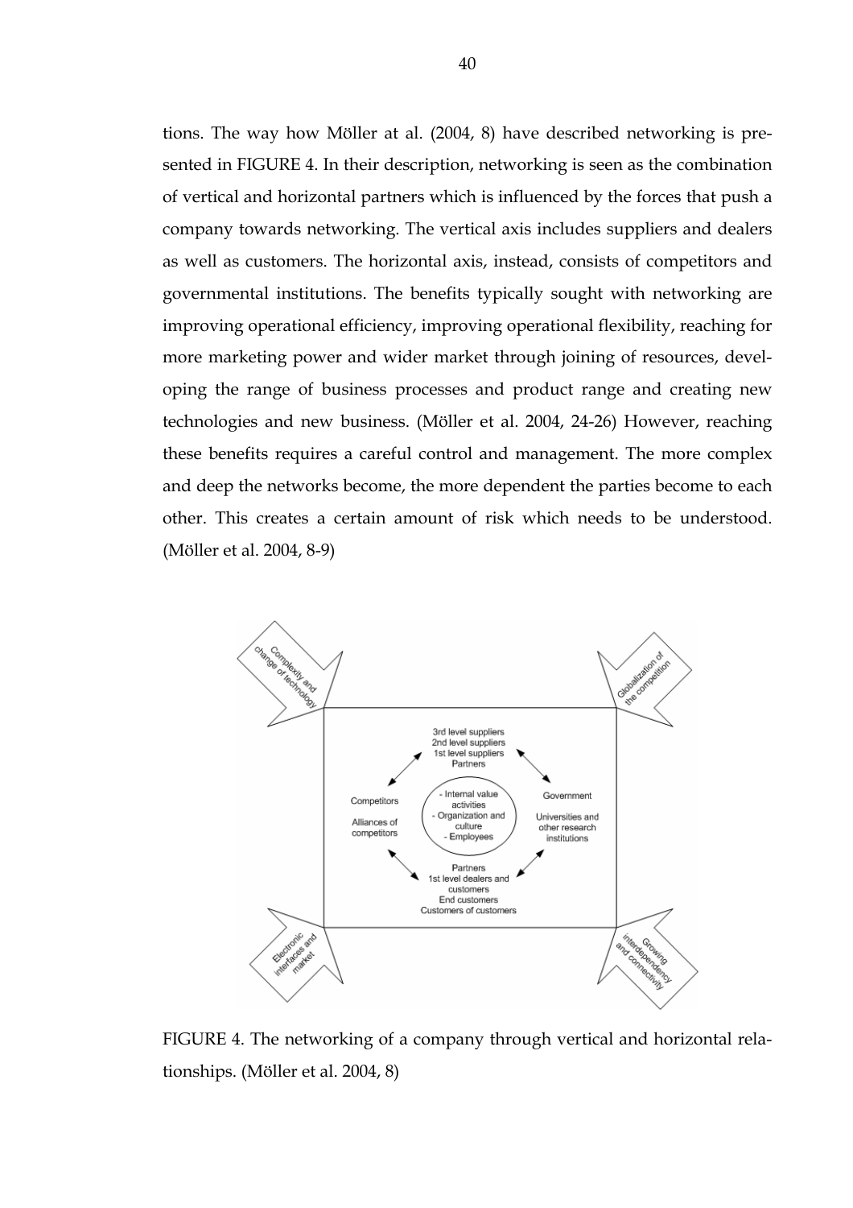tions. The way how Möller at al. (2004, 8) have described networking is presented in FIGURE 4. In their description, networking is seen as the combination of vertical and horizontal partners which is influenced by the forces that push a company towards networking. The vertical axis includes suppliers and dealers as well as customers. The horizontal axis, instead, consists of competitors and governmental institutions. The benefits typically sought with networking are improving operational efficiency, improving operational flexibility, reaching for more marketing power and wider market through joining of resources, developing the range of business processes and product range and creating new technologies and new business. (Möller et al. 2004, 24-26) However, reaching these benefits requires a careful control and management. The more complex and deep the networks become, the more dependent the parties become to each other. This creates a certain amount of risk which needs to be understood. (Möller et al. 2004, 8-9)

FIGURE 4. The networking of a company through vertical and horizontal relationships. (Möller et al. 2004, 8)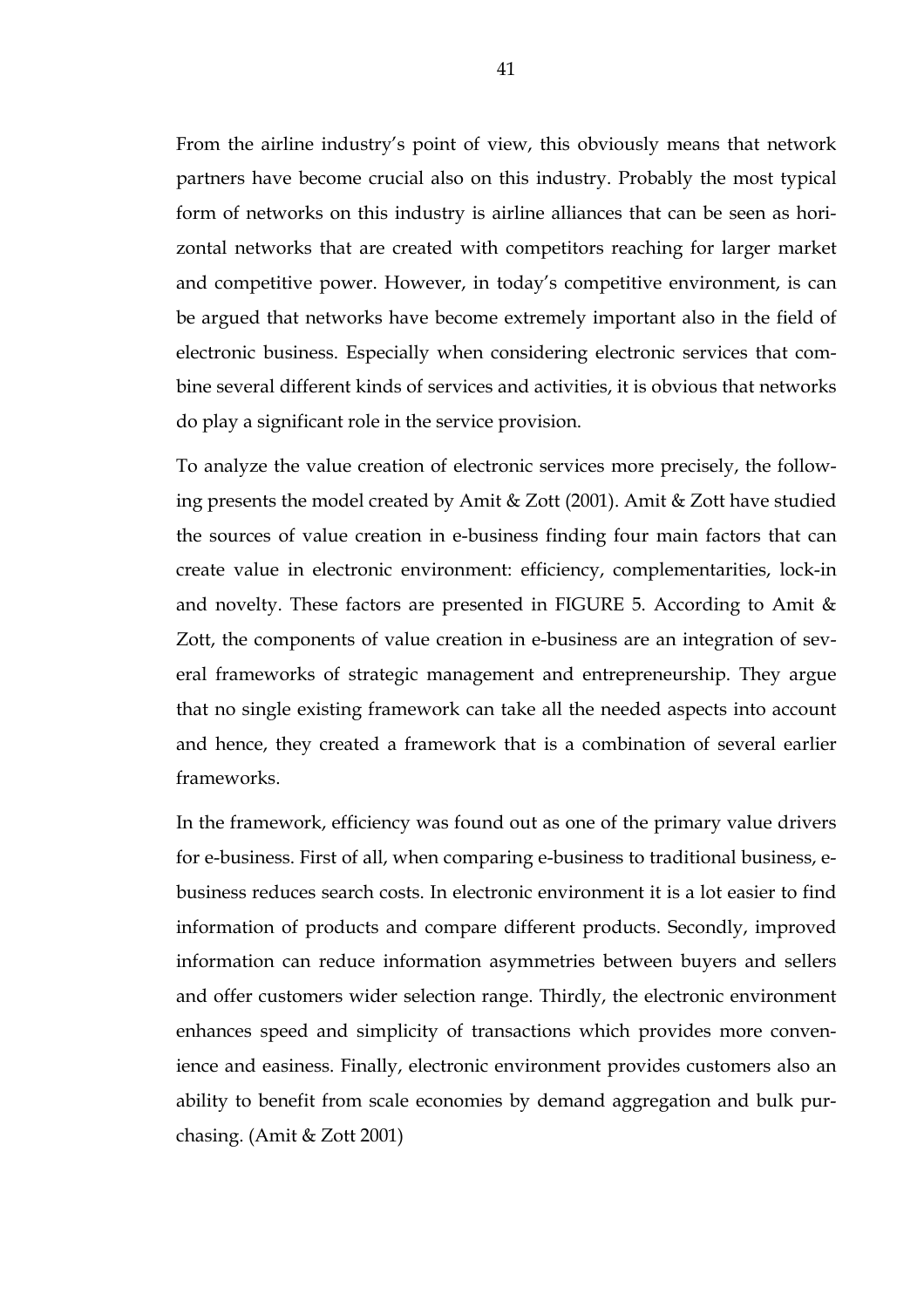From the airline industry's point of view, this obviously means that network partners have become crucial also on this industry. Probably the most typical form of networks on this industry is airline alliances that can be seen as horizontal networks that are created with competitors reaching for larger market and competitive power. However, in today's competitive environment, is can be argued that networks have become extremely important also in the field of electronic business. Especially when considering electronic services that combine several different kinds of services and activities, it is obvious that networks do play a significant role in the service provision.

To analyze the value creation of electronic services more precisely, the following presents the model created by Amit & Zott (2001). Amit & Zott have studied the sources of value creation in e-business finding four main factors that can create value in electronic environment: efficiency, complementarities, lock-in and novelty. These factors are presented in FIGURE 5. According to Amit & Zott, the components of value creation in e-business are an integration of several frameworks of strategic management and entrepreneurship. They argue that no single existing framework can take all the needed aspects into account and hence, they created a framework that is a combination of several earlier frameworks.

In the framework, efficiency was found out as one of the primary value drivers for e-business. First of all, when comparing e-business to traditional business, e-business reduces search costs. In electronic environment it is a lot easier to find information of products and compare different products. Secondly, improved information can reduce information asymmetries between buyers and sellers and offer customers wider selection range. Thirdly, the electronic environment enhances speed and simplicity of transactions which provides more convenience and easiness. Finally, electronic environment provides customers also an ability to benefit from scale economies by demand aggregation and bulk purchasing. (Amit & Zott 2001)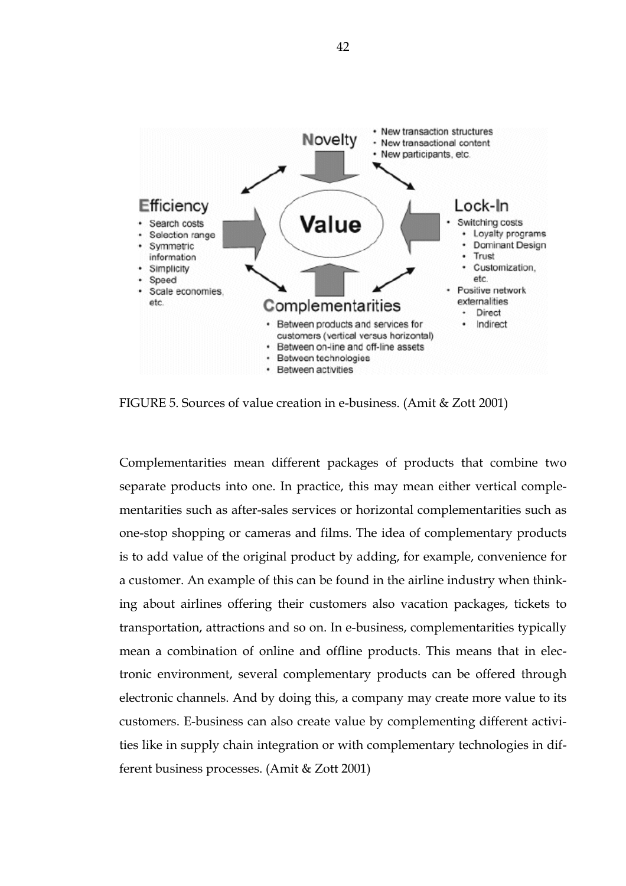FIGURE 5. Sources of value creation in e-business. (Amit & Zott 2001)

Complementarities mean different packages of products that combine two separate products into one. In practice, this may mean either vertical complementarities such as after-sales services or horizontal complementarities such as one-stop shopping or cameras and films. The idea of complementary products is to add value of the original product by adding, for example, convenience for a customer. An example of this can be found in the airline industry when thinking about airlines offering their customers also vacation packages, tickets to transportation, attractions and so on. In e-business, complementarities typically mean a combination of online and offline products. This means that in electronic environment, several complementary products can be offered through electronic channels. And by doing this, a company may create more value to its customers. E-business can also create value by complementing different activities like in supply chain integration or with complementary technologies in different business processes. (Amit & Zott 2001)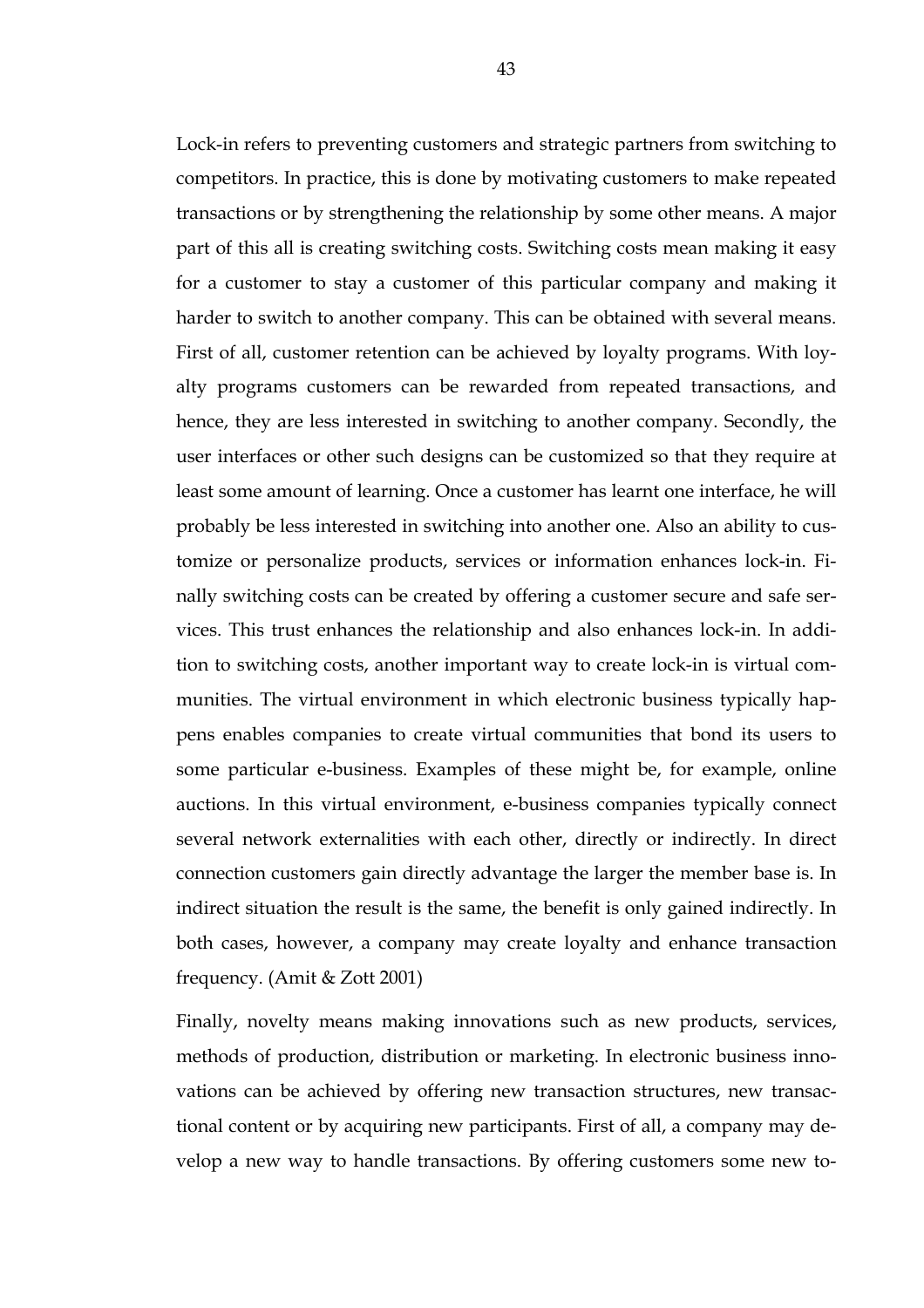Lock-in refers to preventing customers and strategic partners from switching to competitors. In practice, this is done by motivating customers to make repeated transactions or by strengthening the relationship by some other means. A major part of this all is creating switching costs. Switching costs mean making it easy for a customer to stay a customer of this particular company and making it harder to switch to another company. This can be obtained with several means. First of all, customer retention can be achieved by loyalty programs. With loyalty programs customers can be rewarded from repeated transactions, and hence, they are less interested in switching to another company. Secondly, the user interfaces or other such designs can be customized so that they require at least some amount of learning. Once a customer has learnt one interface, he will probably be less interested in switching into another one. Also an ability to customize or personalize products, services or information enhances lock-in. Finally switching costs can be created by offering a customer secure and safe services. This trust enhances the relationship and also enhances lock-in. In addition to switching costs, another important way to create lock-in is virtual communities. The virtual environment in which electronic business typically happens enables companies to create virtual communities that bond its users to some particular e-business. Examples of these might be, for example, online auctions. In this virtual environment, e-business companies typically connect several network externalities with each other, directly or indirectly. In direct connection customers gain directly advantage the larger the member base is. In indirect situation the result is the same, the benefit is only gained indirectly. In both cases, however, a company may create loyalty and enhance transaction frequency. (Amit & Zott 2001)

Finally, novelty means making innovations such as new products, services, methods of production, distribution or marketing. In electronic business innovations can be achieved by offering new transaction structures, new transactional content or by acquiring new participants. First of all, a company may develop a new way to handle transactions. By offering customers some new to-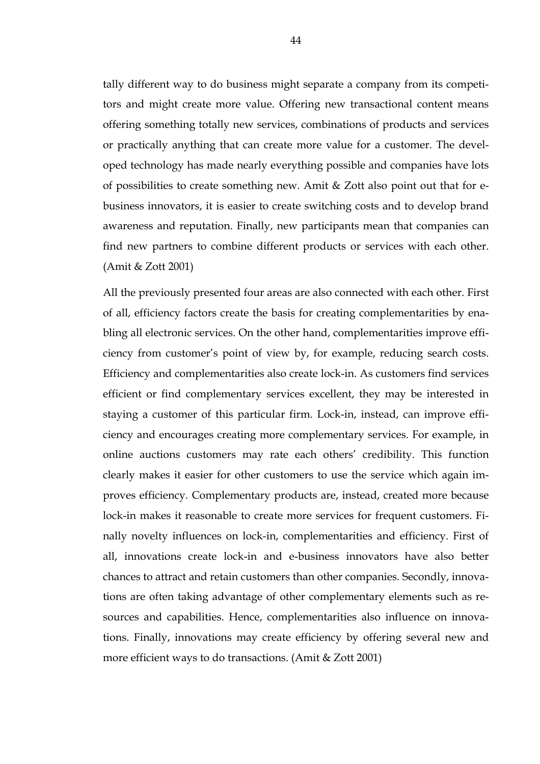tally different way to do business might separate a company from its competitors and might create more value. Offering new transactional content means offering something totally new services, combinations of products and services or practically anything that can create more value for a customer. The developed technology has made nearly everything possible and companies have lots of possibilities to create something new. Amit & Zott also point out that for e-business innovators, it is easier to create switching costs and to develop brand awareness and reputation. Finally, new participants mean that companies can find new partners to combine different products or services with each other. (Amit & Zott 2001)

All the previously presented four areas are also connected with each other. First of all, efficiency factors create the basis for creating complementarities by enabling all electronic services. On the other hand, complementarities improve efficiency from customer's point of view by, for example, reducing search costs. Efficiency and complementarities also create lock-in. As customers find services efficient or find complementary services excellent, they may be interested in staying a customer of this particular firm. Lock-in, instead, can improve efficiency and encourages creating more complementary services. For example, in online auctions customers may rate each others' credibility. This function clearly makes it easier for other customers to use the service which again improves efficiency. Complementary products are, instead, created more because lock-in makes it reasonable to create more services for frequent customers. Finally novelty influences on lock-in, complementarities and efficiency. First of all, innovations create lock-in and e-business innovators have also better chances to attract and retain customers than other companies. Secondly, innovations are often taking advantage of other complementary elements such as resources and capabilities. Hence, complementarities also influence on innovations. Finally, innovations may create efficiency by offering several new and more efficient ways to do transactions. (Amit & Zott 2001)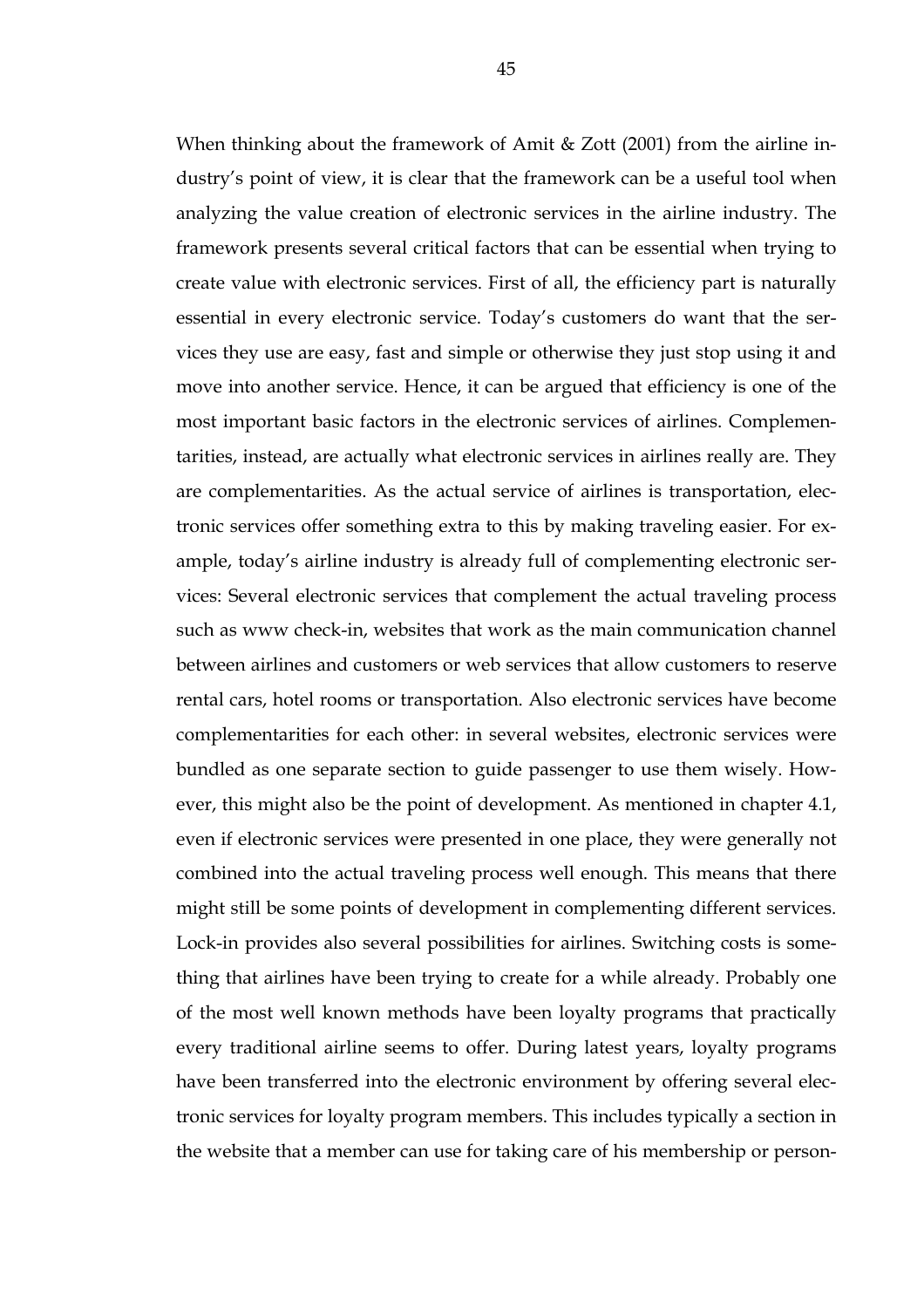When thinking about the framework of Amit & Zott (2001) from the airline industry's point of view, it is clear that the framework can be a useful tool when analyzing the value creation of electronic services in the airline industry. The framework presents several critical factors that can be essential when trying to create value with electronic services. First of all, the efficiency part is naturally essential in every electronic service. Today's customers do want that the services they use are easy, fast and simple or otherwise they just stop using it and move into another service. Hence, it can be argued that efficiency is one of the most important basic factors in the electronic services of airlines. Complementarities, instead, are actually what electronic services in airlines really are. They are complementarities. As the actual service of airlines is transportation, electronic services offer something extra to this by making traveling easier. For example, today's airline industry is already full of complementing electronic services: Several electronic services that complement the actual traveling process such as www check-in, websites that work as the main communication channel between airlines and customers or web services that allow customers to reserve rental cars, hotel rooms or transportation. Also electronic services have become complementarities for each other: in several websites, electronic services were bundled as one separate section to guide passenger to use them wisely. However, this might also be the point of development. As mentioned in chapter 4.1, even if electronic services were presented in one place, they were generally not combined into the actual traveling process well enough. This means that there might still be some points of development in complementing different services. Lock-in provides also several possibilities for airlines. Switching costs is something that airlines have been trying to create for a while already. Probably one of the most well known methods have been loyalty programs that practically every traditional airline seems to offer. During latest years, loyalty programs have been transferred into the electronic environment by offering several electronic services for loyalty program members. This includes typically a section in the website that a member can use for taking care of his membership or person-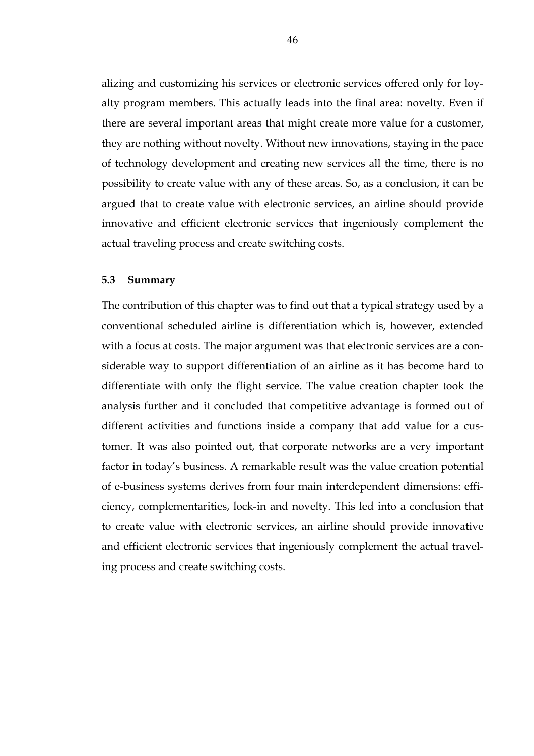alizing and customizing his services or electronic services offered only for loyalty program members. This actually leads into the final area: novelty. Even if there are several important areas that might create more value for a customer, they are nothing without novelty. Without new innovations, staying in the pace of technology development and creating new services all the time, there is no possibility to create value with any of these areas. So, as a conclusion, it can be argued that to create value with electronic services, an airline should provide innovative and efficient electronic services that ingeniously complement the actual traveling process and create switching costs.

### 5.3 Summary

The contribution of this chapter was to find out that a typical strategy used by a conventional scheduled airline is differentiation which is, however, extended with a focus at costs. The major argument was that electronic services are a considerable way to support differentiation of an airline as it has become hard to differentiate with only the flight service. The value creation chapter took the analysis further and it concluded that competitive advantage is formed out of different activities and functions inside a company that add value for a customer. It was also pointed out, that corporate networks are a very important factor in today's business. A remarkable result was the value creation potential of e-business systems derives from four main interdependent dimensions: efficiency, complementarities, lock-in and novelty. This led into a conclusion that to create value with electronic services, an airline should provide innovative and efficient electronic services that ingeniously complement the actual traveling process and create switching costs.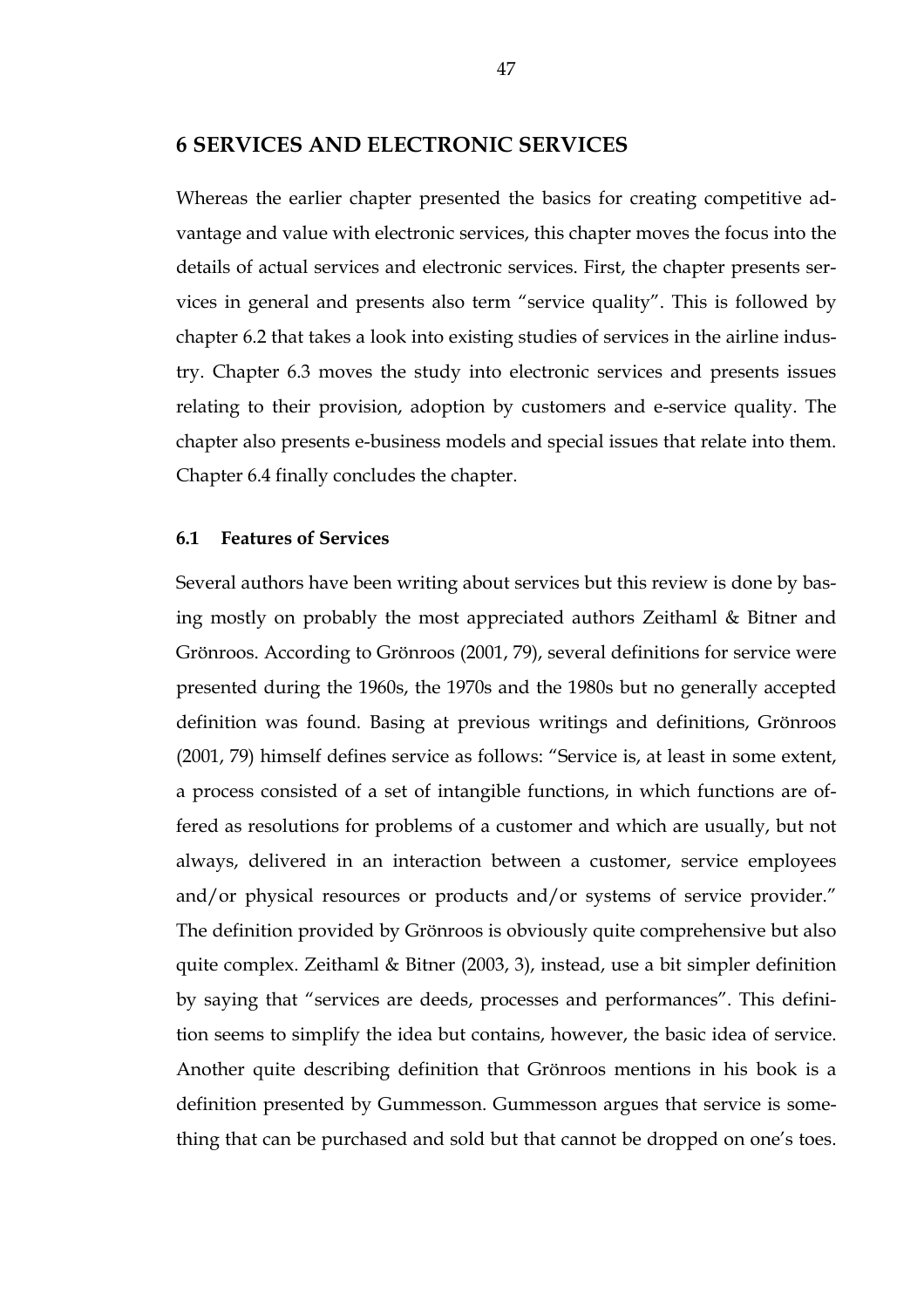# 6 SERVICES AND ELECTRONIC SERVICES

Whereas the earlier chapter presented the basics for creating competitive advantage and value with electronic services, this chapter moves the focus into the details of actual services and electronic services. First, the chapter presents services in general and presents also term "service quality". This is followed by chapter 6.2 that takes a look into existing studies of services in the airline industry. Chapter 6.3 moves the study into electronic services and presents issues relating to their provision, adoption by customers and e-service quality. The chapter also presents e-business models and special issues that relate into them. Chapter 6.4 finally concludes the chapter.

## 6.1 Features of Services

Several authors have been writing about services but this review is done by basing mostly on probably the most appreciated authors Zeithaml & Bitner and Grönroos. According to Grönroos (2001, 79), several definitions for service were presented during the 1960s, the 1970s and the 1980s but no generally accepted definition was found. Basing at previous writings and definitions, Grönroos (2001, 79) himself defines service as follows: "Service is, at least in some extent, a process consisted of a set of intangible functions, in which functions are offered as resolutions for problems of a customer and which are usually, but not always, delivered in an interaction between a customer, service employees and/or physical resources or products and/or systems of service provider." The definition provided by Grönroos is obviously quite comprehensive but also quite complex. Zeithaml & Bitner (2003, 3), instead, use a bit simpler definition by saying that "services are deeds, processes and performances". This definition seems to simplify the idea but contains, however, the basic idea of service. Another quite describing definition that Grönroos mentions in his book is a definition presented by Gummesson. Gummesson argues that service is something that can be purchased and sold but that cannot be dropped on one's toes.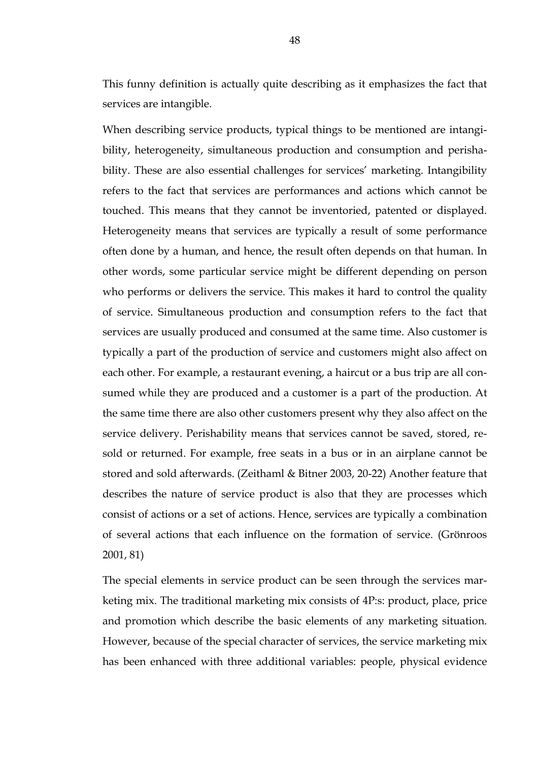This funny definition is actually quite describing as it emphasizes the fact that services are intangible.

When describing service products, typical things to be mentioned are intangibility, heterogeneity, simultaneous production and consumption and perishability. These are also essential challenges for services' marketing. Intangibility refers to the fact that services are performances and actions which cannot be touched. This means that they cannot be inventoried, patented or displayed. Heterogeneity means that services are typically a result of some performance often done by a human, and hence, the result often depends on that human. In other words, some particular service might be different depending on person who performs or delivers the service. This makes it hard to control the quality of service. Simultaneous production and consumption refers to the fact that services are usually produced and consumed at the same time. Also customer is typically a part of the production of service and customers might also affect on each other. For example, a restaurant evening, a haircut or a bus trip are all consumed while they are produced and a customer is a part of the production. At the same time there are also other customers present why they also affect on the service delivery. Perishability means that services cannot be saved, stored, resold or returned. For example, free seats in a bus or in an airplane cannot be stored and sold afterwards. (Zeithaml & Bitner 2003, 20-22) Another feature that describes the nature of service product is also that they are processes which consist of actions or a set of actions. Hence, services are typically a combination of several actions that each influence on the formation of service. (Grönroos 2001, 81)

The special elements in service product can be seen through the services marketing mix. The traditional marketing mix consists of 4P:s: product, place, price and promotion which describe the basic elements of any marketing situation. However, because of the special character of services, the service marketing mix has been enhanced with three additional variables: people, physical evidence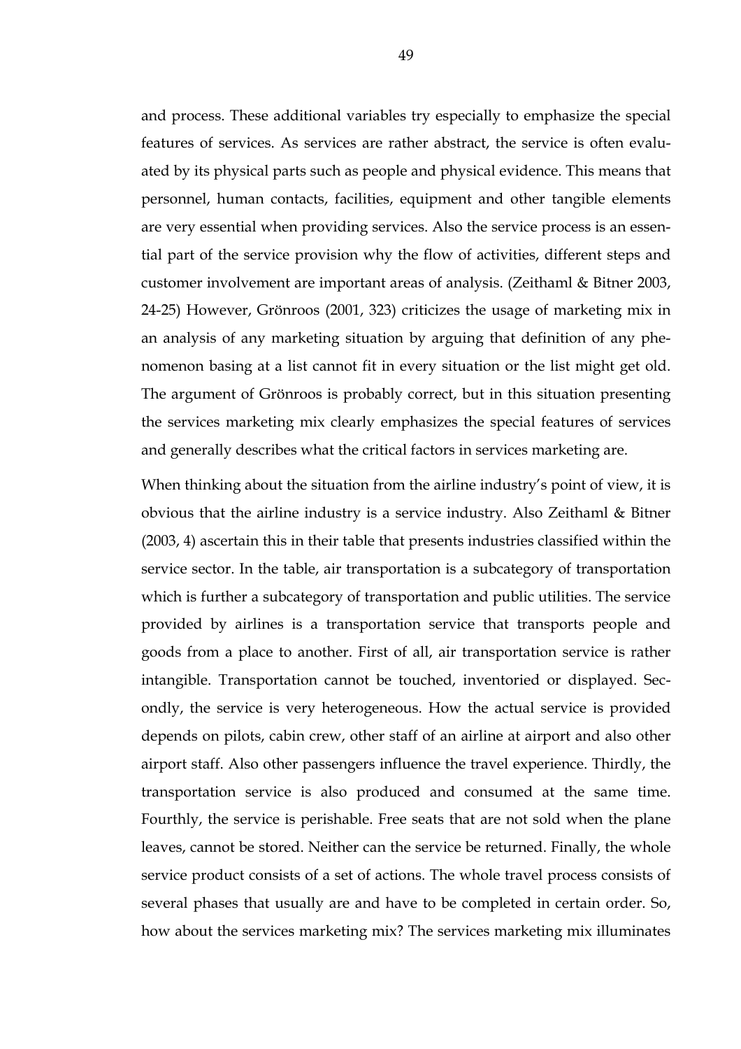and process. These additional variables try especially to emphasize the special features of services. As services are rather abstract, the service is often evaluated by its physical parts such as people and physical evidence. This means that personnel, human contacts, facilities, equipment and other tangible elements are very essential when providing services. Also the service process is an essential part of the service provision why the flow of activities, different steps and customer involvement are important areas of analysis. (Zeithaml & Bitner 2003, 24-25) However, Grönroos (2001, 323) criticizes the usage of marketing mix in an analysis of any marketing situation by arguing that definition of any phenomenon basing at a list cannot fit in every situation or the list might get old. The argument of Grönroos is probably correct, but in this situation presenting the services marketing mix clearly emphasizes the special features of services and generally describes what the critical factors in services marketing are.

When thinking about the situation from the airline industry's point of view, it is obvious that the airline industry is a service industry. Also Zeithaml & Bitner (2003, 4) ascertain this in their table that presents industries classified within the service sector. In the table, air transportation is a subcategory of transportation which is further a subcategory of transportation and public utilities. The service provided by airlines is a transportation service that transports people and goods from a place to another. First of all, air transportation service is rather intangible. Transportation cannot be touched, inventoried or displayed. Secondly, the service is very heterogeneous. How the actual service is provided depends on pilots, cabin crew, other staff of an airline at airport and also other airport staff. Also other passengers influence the travel experience. Thirdly, the transportation service is also produced and consumed at the same time. Fourthly, the service is perishable. Free seats that are not sold when the plane leaves, cannot be stored. Neither can the service be returned. Finally, the whole service product consists of a set of actions. The whole travel process consists of several phases that usually are and have to be completed in certain order. So, how about the services marketing mix? The services marketing mix illuminates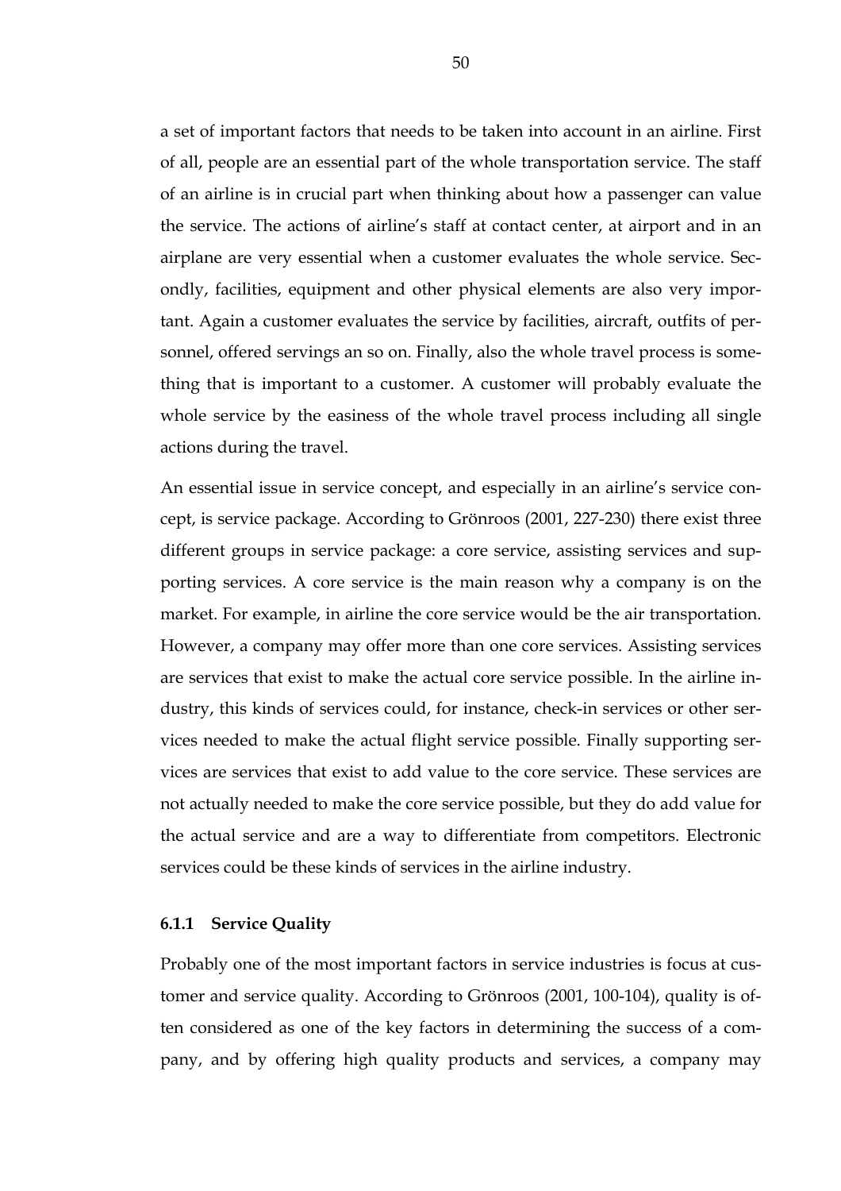a set of important factors that needs to be taken into account in an airline. First of all, people are an essential part of the whole transportation service. The staff of an airline is in crucial part when thinking about how a passenger can value the service. The actions of airline's staff at contact center, at airport and in an airplane are very essential when a customer evaluates the whole service. Secondly, facilities, equipment and other physical elements are also very important. Again a customer evaluates the service by facilities, aircraft, outfits of personnel, offered servings an so on. Finally, also the whole travel process is something that is important to a customer. A customer will probably evaluate the whole service by the easiness of the whole travel process including all single actions during the travel.

An essential issue in service concept, and especially in an airline's service concept, is service package. According to Grönroos (2001, 227-230) there exist three different groups in service package: a core service, assisting services and supporting services. A core service is the main reason why a company is on the market. For example, in airline the core service would be the air transportation. However, a company may offer more than one core services. Assisting services are services that exist to make the actual core service possible. In the airline industry, this kinds of services could, for instance, check-in services or other services needed to make the actual flight service possible. Finally supporting services are services that exist to add value to the core service. These services are not actually needed to make the core service possible, but they do add value for the actual service and are a way to differentiate from competitors. Electronic services could be these kinds of services in the airline industry.

### 6.1.1 Service Quality

Probably one of the most important factors in service industries is focus at customer and service quality. According to Grönroos (2001, 100-104), quality is often considered as one of the key factors in determining the success of a company, and by offering high quality products and services, a company may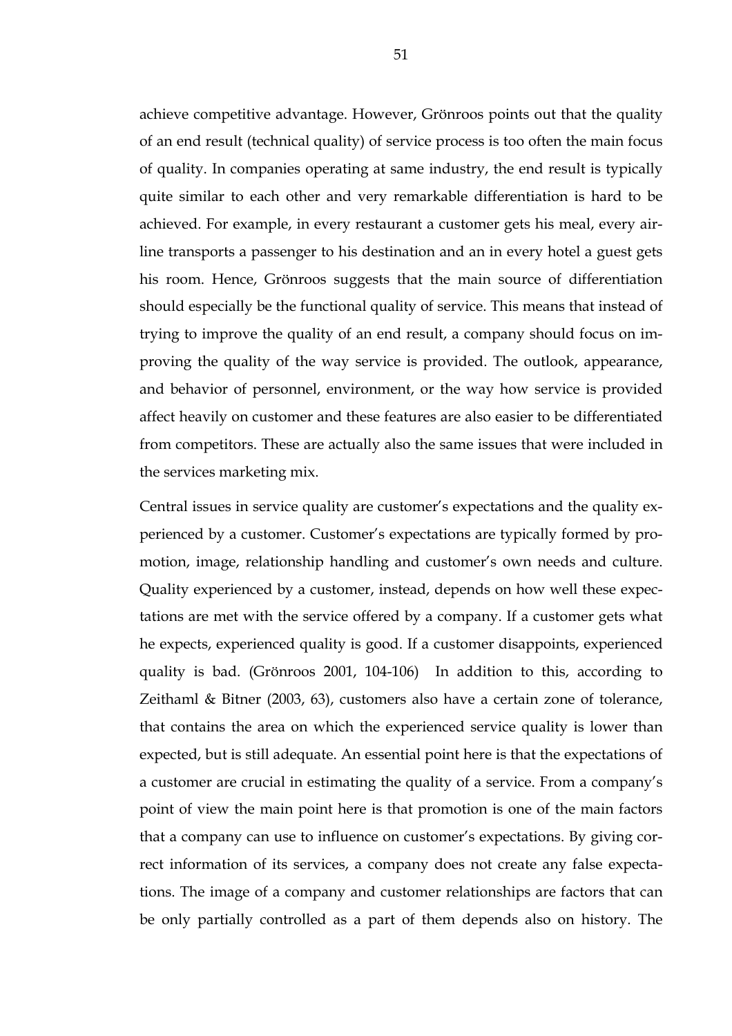achieve competitive advantage. However, Grönroos points out that the quality of an end result (technical quality) of service process is too often the main focus of quality. In companies operating at same industry, the end result is typically quite similar to each other and very remarkable differentiation is hard to be achieved. For example, in every restaurant a customer gets his meal, every airline transports a passenger to his destination and an in every hotel a guest gets his room. Hence, Grönroos suggests that the main source of differentiation should especially be the functional quality of service. This means that instead of trying to improve the quality of an end result, a company should focus on improving the quality of the way service is provided. The outlook, appearance, and behavior of personnel, environment, or the way how service is provided affect heavily on customer and these features are also easier to be differentiated from competitors. These are actually also the same issues that were included in the services marketing mix.

Central issues in service quality are customer's expectations and the quality experienced by a customer. Customer's expectations are typically formed by promotion, image, relationship handling and customer's own needs and culture. Quality experienced by a customer, instead, depends on how well these expectations are met with the service offered by a company. If a customer gets what he expects, experienced quality is good. If a customer disappoints, experienced quality is bad. (Grönroos 2001, 104-106) In addition to this, according to Zeithaml & Bitner (2003, 63), customers also have a certain zone of tolerance, that contains the area on which the experienced service quality is lower than expected, but is still adequate. An essential point here is that the expectations of a customer are crucial in estimating the quality of a service. From a company's point of view the main point here is that promotion is one of the main factors that a company can use to influence on customer's expectations. By giving correct information of its services, a company does not create any false expectations. The image of a company and customer relationships are factors that can be only partially controlled as a part of them depends also on history. The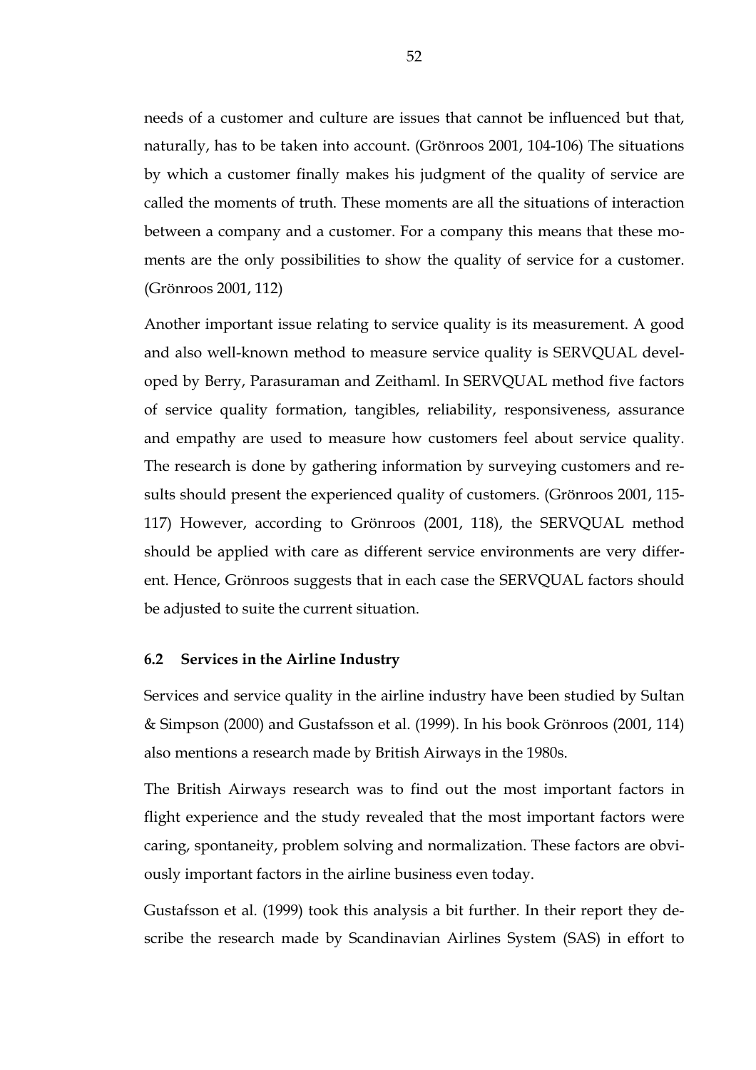needs of a customer and culture are issues that cannot be influenced but that, naturally, has to be taken into account. (Grönroos 2001, 104-106) The situations by which a customer finally makes his judgment of the quality of service are called the moments of truth. These moments are all the situations of interaction between a company and a customer. For a company this means that these moments are the only possibilities to show the quality of service for a customer. (Grönroos 2001, 112)

Another important issue relating to service quality is its measurement. A good and also well-known method to measure service quality is SERVQUAL developed by Berry, Parasuraman and Zeithaml. In SERVQUAL method five factors of service quality formation, tangibles, reliability, responsiveness, assurance and empathy are used to measure how customers feel about service quality. The research is done by gathering information by surveying customers and results should present the experienced quality of customers. (Grönroos 2001, 115-117) However, according to Grönroos (2001, 118), the SERVQUAL method should be applied with care as different service environments are very different. Hence, Grönroos suggests that in each case the SERVQUAL factors should be adjusted to suite the current situation.

### 6.2 Services in the Airline Industry

Services and service quality in the airline industry have been studied by Sultan & Simpson (2000) and Gustafsson et al. (1999). In his book Grönroos (2001, 114) also mentions a research made by British Airways in the 1980s.

The British Airways research was to find out the most important factors in flight experience and the study revealed that the most important factors were caring, spontaneity, problem solving and normalization. These factors are obviously important factors in the airline business even today.

Gustafsson et al. (1999) took this analysis a bit further. In their report they describe the research made by Scandinavian Airlines System (SAS) in effort to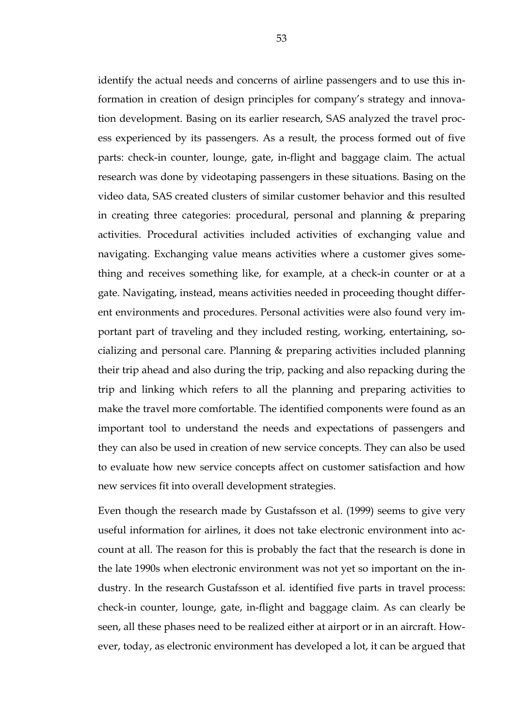identify the actual needs and concerns of airline passengers and to use this information in creation of design principles for company's strategy and innovation development. Basing on its earlier research, SAS analyzed the travel process experienced by its passengers. As a result, the process formed out of five parts: check-in counter, lounge, gate, in-flight and baggage claim. The actual research was done by videotaping passengers in these situations. Basing on the video data, SAS created clusters of similar customer behavior and this resulted in creating three categories: procedural, personal and planning & preparing activities. Procedural activities included activities of exchanging value and navigating. Exchanging value means activities where a customer gives something and receives something like, for example, at a check-in counter or at a gate. Navigating, instead, means activities needed in proceeding thought different environments and procedures. Personal activities were also found very important part of traveling and they included resting, working, entertaining, socializing and personal care. Planning & preparing activities included planning their trip ahead and also during the trip, packing and also repacking during the trip and linking which refers to all the planning and preparing activities to make the travel more comfortable. The identified components were found as an important tool to understand the needs and expectations of passengers and they can also be used in creation of new service concepts. They can also be used to evaluate how new service concepts affect on customer satisfaction and how new services fit into overall development strategies.

Even though the research made by Gustafsson et al. (1999) seems to give very useful information for airlines, it does not take electronic environment into account at all. The reason for this is probably the fact that the research is done in the late 1990s when electronic environment was not yet so important on the industry. In the research Gustafsson et al. identified five parts in travel process: check-in counter, lounge, gate, in-flight and baggage claim. As can clearly be seen, all these phases need to be realized either at airport or in an aircraft. However, today, as electronic environment has developed a lot, it can be argued that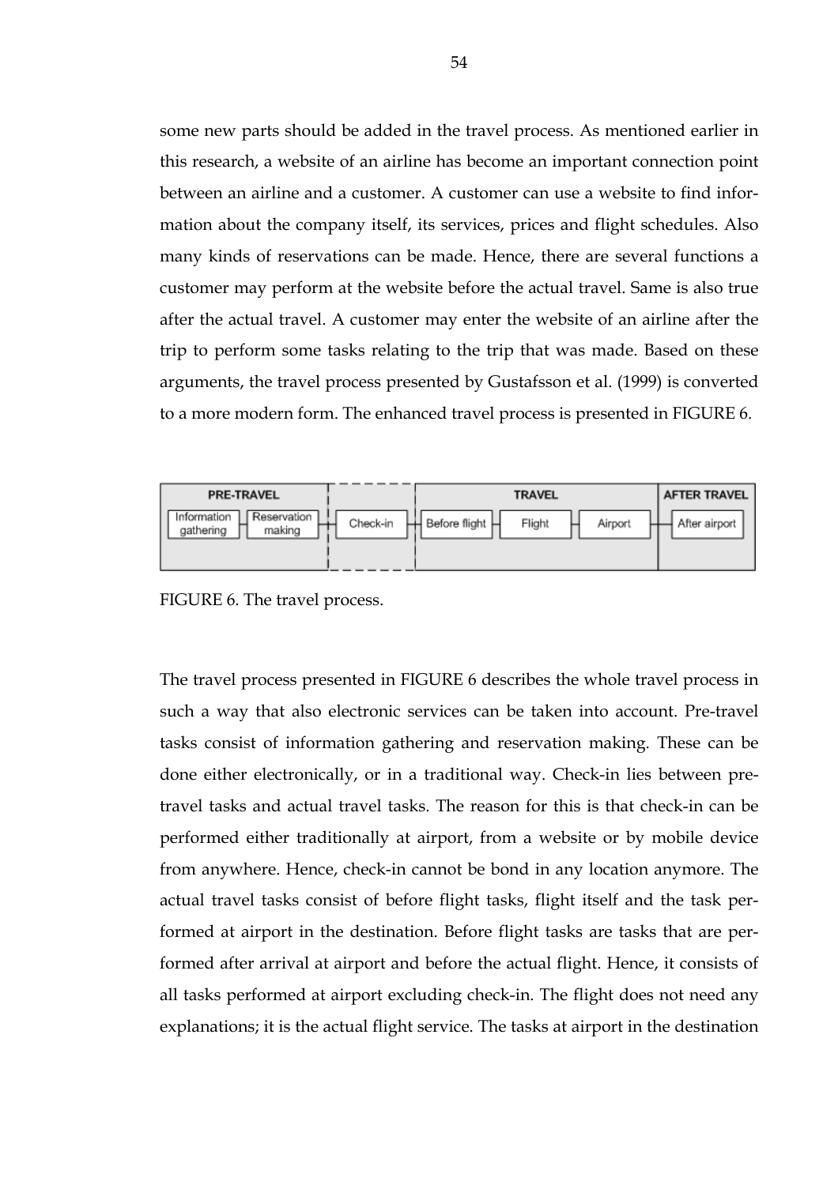some new parts should be added in the travel process. As mentioned earlier in this research, a website of an airline has become an important connection point between an airline and a customer. A customer can use a website to find information about the company itself, its services, prices and flight schedules. Also many kinds of reservations can be made. Hence, there are several functions a customer may perform at the website before the actual travel. Same is also true after the actual travel. A customer may enter the website of an airline after the trip to perform some tasks relating to the trip that was made. Based on these arguments, the travel process presented by Gustafsson et al. (1999) is converted to a more modern form. The enhanced travel process is presented in FIGURE 6.

| PRE-TRAVEL | | | TRAVEL | | | AFTER TRAVEL |
|---|---|---|---|---|---|---|
| Information gathering | Reservation making | Check-in | Before flight | Flight | Airport | After airport |

FIGURE 6. The travel process.

The travel process presented in FIGURE 6 describes the whole travel process in such a way that also electronic services can be taken into account. Pre-travel tasks consist of information gathering and reservation making. These can be done either electronically, or in a traditional way. Check-in lies between pre-travel tasks and actual travel tasks. The reason for this is that check-in can be performed either traditionally at airport, from a website or by mobile device from anywhere. Hence, check-in cannot be bond in any location anymore. The actual travel tasks consist of before flight tasks, flight itself and the task performed at airport in the destination. Before flight tasks are tasks that are performed after arrival at airport and before the actual flight. Hence, it consists of all tasks performed at airport excluding check-in. The flight does not need any explanations; it is the actual flight service. The tasks at airport in the destination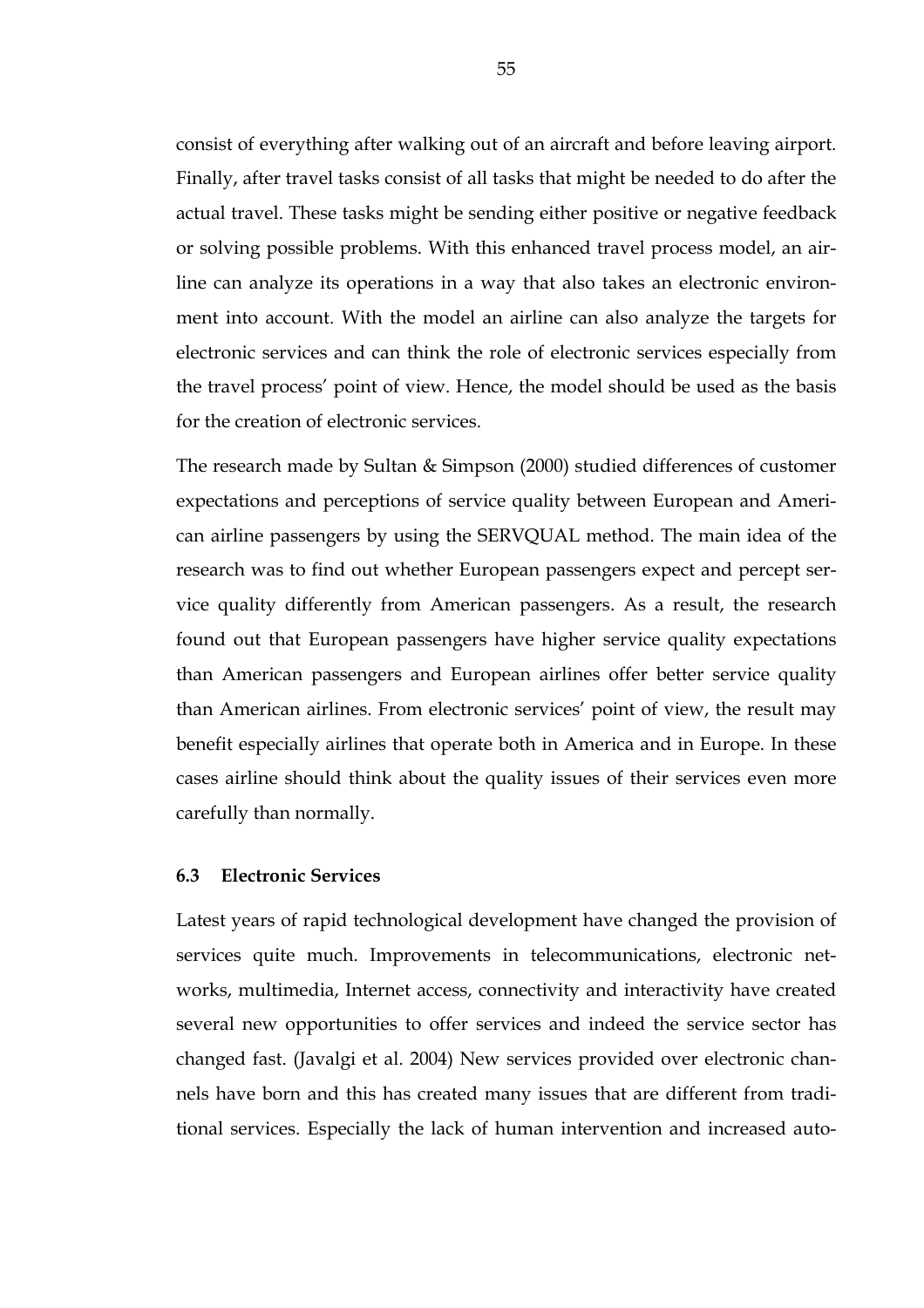consist of everything after walking out of an aircraft and before leaving airport. Finally, after travel tasks consist of all tasks that might be needed to do after the actual travel. These tasks might be sending either positive or negative feedback or solving possible problems. With this enhanced travel process model, an airline can analyze its operations in a way that also takes an electronic environment into account. With the model an airline can also analyze the targets for electronic services and can think the role of electronic services especially from the travel process' point of view. Hence, the model should be used as the basis for the creation of electronic services.

The research made by Sultan & Simpson (2000) studied differences of customer expectations and perceptions of service quality between European and American airline passengers by using the SERVQUAL method. The main idea of the research was to find out whether European passengers expect and percept service quality differently from American passengers. As a result, the research found out that European passengers have higher service quality expectations than American passengers and European airlines offer better service quality than American airlines. From electronic services' point of view, the result may benefit especially airlines that operate both in America and in Europe. In these cases airline should think about the quality issues of their services even more carefully than normally.

### 6.3 Electronic Services

Latest years of rapid technological development have changed the provision of services quite much. Improvements in telecommunications, electronic networks, multimedia, Internet access, connectivity and interactivity have created several new opportunities to offer services and indeed the service sector has changed fast. (Javalgi et al. 2004) New services provided over electronic channels have born and this has created many issues that are different from traditional services. Especially the lack of human intervention and increased auto-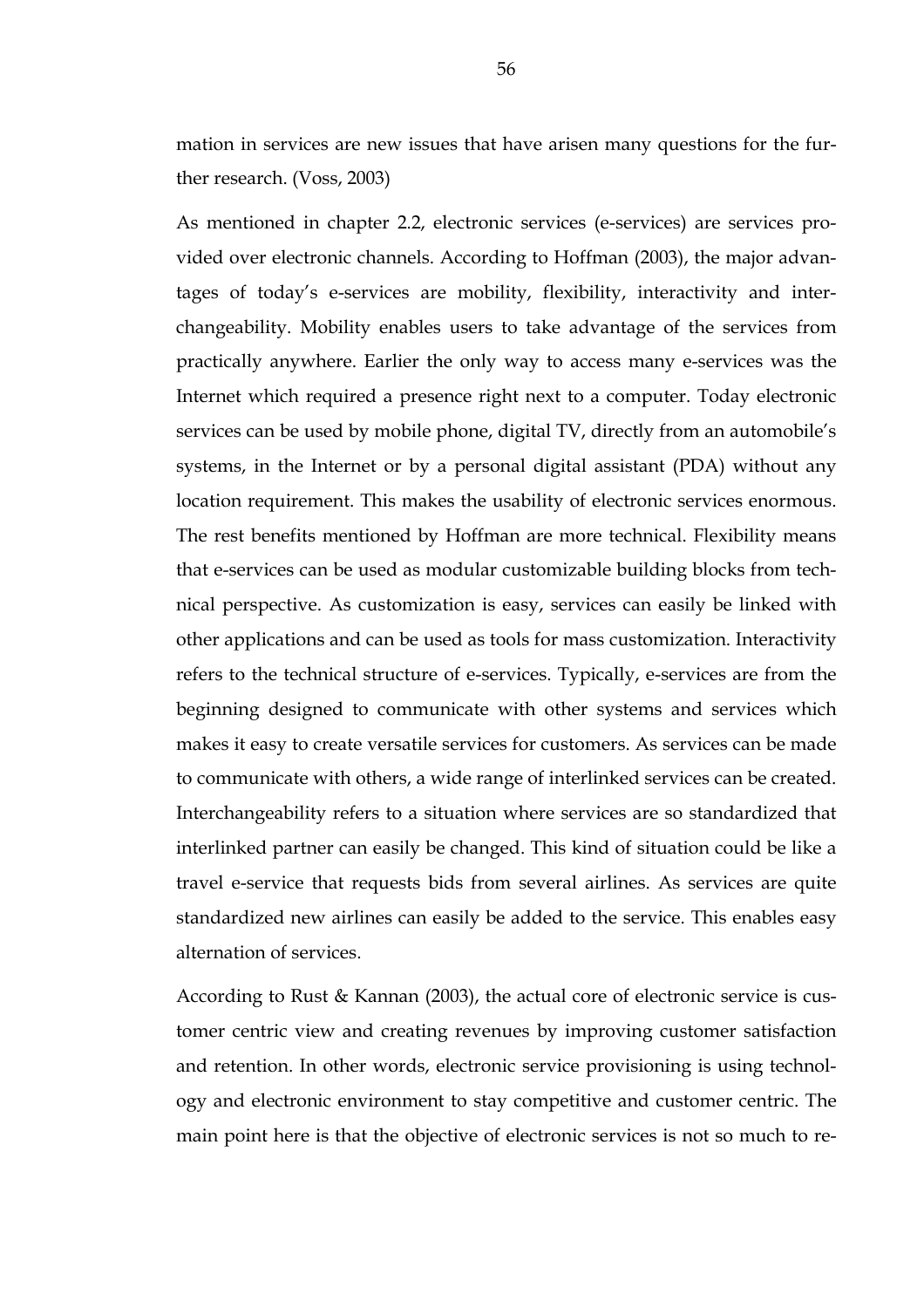mation in services are new issues that have arisen many questions for the further research. (Voss, 2003)

As mentioned in chapter 2.2, electronic services (e-services) are services provided over electronic channels. According to Hoffman (2003), the major advantages of today's e-services are mobility, flexibility, interactivity and interchangeability. Mobility enables users to take advantage of the services from practically anywhere. Earlier the only way to access many e-services was the Internet which required a presence right next to a computer. Today electronic services can be used by mobile phone, digital TV, directly from an automobile's systems, in the Internet or by a personal digital assistant (PDA) without any location requirement. This makes the usability of electronic services enormous. The rest benefits mentioned by Hoffman are more technical. Flexibility means that e-services can be used as modular customizable building blocks from technical perspective. As customization is easy, services can easily be linked with other applications and can be used as tools for mass customization. Interactivity refers to the technical structure of e-services. Typically, e-services are from the beginning designed to communicate with other systems and services which makes it easy to create versatile services for customers. As services can be made to communicate with others, a wide range of interlinked services can be created. Interchangeability refers to a situation where services are so standardized that interlinked partner can easily be changed. This kind of situation could be like a travel e-service that requests bids from several airlines. As services are quite standardized new airlines can easily be added to the service. This enables easy alternation of services.

According to Rust & Kannan (2003), the actual core of electronic service is customer centric view and creating revenues by improving customer satisfaction and retention. In other words, electronic service provisioning is using technology and electronic environment to stay competitive and customer centric. The main point here is that the objective of electronic services is not so much to re-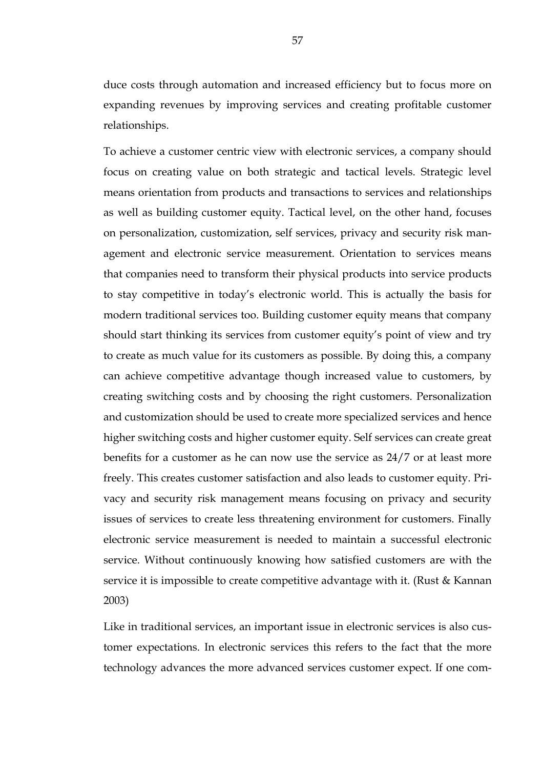duce costs through automation and increased efficiency but to focus more on expanding revenues by improving services and creating profitable customer relationships.

To achieve a customer centric view with electronic services, a company should focus on creating value on both strategic and tactical levels. Strategic level means orientation from products and transactions to services and relationships as well as building customer equity. Tactical level, on the other hand, focuses on personalization, customization, self services, privacy and security risk management and electronic service measurement. Orientation to services means that companies need to transform their physical products into service products to stay competitive in today's electronic world. This is actually the basis for modern traditional services too. Building customer equity means that company should start thinking its services from customer equity's point of view and try to create as much value for its customers as possible. By doing this, a company can achieve competitive advantage though increased value to customers, by creating switching costs and by choosing the right customers. Personalization and customization should be used to create more specialized services and hence higher switching costs and higher customer equity. Self services can create great benefits for a customer as he can now use the service as 24/7 or at least more freely. This creates customer satisfaction and also leads to customer equity. Privacy and security risk management means focusing on privacy and security issues of services to create less threatening environment for customers. Finally electronic service measurement is needed to maintain a successful electronic service. Without continuously knowing how satisfied customers are with the service it is impossible to create competitive advantage with it. (Rust & Kannan 2003)

Like in traditional services, an important issue in electronic services is also customer expectations. In electronic services this refers to the fact that the more technology advances the more advanced services customer expect. If one com-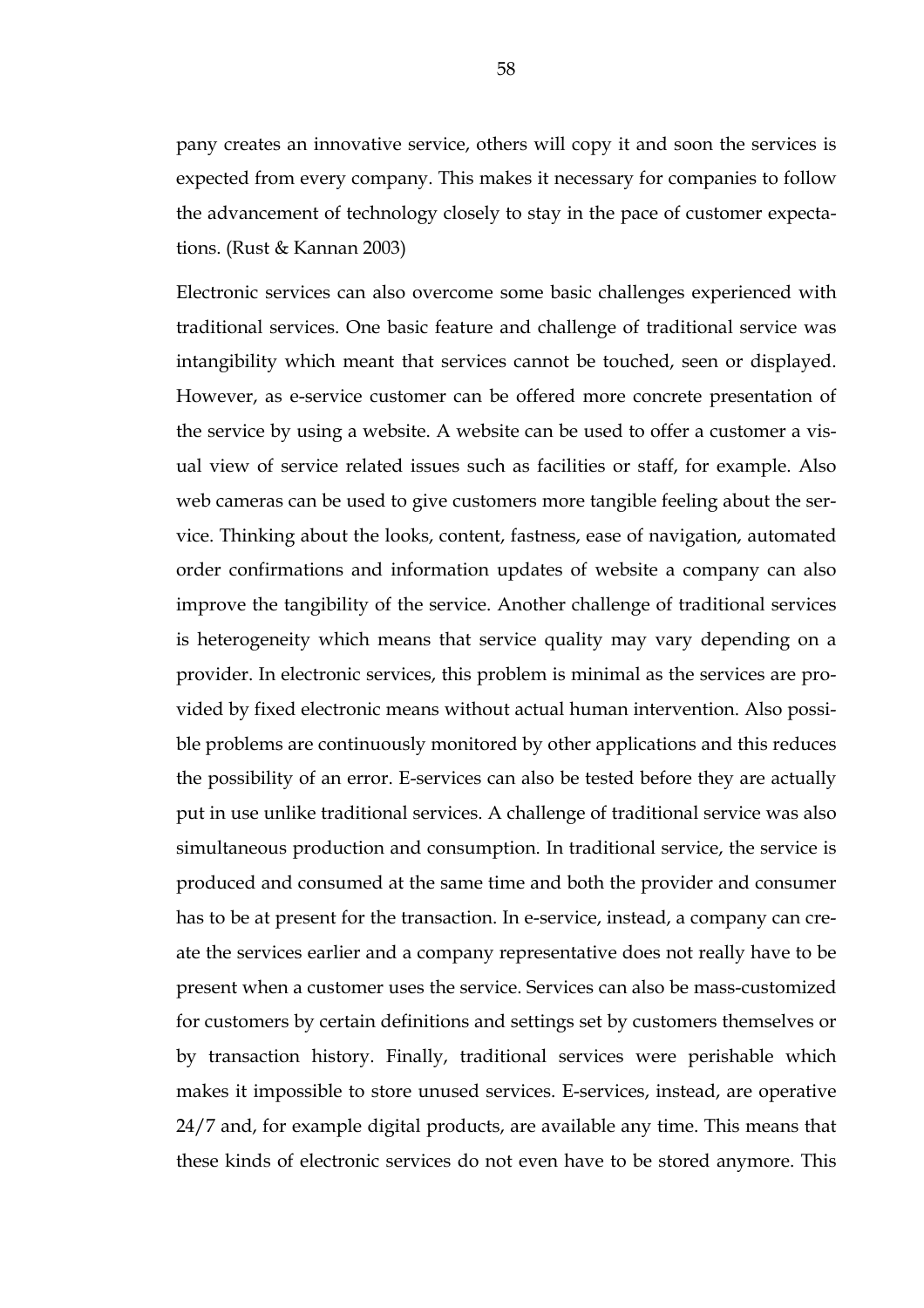pany creates an innovative service, others will copy it and soon the services is expected from every company. This makes it necessary for companies to follow the advancement of technology closely to stay in the pace of customer expectations. (Rust & Kannan 2003)

Electronic services can also overcome some basic challenges experienced with traditional services. One basic feature and challenge of traditional service was intangibility which meant that services cannot be touched, seen or displayed. However, as e-service customer can be offered more concrete presentation of the service by using a website. A website can be used to offer a customer a visual view of service related issues such as facilities or staff, for example. Also web cameras can be used to give customers more tangible feeling about the service. Thinking about the looks, content, fastness, ease of navigation, automated order confirmations and information updates of website a company can also improve the tangibility of the service. Another challenge of traditional services is heterogeneity which means that service quality may vary depending on a provider. In electronic services, this problem is minimal as the services are provided by fixed electronic means without actual human intervention. Also possible problems are continuously monitored by other applications and this reduces the possibility of an error. E-services can also be tested before they are actually put in use unlike traditional services. A challenge of traditional service was also simultaneous production and consumption. In traditional service, the service is produced and consumed at the same time and both the provider and consumer has to be at present for the transaction. In e-service, instead, a company can create the services earlier and a company representative does not really have to be present when a customer uses the service. Services can also be mass-customized for customers by certain definitions and settings set by customers themselves or by transaction history. Finally, traditional services were perishable which makes it impossible to store unused services. E-services, instead, are operative 24/7 and, for example digital products, are available any time. This means that these kinds of electronic services do not even have to be stored anymore. This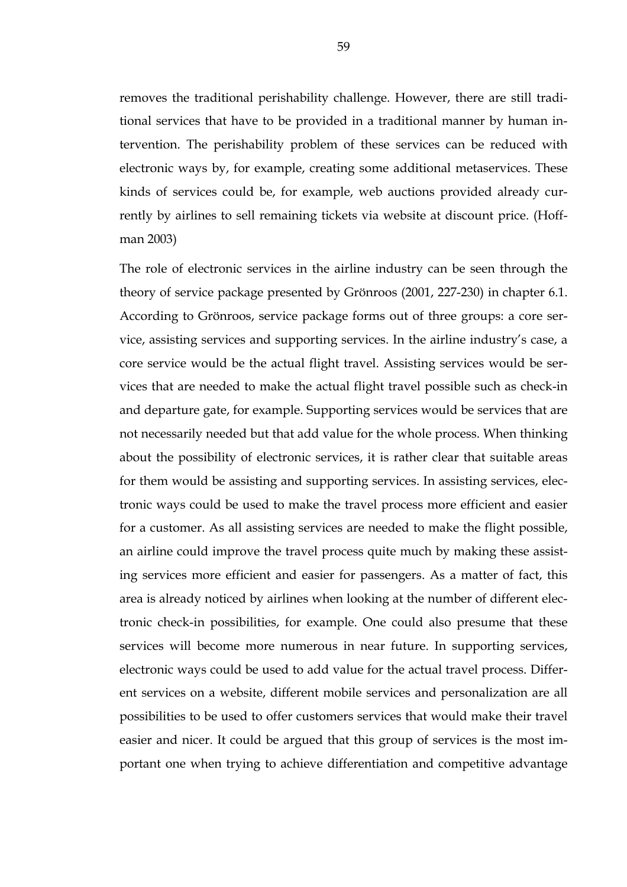removes the traditional perishability challenge. However, there are still traditional services that have to be provided in a traditional manner by human intervention. The perishability problem of these services can be reduced with electronic ways by, for example, creating some additional metaservices. These kinds of services could be, for example, web auctions provided already currently by airlines to sell remaining tickets via website at discount price. (Hoffman 2003)

The role of electronic services in the airline industry can be seen through the theory of service package presented by Grönroos (2001, 227-230) in chapter 6.1. According to Grönroos, service package forms out of three groups: a core service, assisting services and supporting services. In the airline industry's case, a core service would be the actual flight travel. Assisting services would be services that are needed to make the actual flight travel possible such as check-in and departure gate, for example. Supporting services would be services that are not necessarily needed but that add value for the whole process. When thinking about the possibility of electronic services, it is rather clear that suitable areas for them would be assisting and supporting services. In assisting services, electronic ways could be used to make the travel process more efficient and easier for a customer. As all assisting services are needed to make the flight possible, an airline could improve the travel process quite much by making these assisting services more efficient and easier for passengers. As a matter of fact, this area is already noticed by airlines when looking at the number of different electronic check-in possibilities, for example. One could also presume that these services will become more numerous in near future. In supporting services, electronic ways could be used to add value for the actual travel process. Different services on a website, different mobile services and personalization are all possibilities to be used to offer customers services that would make their travel easier and nicer. It could be argued that this group of services is the most important one when trying to achieve differentiation and competitive advantage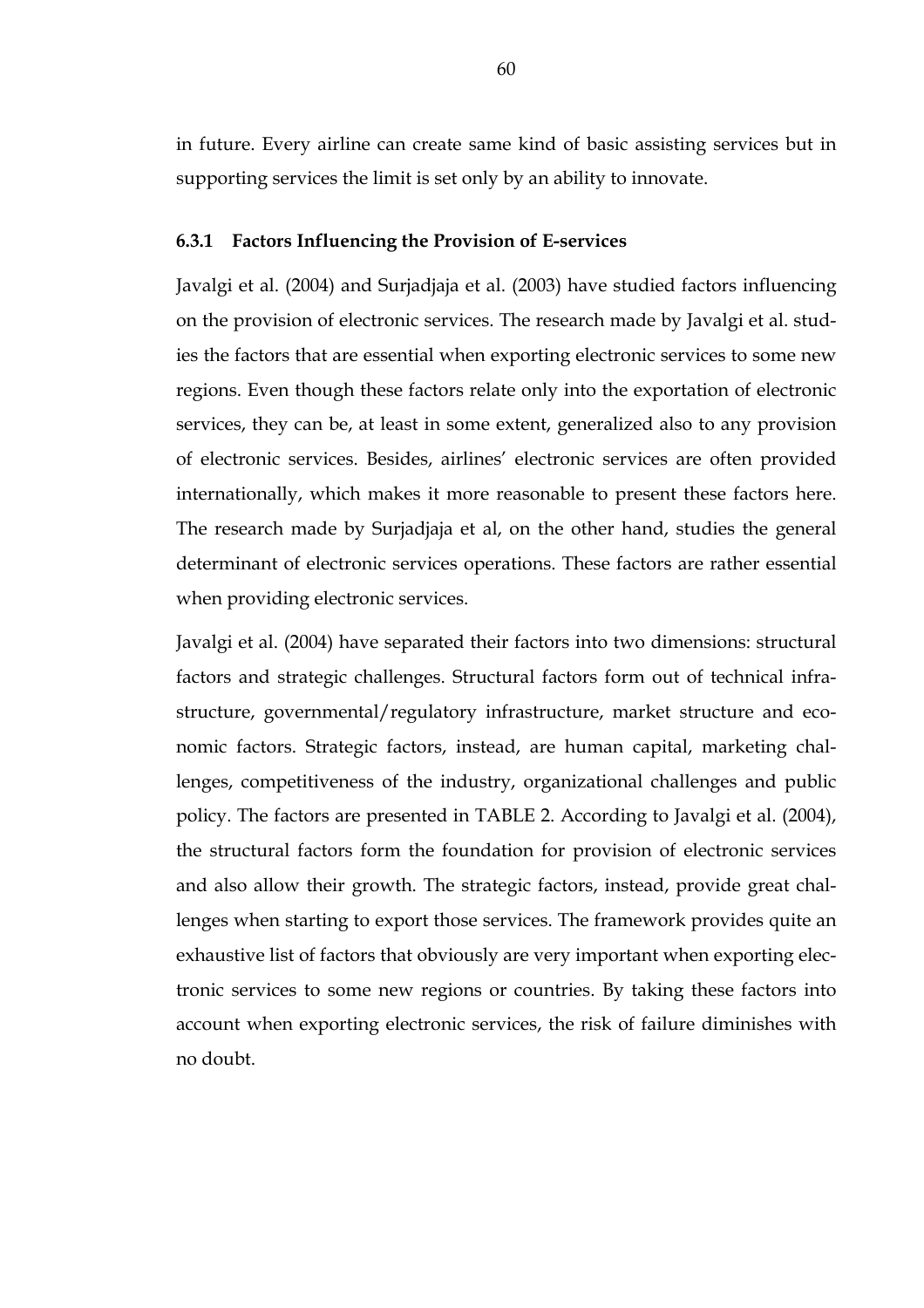in future. Every airline can create same kind of basic assisting services but in supporting services the limit is set only by an ability to innovate.

### 6.3.1 Factors Influencing the Provision of E-services

Javalgi et al. (2004) and Surjadjaja et al. (2003) have studied factors influencing on the provision of electronic services. The research made by Javalgi et al. studies the factors that are essential when exporting electronic services to some new regions. Even though these factors relate only into the exportation of electronic services, they can be, at least in some extent, generalized also to any provision of electronic services. Besides, airlines' electronic services are often provided internationally, which makes it more reasonable to present these factors here. The research made by Surjadjaja et al, on the other hand, studies the general determinant of electronic services operations. These factors are rather essential when providing electronic services.

Javalgi et al. (2004) have separated their factors into two dimensions: structural factors and strategic challenges. Structural factors form out of technical infrastructure, governmental/regulatory infrastructure, market structure and economic factors. Strategic factors, instead, are human capital, marketing challenges, competitiveness of the industry, organizational challenges and public policy. The factors are presented in TABLE 2. According to Javalgi et al. (2004), the structural factors form the foundation for provision of electronic services and also allow their growth. The strategic factors, instead, provide great challenges when starting to export those services. The framework provides quite an exhaustive list of factors that obviously are very important when exporting electronic services to some new regions or countries. By taking these factors into account when exporting electronic services, the risk of failure diminishes with no doubt.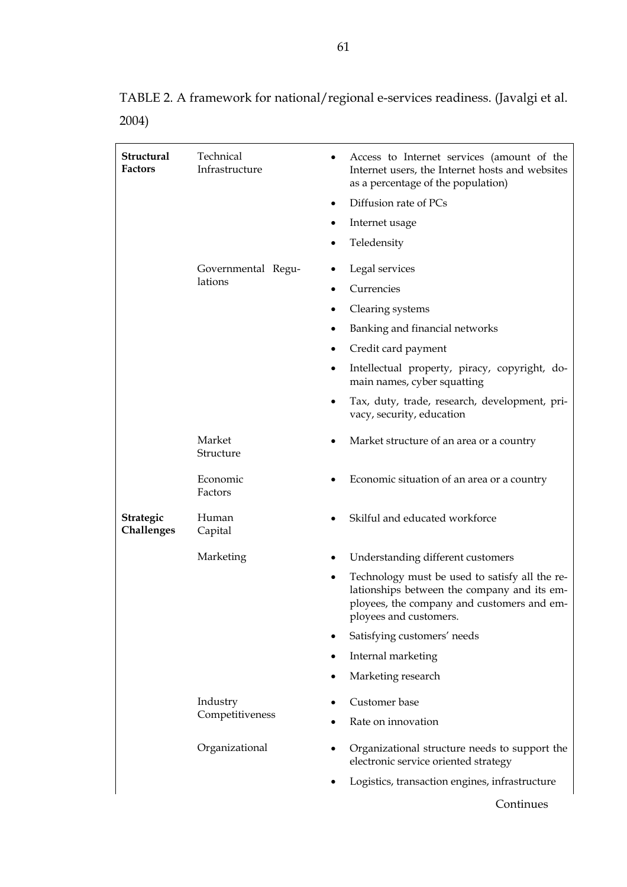TABLE 2. A framework for national/regional e-services readiness. (Javalgi et al. 2004)

| | | |
|---|---|---|
| **Structural Factors** | Technical Infrastructure | • Access to Internet services (amount of the Internet users, the Internet hosts and websites as a percentage of the population)<br>• Diffusion rate of PCs<br>• Internet usage<br>• Teledensity |
| | Governmental Regulations | • Legal services<br>• Currencies<br>• Clearing systems<br>• Banking and financial networks<br>• Credit card payment<br>• Intellectual property, piracy, copyright, domain names, cyber squatting<br>• Tax, duty, trade, research, development, privacy, security, education |
| | Market Structure | • Market structure of an area or a country |
| | Economic Factors | • Economic situation of an area or a country |
| **Strategic Challenges** | Human Capital | • Skilful and educated workforce |
| | Marketing | • Understanding different customers<br>• Technology must be used to satisfy all the relationships between the company and its employees, the company and customers and employees and customers.<br>• Satisfying customers' needs<br>• Internal marketing<br>• Marketing research |
| | Industry Competitiveness | • Customer base<br>• Rate on innovation |
| | Organizational | • Organizational structure needs to support the electronic service oriented strategy<br>• Logistics, transaction engines, infrastructure |

Continues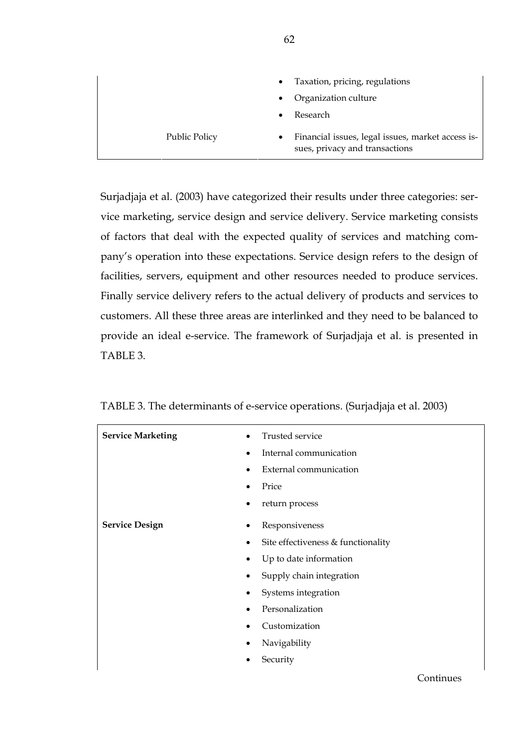| | |
|---|---|
| | • Taxation, pricing, regulations<br>• Organization culture<br>• Research |
| Public Policy | • Financial issues, legal issues, market access issues, privacy and transactions |

Surjadjaja et al. (2003) have categorized their results under three categories: service marketing, service design and service delivery. Service marketing consists of factors that deal with the expected quality of services and matching company's operation into these expectations. Service design refers to the design of facilities, servers, equipment and other resources needed to produce services. Finally service delivery refers to the actual delivery of products and services to customers. All these three areas are interlinked and they need to be balanced to provide an ideal e-service. The framework of Surjadjaja et al. is presented in TABLE 3.

TABLE 3. The determinants of e-service operations. (Surjadjaja et al. 2003)

| | |
|---|---|
| **Service Marketing** | • Trusted service<br>• Internal communication<br>• External communication<br>• Price<br>• return process |
| **Service Design** | • Responsiveness<br>• Site effectiveness & functionality<br>• Up to date information<br>• Supply chain integration<br>• Systems integration<br>• Personalization<br>• Customization<br>• Navigability<br>• Security |

Continues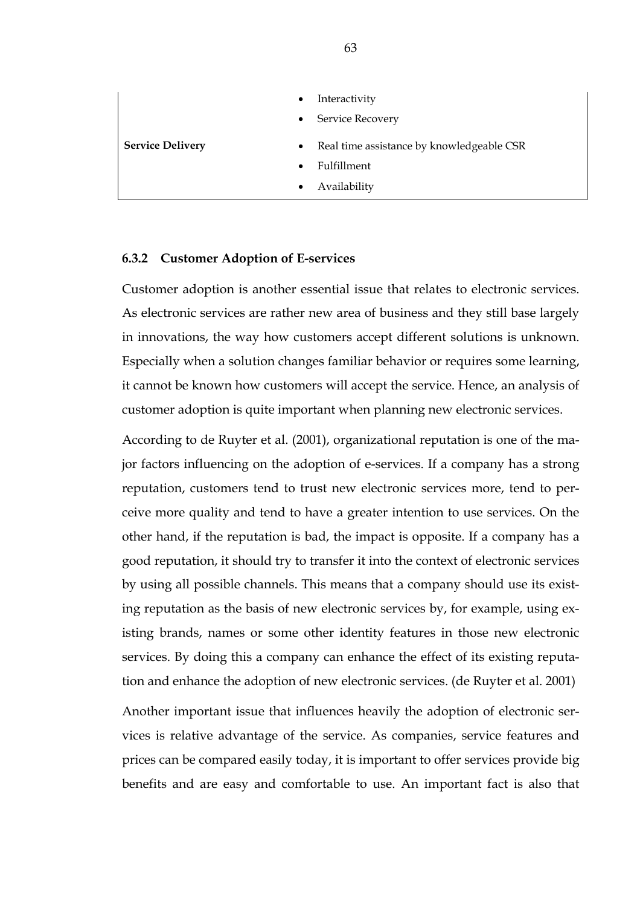|  |  |
| --- | --- |
|  | • Interactivity<br>• Service Recovery |
| **Service Delivery** | • Real time assistance by knowledgeable CSR<br>• Fulfillment<br>• Availability |

### 6.3.2 Customer Adoption of E-services

Customer adoption is another essential issue that relates to electronic services. As electronic services are rather new area of business and they still base largely in innovations, the way how customers accept different solutions is unknown. Especially when a solution changes familiar behavior or requires some learning, it cannot be known how customers will accept the service. Hence, an analysis of customer adoption is quite important when planning new electronic services.

According to de Ruyter et al. (2001), organizational reputation is one of the major factors influencing on the adoption of e-services. If a company has a strong reputation, customers tend to trust new electronic services more, tend to perceive more quality and tend to have a greater intention to use services. On the other hand, if the reputation is bad, the impact is opposite. If a company has a good reputation, it should try to transfer it into the context of electronic services by using all possible channels. This means that a company should use its existing reputation as the basis of new electronic services by, for example, using existing brands, names or some other identity features in those new electronic services. By doing this a company can enhance the effect of its existing reputation and enhance the adoption of new electronic services. (de Ruyter et al. 2001)

Another important issue that influences heavily the adoption of electronic services is relative advantage of the service. As companies, service features and prices can be compared easily today, it is important to offer services provide big benefits and are easy and comfortable to use. An important fact is also that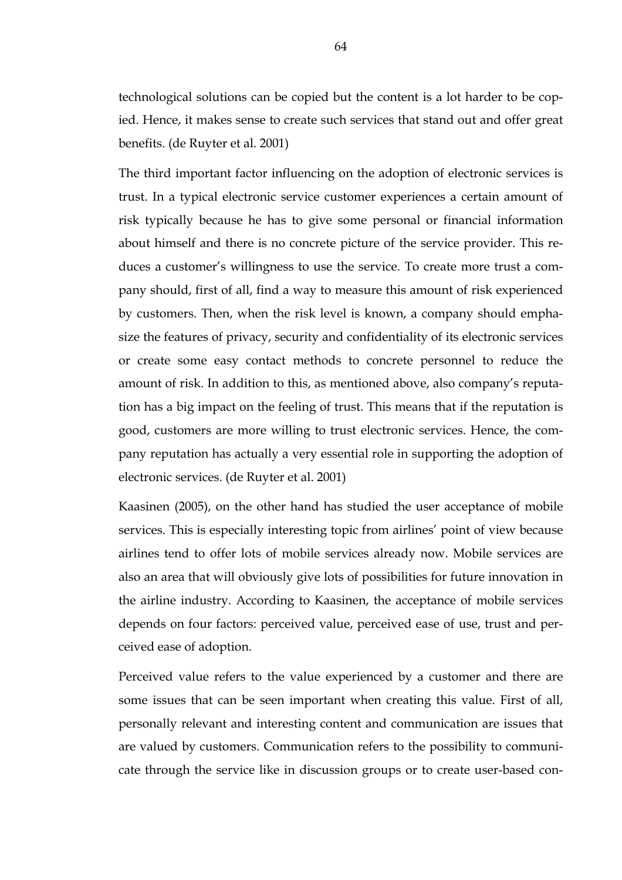technological solutions can be copied but the content is a lot harder to be copied. Hence, it makes sense to create such services that stand out and offer great benefits. (de Ruyter et al. 2001)

The third important factor influencing on the adoption of electronic services is trust. In a typical electronic service customer experiences a certain amount of risk typically because he has to give some personal or financial information about himself and there is no concrete picture of the service provider. This reduces a customer's willingness to use the service. To create more trust a company should, first of all, find a way to measure this amount of risk experienced by customers. Then, when the risk level is known, a company should emphasize the features of privacy, security and confidentiality of its electronic services or create some easy contact methods to concrete personnel to reduce the amount of risk. In addition to this, as mentioned above, also company's reputation has a big impact on the feeling of trust. This means that if the reputation is good, customers are more willing to trust electronic services. Hence, the company reputation has actually a very essential role in supporting the adoption of electronic services. (de Ruyter et al. 2001)

Kaasinen (2005), on the other hand has studied the user acceptance of mobile services. This is especially interesting topic from airlines' point of view because airlines tend to offer lots of mobile services already now. Mobile services are also an area that will obviously give lots of possibilities for future innovation in the airline industry. According to Kaasinen, the acceptance of mobile services depends on four factors: perceived value, perceived ease of use, trust and perceived ease of adoption.

Perceived value refers to the value experienced by a customer and there are some issues that can be seen important when creating this value. First of all, personally relevant and interesting content and communication are issues that are valued by customers. Communication refers to the possibility to communicate through the service like in discussion groups or to create user-based con-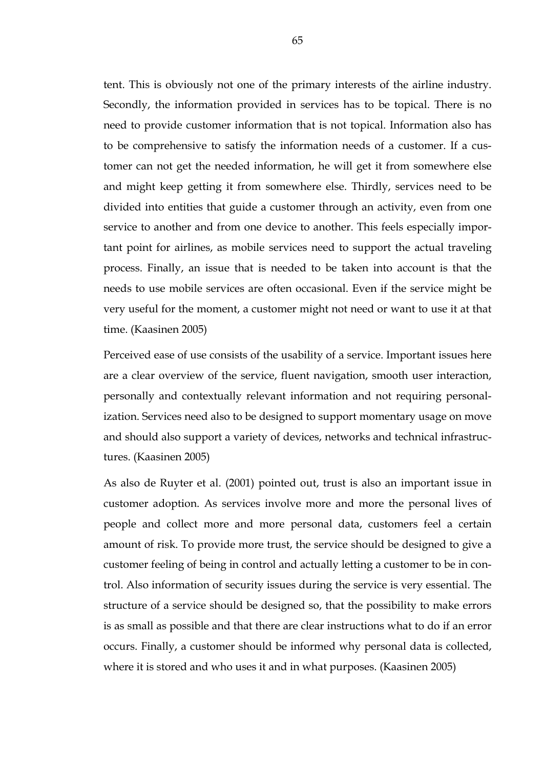tent. This is obviously not one of the primary interests of the airline industry. Secondly, the information provided in services has to be topical. There is no need to provide customer information that is not topical. Information also has to be comprehensive to satisfy the information needs of a customer. If a customer can not get the needed information, he will get it from somewhere else and might keep getting it from somewhere else. Thirdly, services need to be divided into entities that guide a customer through an activity, even from one service to another and from one device to another. This feels especially important point for airlines, as mobile services need to support the actual traveling process. Finally, an issue that is needed to be taken into account is that the needs to use mobile services are often occasional. Even if the service might be very useful for the moment, a customer might not need or want to use it at that time. (Kaasinen 2005)

Perceived ease of use consists of the usability of a service. Important issues here are a clear overview of the service, fluent navigation, smooth user interaction, personally and contextually relevant information and not requiring personalization. Services need also to be designed to support momentary usage on move and should also support a variety of devices, networks and technical infrastructures. (Kaasinen 2005)

As also de Ruyter et al. (2001) pointed out, trust is also an important issue in customer adoption. As services involve more and more the personal lives of people and collect more and more personal data, customers feel a certain amount of risk. To provide more trust, the service should be designed to give a customer feeling of being in control and actually letting a customer to be in control. Also information of security issues during the service is very essential. The structure of a service should be designed so, that the possibility to make errors is as small as possible and that there are clear instructions what to do if an error occurs. Finally, a customer should be informed why personal data is collected, where it is stored and who uses it and in what purposes. (Kaasinen 2005)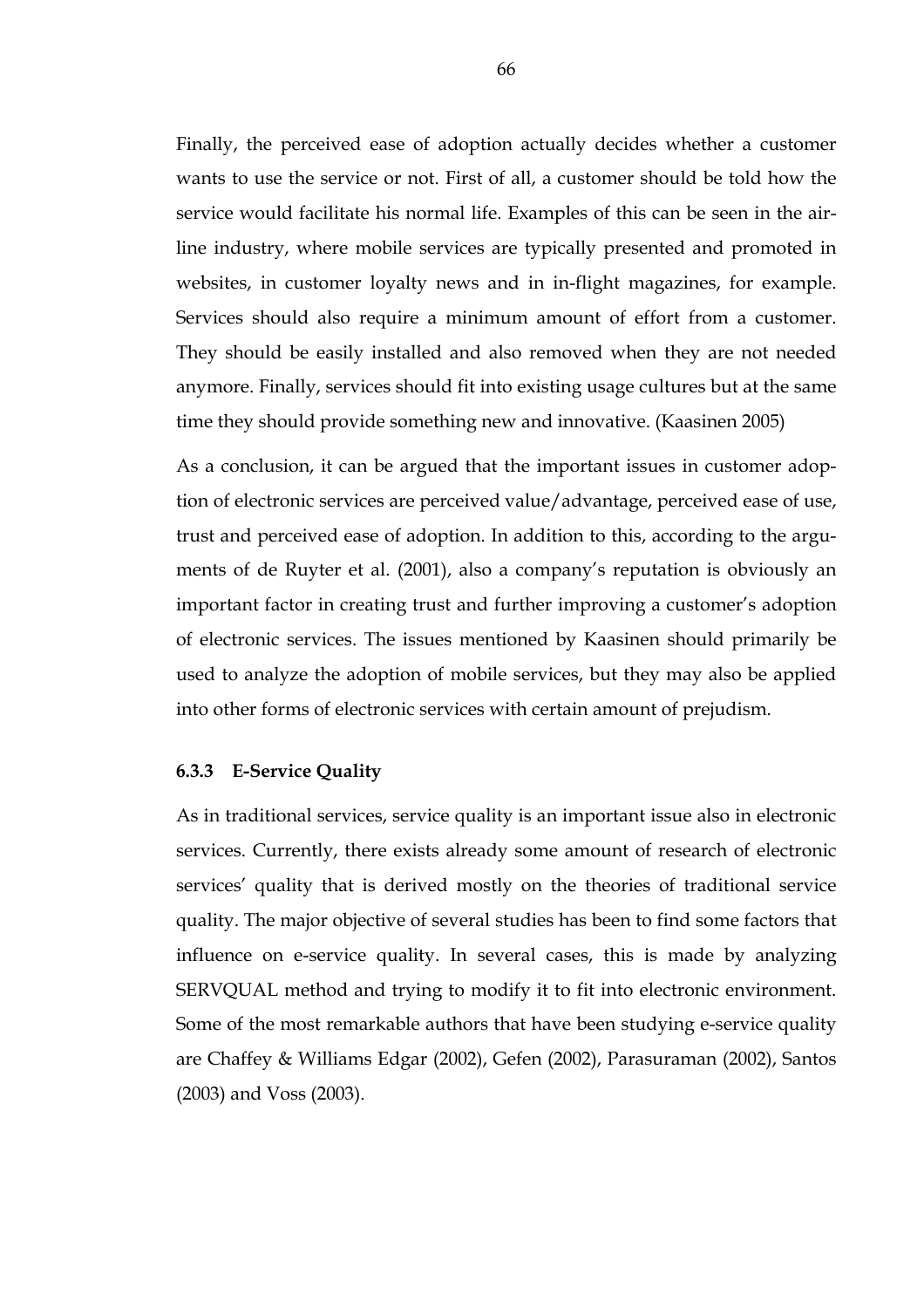Finally, the perceived ease of adoption actually decides whether a customer wants to use the service or not. First of all, a customer should be told how the service would facilitate his normal life. Examples of this can be seen in the airline industry, where mobile services are typically presented and promoted in websites, in customer loyalty news and in in-flight magazines, for example. Services should also require a minimum amount of effort from a customer. They should be easily installed and also removed when they are not needed anymore. Finally, services should fit into existing usage cultures but at the same time they should provide something new and innovative. (Kaasinen 2005)

As a conclusion, it can be argued that the important issues in customer adoption of electronic services are perceived value/advantage, perceived ease of use, trust and perceived ease of adoption. In addition to this, according to the arguments of de Ruyter et al. (2001), also a company's reputation is obviously an important factor in creating trust and further improving a customer's adoption of electronic services. The issues mentioned by Kaasinen should primarily be used to analyze the adoption of mobile services, but they may also be applied into other forms of electronic services with certain amount of prejudism.

### 6.3.3 E-Service Quality

As in traditional services, service quality is an important issue also in electronic services. Currently, there exists already some amount of research of electronic services' quality that is derived mostly on the theories of traditional service quality. The major objective of several studies has been to find some factors that influence on e-service quality. In several cases, this is made by analyzing SERVQUAL method and trying to modify it to fit into electronic environment. Some of the most remarkable authors that have been studying e-service quality are Chaffey & Williams Edgar (2002), Gefen (2002), Parasuraman (2002), Santos (2003) and Voss (2003).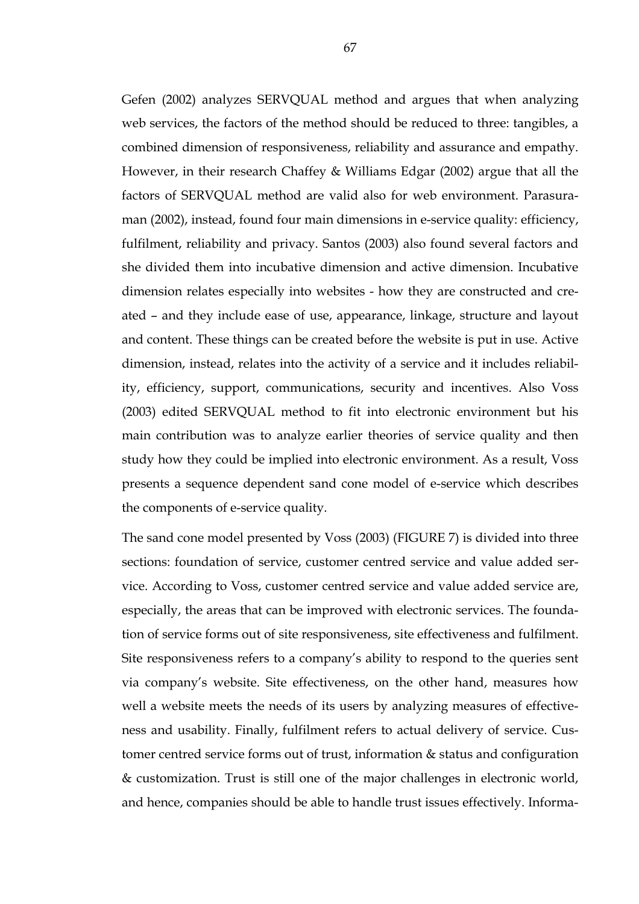Gefen (2002) analyzes SERVQUAL method and argues that when analyzing web services, the factors of the method should be reduced to three: tangibles, a combined dimension of responsiveness, reliability and assurance and empathy. However, in their research Chaffey & Williams Edgar (2002) argue that all the factors of SERVQUAL method are valid also for web environment. Parasuraman (2002), instead, found four main dimensions in e-service quality: efficiency, fulfilment, reliability and privacy. Santos (2003) also found several factors and she divided them into incubative dimension and active dimension. Incubative dimension relates especially into websites - how they are constructed and created – and they include ease of use, appearance, linkage, structure and layout and content. These things can be created before the website is put in use. Active dimension, instead, relates into the activity of a service and it includes reliability, efficiency, support, communications, security and incentives. Also Voss (2003) edited SERVQUAL method to fit into electronic environment but his main contribution was to analyze earlier theories of service quality and then study how they could be implied into electronic environment. As a result, Voss presents a sequence dependent sand cone model of e-service which describes the components of e-service quality.

The sand cone model presented by Voss (2003) (FIGURE 7) is divided into three sections: foundation of service, customer centred service and value added service. According to Voss, customer centred service and value added service are, especially, the areas that can be improved with electronic services. The foundation of service forms out of site responsiveness, site effectiveness and fulfilment. Site responsiveness refers to a company's ability to respond to the queries sent via company's website. Site effectiveness, on the other hand, measures how well a website meets the needs of its users by analyzing measures of effectiveness and usability. Finally, fulfilment refers to actual delivery of service. Customer centred service forms out of trust, information & status and configuration & customization. Trust is still one of the major challenges in electronic world, and hence, companies should be able to handle trust issues effectively. Informa-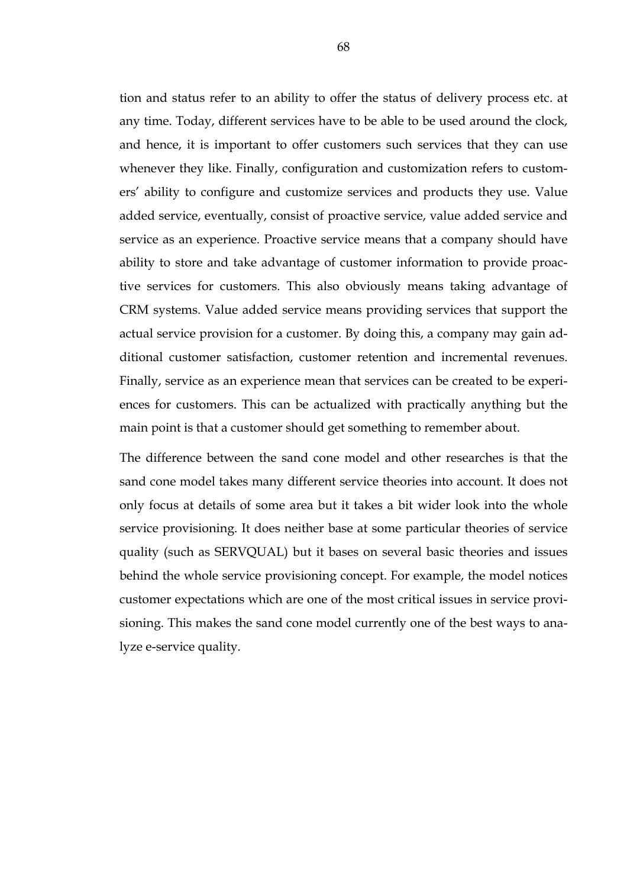tion and status refer to an ability to offer the status of delivery process etc. at any time. Today, different services have to be able to be used around the clock, and hence, it is important to offer customers such services that they can use whenever they like. Finally, configuration and customization refers to customers' ability to configure and customize services and products they use. Value added service, eventually, consist of proactive service, value added service and service as an experience. Proactive service means that a company should have ability to store and take advantage of customer information to provide proactive services for customers. This also obviously means taking advantage of CRM systems. Value added service means providing services that support the actual service provision for a customer. By doing this, a company may gain additional customer satisfaction, customer retention and incremental revenues. Finally, service as an experience mean that services can be created to be experiences for customers. This can be actualized with practically anything but the main point is that a customer should get something to remember about.

The difference between the sand cone model and other researches is that the sand cone model takes many different service theories into account. It does not only focus at details of some area but it takes a bit wider look into the whole service provisioning. It does neither base at some particular theories of service quality (such as SERVQUAL) but it bases on several basic theories and issues behind the whole service provisioning concept. For example, the model notices customer expectations which are one of the most critical issues in service provisioning. This makes the sand cone model currently one of the best ways to analyze e-service quality.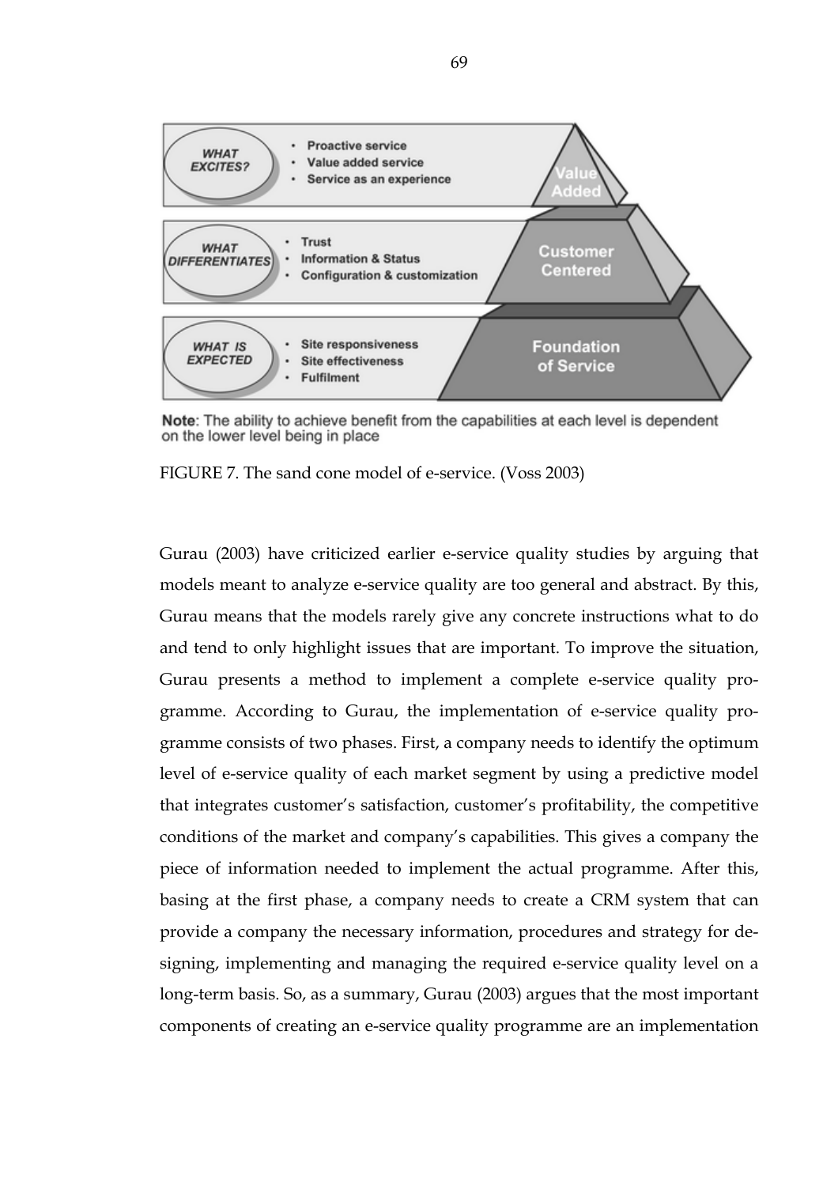FIGURE 7. The sand cone model of e-service. (Voss 2003)

Gurau (2003) have criticized earlier e-service quality studies by arguing that models meant to analyze e-service quality are too general and abstract. By this, Gurau means that the models rarely give any concrete instructions what to do and tend to only highlight issues that are important. To improve the situation, Gurau presents a method to implement a complete e-service quality programme. According to Gurau, the implementation of e-service quality programme consists of two phases. First, a company needs to identify the optimum level of e-service quality of each market segment by using a predictive model that integrates customer's satisfaction, customer's profitability, the competitive conditions of the market and company's capabilities. This gives a company the piece of information needed to implement the actual programme. After this, basing at the first phase, a company needs to create a CRM system that can provide a company the necessary information, procedures and strategy for designing, implementing and managing the required e-service quality level on a long-term basis. So, as a summary, Gurau (2003) argues that the most important components of creating an e-service quality programme are an implementation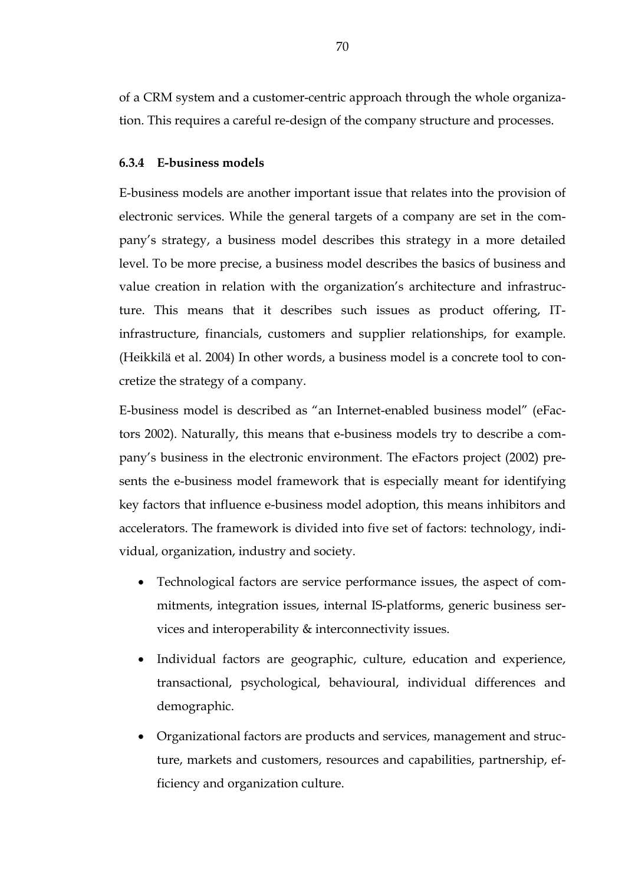of a CRM system and a customer-centric approach through the whole organization. This requires a careful re-design of the company structure and processes.

### 6.3.4 E-business models

E-business models are another important issue that relates into the provision of electronic services. While the general targets of a company are set in the company's strategy, a business model describes this strategy in a more detailed level. To be more precise, a business model describes the basics of business and value creation in relation with the organization's architecture and infrastructure. This means that it describes such issues as product offering, IT-infrastructure, financials, customers and supplier relationships, for example. (Heikkilä et al. 2004) In other words, a business model is a concrete tool to concretize the strategy of a company.

E-business model is described as "an Internet-enabled business model" (eFactors 2002). Naturally, this means that e-business models try to describe a company's business in the electronic environment. The eFactors project (2002) presents the e-business model framework that is especially meant for identifying key factors that influence e-business model adoption, this means inhibitors and accelerators. The framework is divided into five set of factors: technology, individual, organization, industry and society.

- Technological factors are service performance issues, the aspect of commitments, integration issues, internal IS-platforms, generic business services and interoperability & interconnectivity issues.
- Individual factors are geographic, culture, education and experience, transactional, psychological, behavioural, individual differences and demographic.
- Organizational factors are products and services, management and structure, markets and customers, resources and capabilities, partnership, efficiency and organization culture.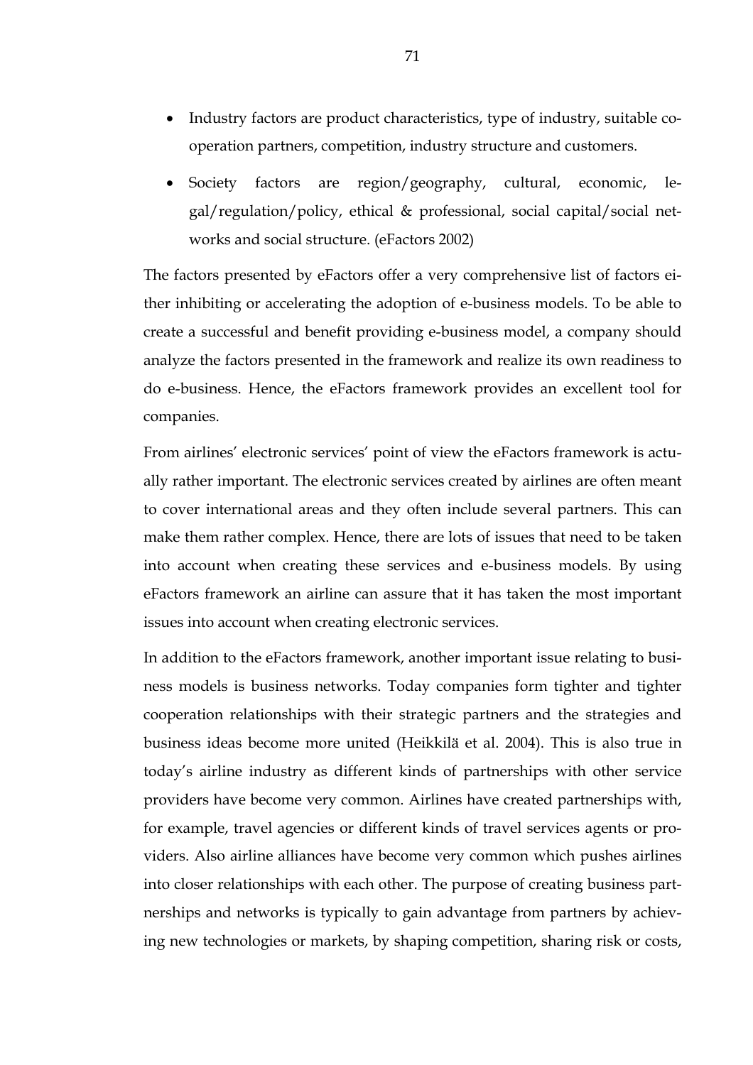- Industry factors are product characteristics, type of industry, suitable co-operation partners, competition, industry structure and customers.
- Society factors are region/geography, cultural, economic, legal/regulation/policy, ethical & professional, social capital/social networks and social structure. (eFactors 2002)

The factors presented by eFactors offer a very comprehensive list of factors either inhibiting or accelerating the adoption of e-business models. To be able to create a successful and benefit providing e-business model, a company should analyze the factors presented in the framework and realize its own readiness to do e-business. Hence, the eFactors framework provides an excellent tool for companies.

From airlines' electronic services' point of view the eFactors framework is actually rather important. The electronic services created by airlines are often meant to cover international areas and they often include several partners. This can make them rather complex. Hence, there are lots of issues that need to be taken into account when creating these services and e-business models. By using eFactors framework an airline can assure that it has taken the most important issues into account when creating electronic services.

In addition to the eFactors framework, another important issue relating to business models is business networks. Today companies form tighter and tighter cooperation relationships with their strategic partners and the strategies and business ideas become more united (Heikkilä et al. 2004). This is also true in today's airline industry as different kinds of partnerships with other service providers have become very common. Airlines have created partnerships with, for example, travel agencies or different kinds of travel services agents or providers. Also airline alliances have become very common which pushes airlines into closer relationships with each other. The purpose of creating business partnerships and networks is typically to gain advantage from partners by achieving new technologies or markets, by shaping competition, sharing risk or costs,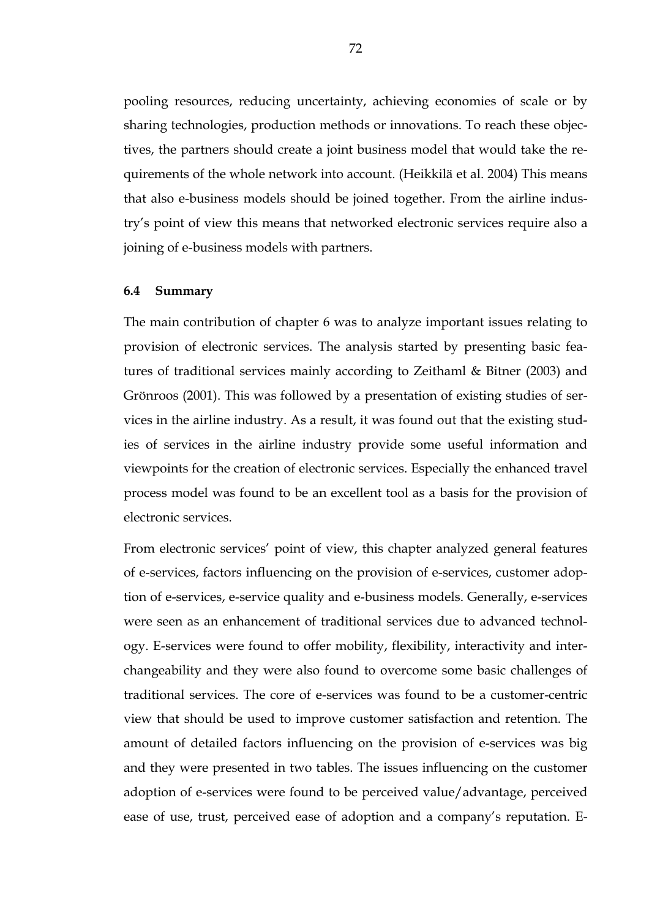pooling resources, reducing uncertainty, achieving economies of scale or by sharing technologies, production methods or innovations. To reach these objectives, the partners should create a joint business model that would take the requirements of the whole network into account. (Heikkilä et al. 2004) This means that also e-business models should be joined together. From the airline industry's point of view this means that networked electronic services require also a joining of e-business models with partners.

### 6.4 Summary

The main contribution of chapter 6 was to analyze important issues relating to provision of electronic services. The analysis started by presenting basic features of traditional services mainly according to Zeithaml & Bitner (2003) and Grönroos (2001). This was followed by a presentation of existing studies of services in the airline industry. As a result, it was found out that the existing studies of services in the airline industry provide some useful information and viewpoints for the creation of electronic services. Especially the enhanced travel process model was found to be an excellent tool as a basis for the provision of electronic services.

From electronic services' point of view, this chapter analyzed general features of e-services, factors influencing on the provision of e-services, customer adoption of e-services, e-service quality and e-business models. Generally, e-services were seen as an enhancement of traditional services due to advanced technology. E-services were found to offer mobility, flexibility, interactivity and interchangeability and they were also found to overcome some basic challenges of traditional services. The core of e-services was found to be a customer-centric view that should be used to improve customer satisfaction and retention. The amount of detailed factors influencing on the provision of e-services was big and they were presented in two tables. The issues influencing on the customer adoption of e-services were found to be perceived value/advantage, perceived ease of use, trust, perceived ease of adoption and a company's reputation. E-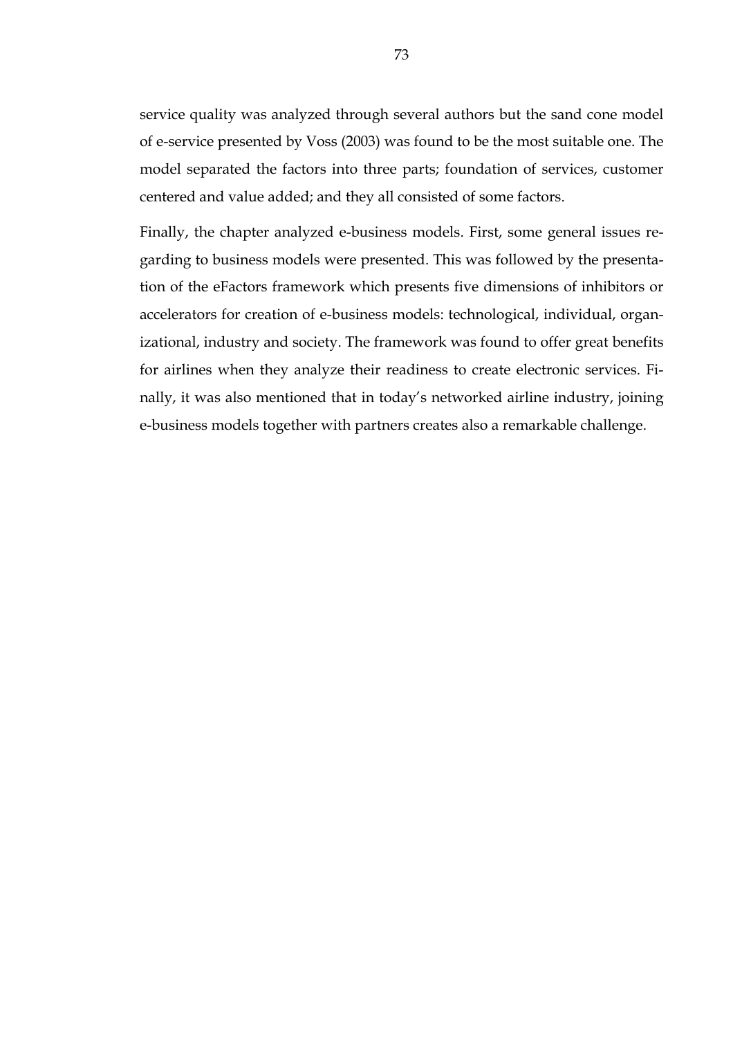service quality was analyzed through several authors but the sand cone model of e-service presented by Voss (2003) was found to be the most suitable one. The model separated the factors into three parts; foundation of services, customer centered and value added; and they all consisted of some factors.

Finally, the chapter analyzed e-business models. First, some general issues regarding to business models were presented. This was followed by the presentation of the eFactors framework which presents five dimensions of inhibitors or accelerators for creation of e-business models: technological, individual, organizational, industry and society. The framework was found to offer great benefits for airlines when they analyze their readiness to create electronic services. Finally, it was also mentioned that in today's networked airline industry, joining e-business models together with partners creates also a remarkable challenge.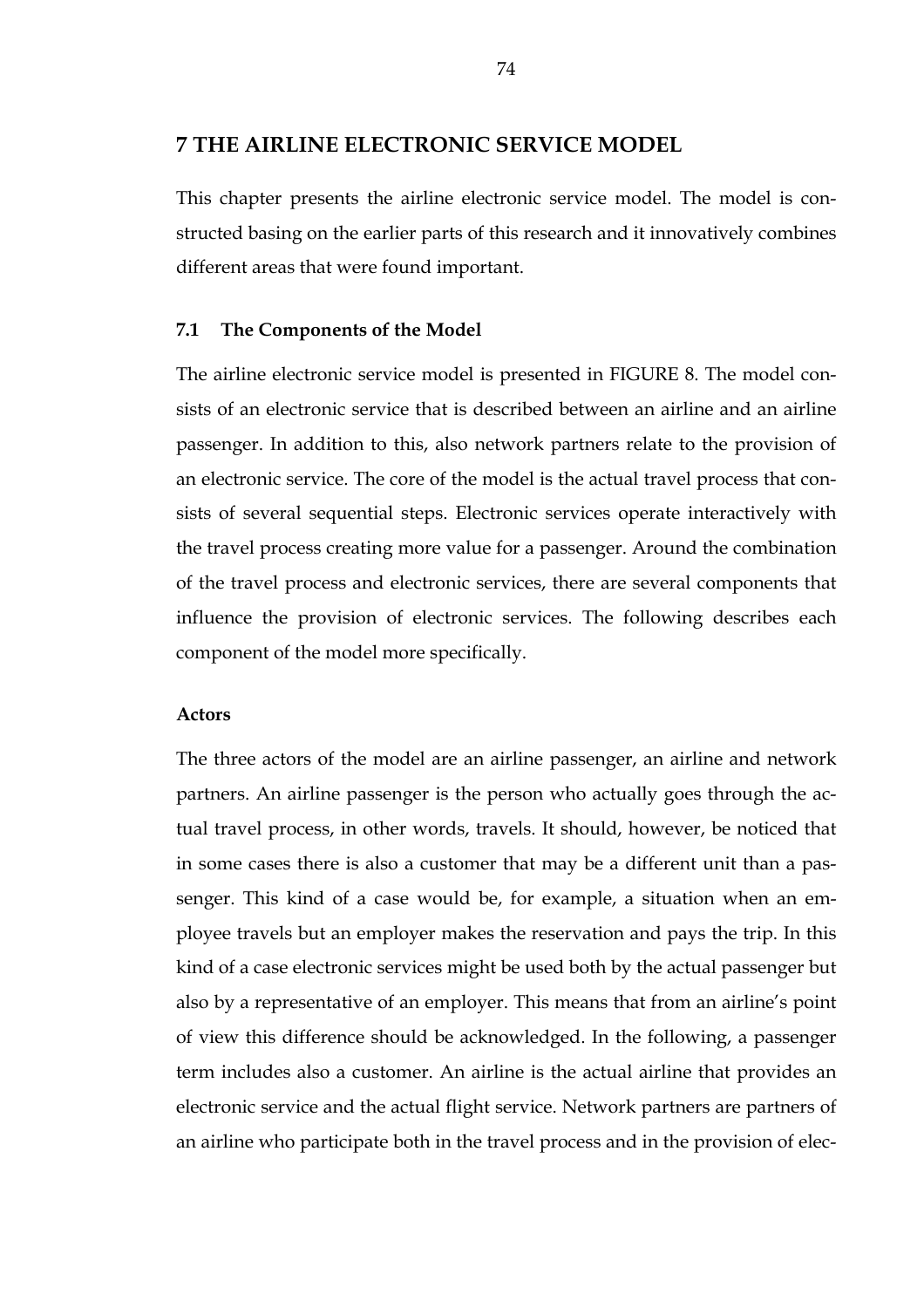# 7 THE AIRLINE ELECTRONIC SERVICE MODEL

This chapter presents the airline electronic service model. The model is constructed basing on the earlier parts of this research and it innovatively combines different areas that were found important.

## 7.1 The Components of the Model

The airline electronic service model is presented in FIGURE 8. The model consists of an electronic service that is described between an airline and an airline passenger. In addition to this, also network partners relate to the provision of an electronic service. The core of the model is the actual travel process that consists of several sequential steps. Electronic services operate interactively with the travel process creating more value for a passenger. Around the combination of the travel process and electronic services, there are several components that influence the provision of electronic services. The following describes each component of the model more specifically.

### Actors

The three actors of the model are an airline passenger, an airline and network partners. An airline passenger is the person who actually goes through the actual travel process, in other words, travels. It should, however, be noticed that in some cases there is also a customer that may be a different unit than a passenger. This kind of a case would be, for example, a situation when an employee travels but an employer makes the reservation and pays the trip. In this kind of a case electronic services might be used both by the actual passenger but also by a representative of an employer. This means that from an airline's point of view this difference should be acknowledged. In the following, a passenger term includes also a customer. An airline is the actual airline that provides an electronic service and the actual flight service. Network partners are partners of an airline who participate both in the travel process and in the provision of elec-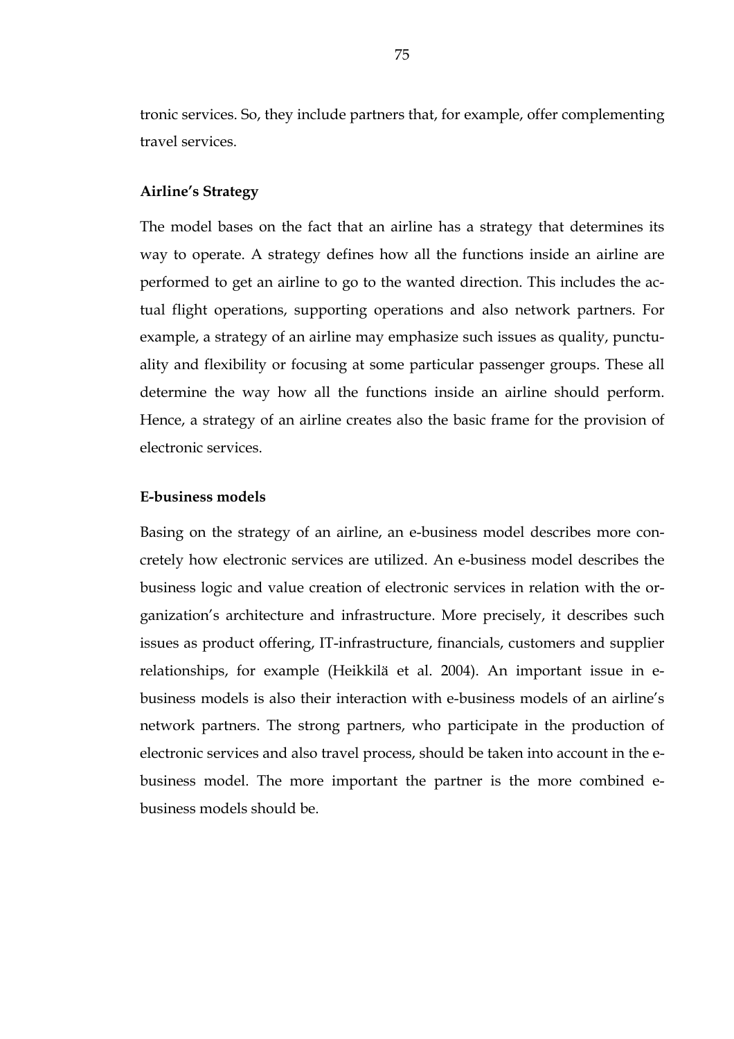tronic services. So, they include partners that, for example, offer complementing travel services.

**Airline's Strategy**

The model bases on the fact that an airline has a strategy that determines its way to operate. A strategy defines how all the functions inside an airline are performed to get an airline to go to the wanted direction. This includes the actual flight operations, supporting operations and also network partners. For example, a strategy of an airline may emphasize such issues as quality, punctuality and flexibility or focusing at some particular passenger groups. These all determine the way how all the functions inside an airline should perform. Hence, a strategy of an airline creates also the basic frame for the provision of electronic services.

**E-business models**

Basing on the strategy of an airline, an e-business model describes more concretely how electronic services are utilized. An e-business model describes the business logic and value creation of electronic services in relation with the organization's architecture and infrastructure. More precisely, it describes such issues as product offering, IT-infrastructure, financials, customers and supplier relationships, for example (Heikkilä et al. 2004). An important issue in e-business models is also their interaction with e-business models of an airline's network partners. The strong partners, who participate in the production of electronic services and also travel process, should be taken into account in the e-business model. The more important the partner is the more combined e-business models should be.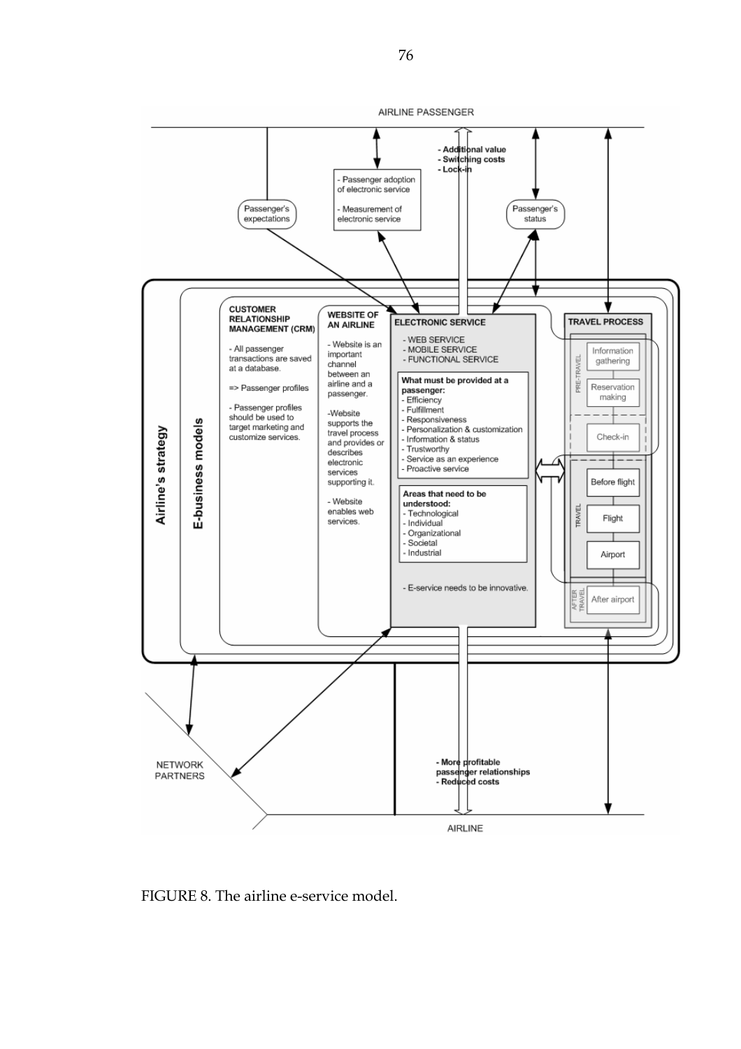AIRLINE PASSENGER

- Additional value
- Switching costs
- Lock-in

- Passenger adoption of electronic service
- Measurement of electronic service

Passenger's expectations

Passenger's status

Airline's strategy

E-business models

**CUSTOMER RELATIONSHIP MANAGEMENT (CRM)**

- All passenger transactions are saved at a database.

=> Passenger profiles

- Passenger profiles should be used to target marketing and customize services.

**WEBSITE OF AN AIRLINE**

- Website is an important channel between an airline and a passenger.

- Website supports the travel process and provides or describes electronic services supporting it.

- Website enables web services.

**ELECTRONIC SERVICE**

- WEB SERVICE
- MOBILE SERVICE
- FUNCTIONAL SERVICE

**What must be provided at a passenger:**
- Efficiency
- Fulfillment
- Responsiveness
- Personalization & customization
- Information & status
- Trustworthy
- Service as an experience
- Proactive service

**Areas that need to be understood:**
- Technological
- Individual
- Organizational
- Societal
- Industrial

- E-service needs to be innovative.

**TRAVEL PROCESS**

PRE-TRAVEL
- Information gathering
- Reservation making
- Check-in

TRAVEL
- Before flight
- Flight
- Airport

AFTER TRAVEL
- After airport

NETWORK PARTNERS

- More profitable passenger relationships
- Reduced costs

AIRLINE

FIGURE 8. The airline e-service model.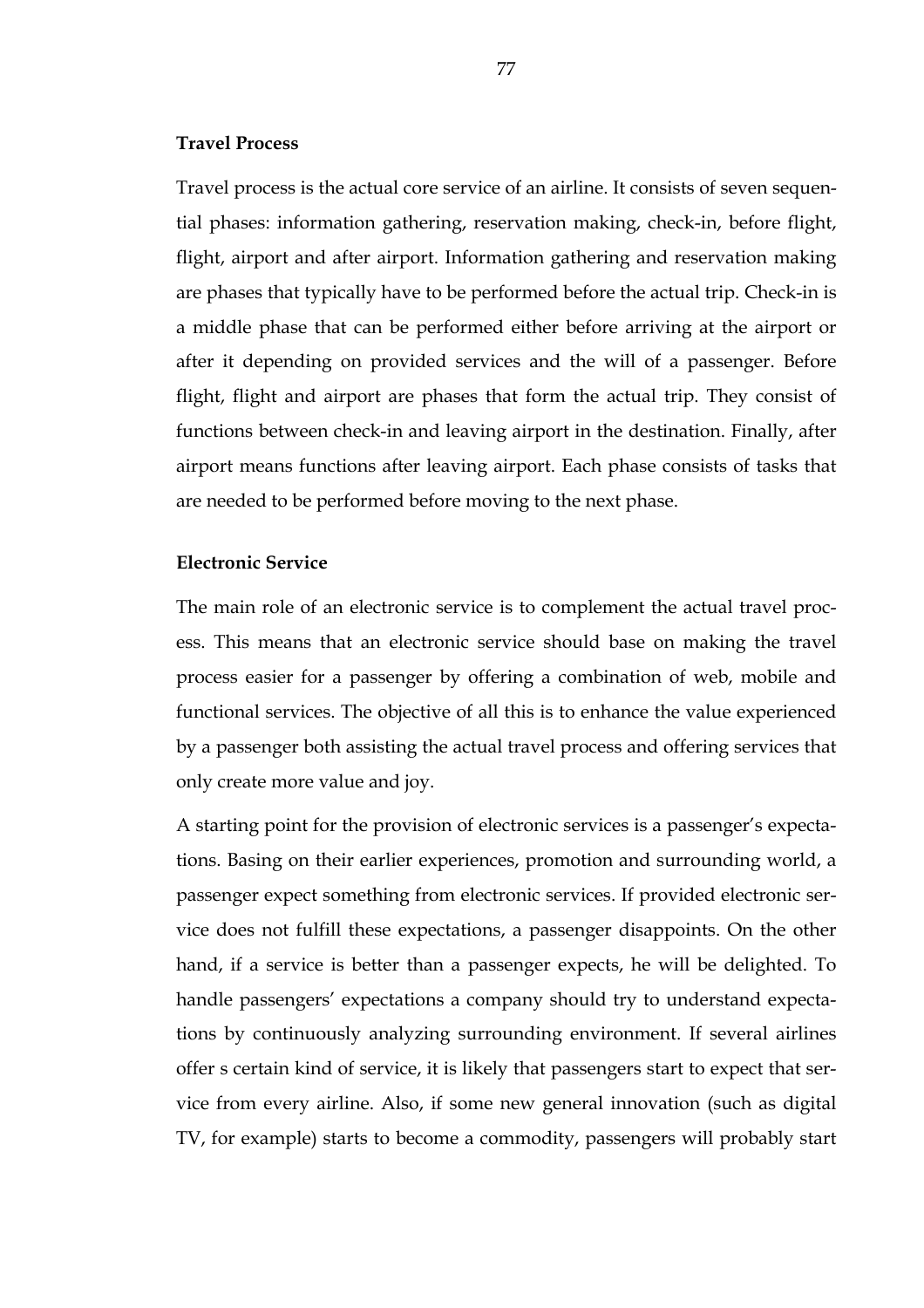**Travel Process**

Travel process is the actual core service of an airline. It consists of seven sequential phases: information gathering, reservation making, check-in, before flight, flight, airport and after airport. Information gathering and reservation making are phases that typically have to be performed before the actual trip. Check-in is a middle phase that can be performed either before arriving at the airport or after it depending on provided services and the will of a passenger. Before flight, flight and airport are phases that form the actual trip. They consist of functions between check-in and leaving airport in the destination. Finally, after airport means functions after leaving airport. Each phase consists of tasks that are needed to be performed before moving to the next phase.

**Electronic Service**

The main role of an electronic service is to complement the actual travel process. This means that an electronic service should base on making the travel process easier for a passenger by offering a combination of web, mobile and functional services. The objective of all this is to enhance the value experienced by a passenger both assisting the actual travel process and offering services that only create more value and joy.

A starting point for the provision of electronic services is a passenger's expectations. Basing on their earlier experiences, promotion and surrounding world, a passenger expect something from electronic services. If provided electronic service does not fulfill these expectations, a passenger disappoints. On the other hand, if a service is better than a passenger expects, he will be delighted. To handle passengers' expectations a company should try to understand expectations by continuously analyzing surrounding environment. If several airlines offer s certain kind of service, it is likely that passengers start to expect that service from every airline. Also, if some new general innovation (such as digital TV, for example) starts to become a commodity, passengers will probably start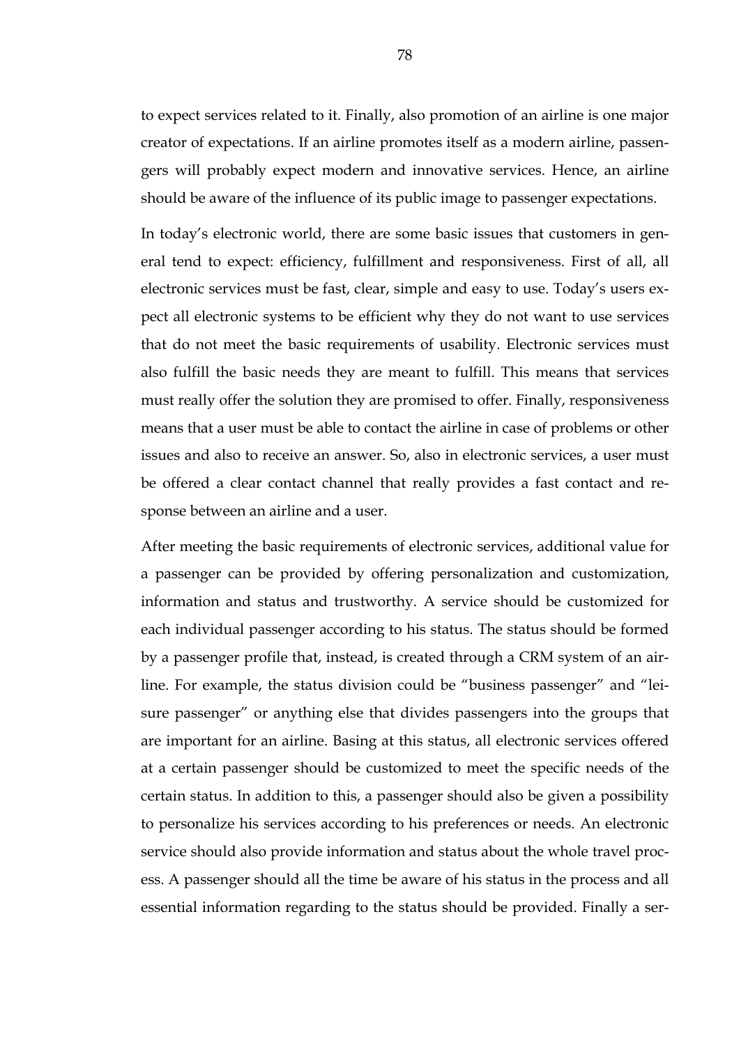to expect services related to it. Finally, also promotion of an airline is one major creator of expectations. If an airline promotes itself as a modern airline, passengers will probably expect modern and innovative services. Hence, an airline should be aware of the influence of its public image to passenger expectations.

In today's electronic world, there are some basic issues that customers in general tend to expect: efficiency, fulfillment and responsiveness. First of all, all electronic services must be fast, clear, simple and easy to use. Today's users expect all electronic systems to be efficient why they do not want to use services that do not meet the basic requirements of usability. Electronic services must also fulfill the basic needs they are meant to fulfill. This means that services must really offer the solution they are promised to offer. Finally, responsiveness means that a user must be able to contact the airline in case of problems or other issues and also to receive an answer. So, also in electronic services, a user must be offered a clear contact channel that really provides a fast contact and response between an airline and a user.

After meeting the basic requirements of electronic services, additional value for a passenger can be provided by offering personalization and customization, information and status and trustworthy. A service should be customized for each individual passenger according to his status. The status should be formed by a passenger profile that, instead, is created through a CRM system of an airline. For example, the status division could be "business passenger" and "leisure passenger" or anything else that divides passengers into the groups that are important for an airline. Basing at this status, all electronic services offered at a certain passenger should be customized to meet the specific needs of the certain status. In addition to this, a passenger should also be given a possibility to personalize his services according to his preferences or needs. An electronic service should also provide information and status about the whole travel process. A passenger should all the time be aware of his status in the process and all essential information regarding to the status should be provided. Finally a ser-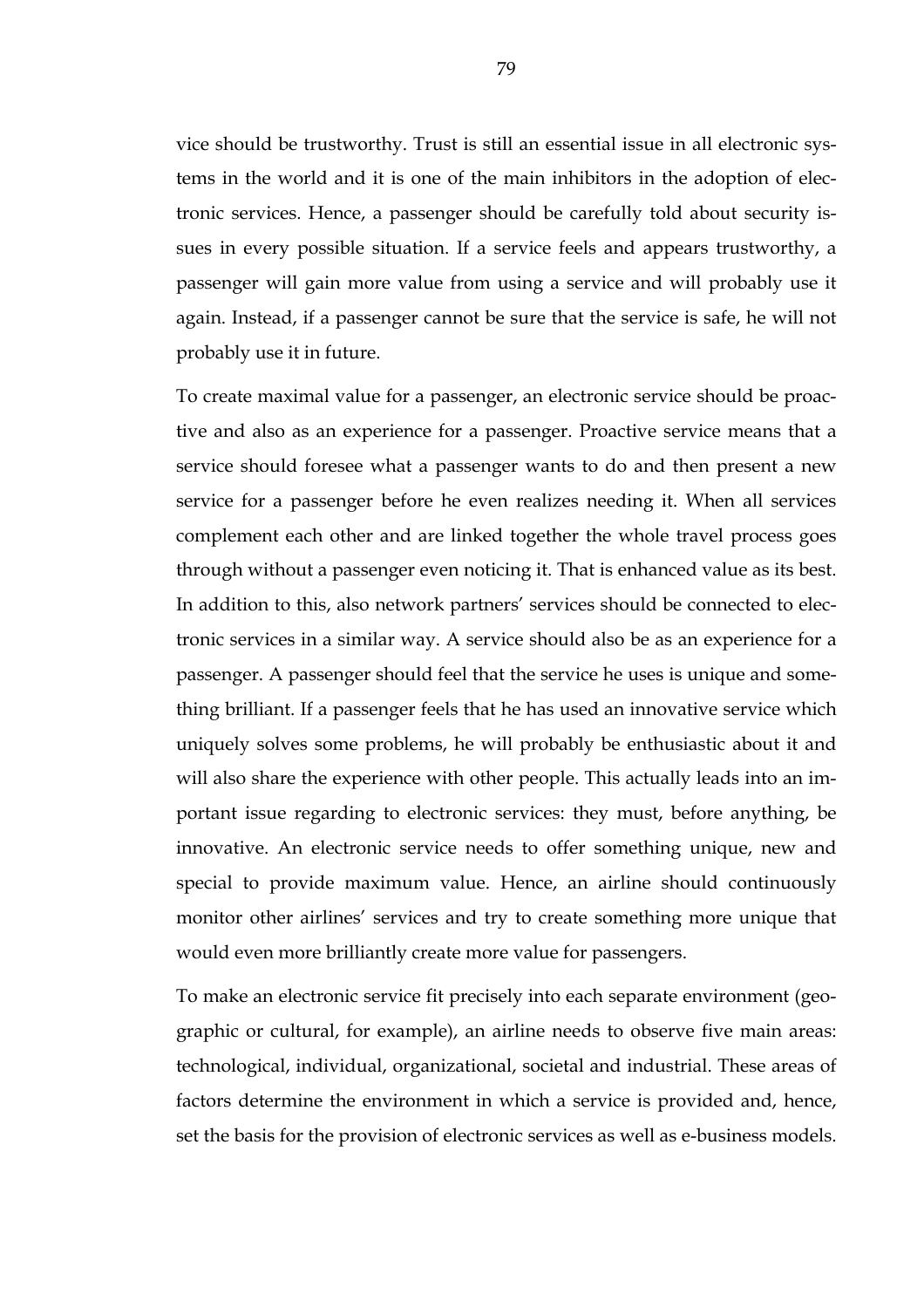vice should be trustworthy. Trust is still an essential issue in all electronic systems in the world and it is one of the main inhibitors in the adoption of electronic services. Hence, a passenger should be carefully told about security issues in every possible situation. If a service feels and appears trustworthy, a passenger will gain more value from using a service and will probably use it again. Instead, if a passenger cannot be sure that the service is safe, he will not probably use it in future.

To create maximal value for a passenger, an electronic service should be proactive and also as an experience for a passenger. Proactive service means that a service should foresee what a passenger wants to do and then present a new service for a passenger before he even realizes needing it. When all services complement each other and are linked together the whole travel process goes through without a passenger even noticing it. That is enhanced value as its best. In addition to this, also network partners' services should be connected to electronic services in a similar way. A service should also be as an experience for a passenger. A passenger should feel that the service he uses is unique and something brilliant. If a passenger feels that he has used an innovative service which uniquely solves some problems, he will probably be enthusiastic about it and will also share the experience with other people. This actually leads into an important issue regarding to electronic services: they must, before anything, be innovative. An electronic service needs to offer something unique, new and special to provide maximum value. Hence, an airline should continuously monitor other airlines' services and try to create something more unique that would even more brilliantly create more value for passengers.

To make an electronic service fit precisely into each separate environment (geographic or cultural, for example), an airline needs to observe five main areas: technological, individual, organizational, societal and industrial. These areas of factors determine the environment in which a service is provided and, hence, set the basis for the provision of electronic services as well as e-business models.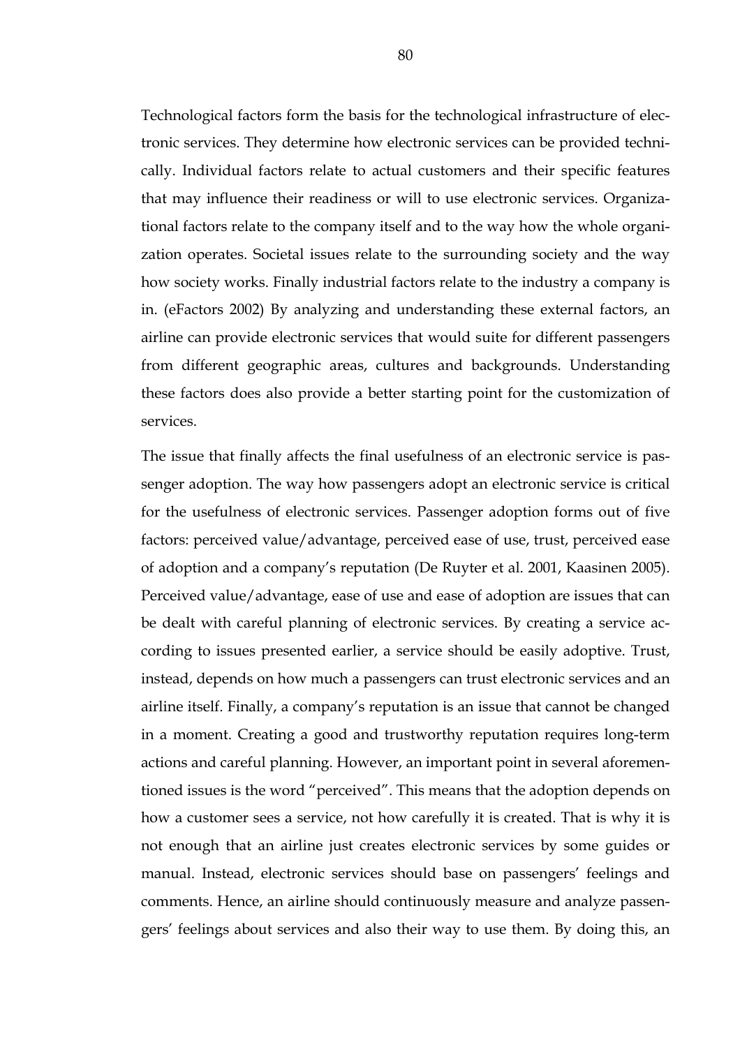Technological factors form the basis for the technological infrastructure of electronic services. They determine how electronic services can be provided technically. Individual factors relate to actual customers and their specific features that may influence their readiness or will to use electronic services. Organizational factors relate to the company itself and to the way how the whole organization operates. Societal issues relate to the surrounding society and the way how society works. Finally industrial factors relate to the industry a company is in. (eFactors 2002) By analyzing and understanding these external factors, an airline can provide electronic services that would suite for different passengers from different geographic areas, cultures and backgrounds. Understanding these factors does also provide a better starting point for the customization of services.

The issue that finally affects the final usefulness of an electronic service is passenger adoption. The way how passengers adopt an electronic service is critical for the usefulness of electronic services. Passenger adoption forms out of five factors: perceived value/advantage, perceived ease of use, trust, perceived ease of adoption and a company's reputation (De Ruyter et al. 2001, Kaasinen 2005). Perceived value/advantage, ease of use and ease of adoption are issues that can be dealt with careful planning of electronic services. By creating a service according to issues presented earlier, a service should be easily adoptive. Trust, instead, depends on how much a passengers can trust electronic services and an airline itself. Finally, a company's reputation is an issue that cannot be changed in a moment. Creating a good and trustworthy reputation requires long-term actions and careful planning. However, an important point in several aforementioned issues is the word "perceived". This means that the adoption depends on how a customer sees a service, not how carefully it is created. That is why it is not enough that an airline just creates electronic services by some guides or manual. Instead, electronic services should base on passengers' feelings and comments. Hence, an airline should continuously measure and analyze passengers' feelings about services and also their way to use them. By doing this, an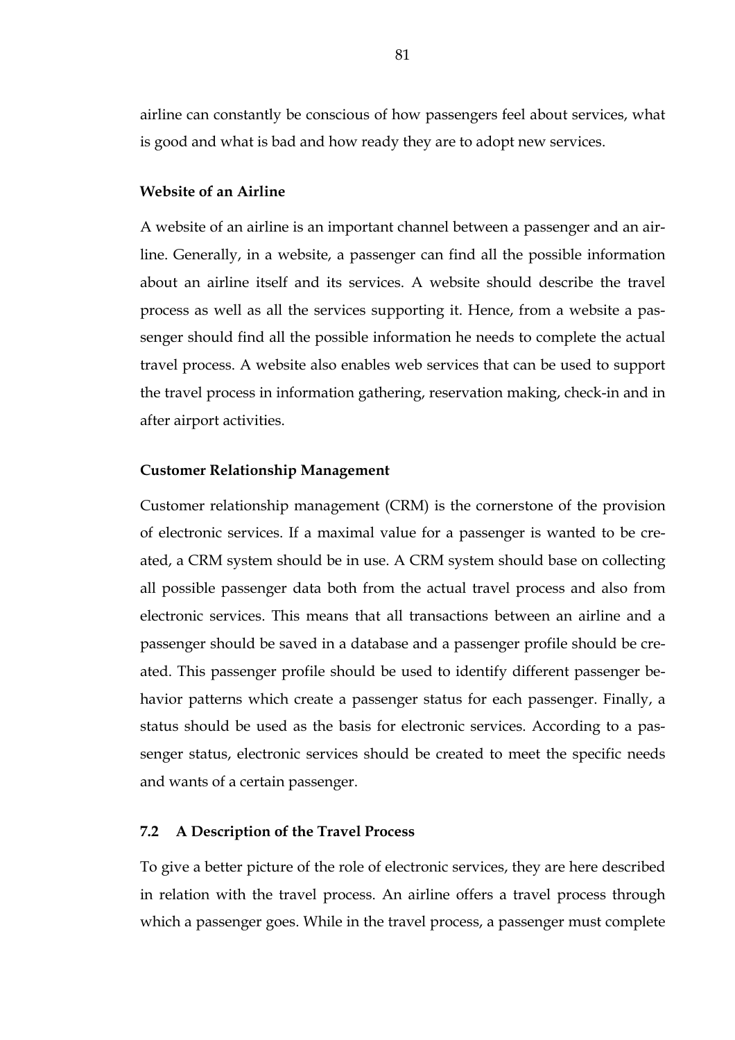airline can constantly be conscious of how passengers feel about services, what is good and what is bad and how ready they are to adopt new services.

**Website of an Airline**

A website of an airline is an important channel between a passenger and an airline. Generally, in a website, a passenger can find all the possible information about an airline itself and its services. A website should describe the travel process as well as all the services supporting it. Hence, from a website a passenger should find all the possible information he needs to complete the actual travel process. A website also enables web services that can be used to support the travel process in information gathering, reservation making, check-in and in after airport activities.

**Customer Relationship Management**

Customer relationship management (CRM) is the cornerstone of the provision of electronic services. If a maximal value for a passenger is wanted to be created, a CRM system should be in use. A CRM system should base on collecting all possible passenger data both from the actual travel process and also from electronic services. This means that all transactions between an airline and a passenger should be saved in a database and a passenger profile should be created. This passenger profile should be used to identify different passenger behavior patterns which create a passenger status for each passenger. Finally, a status should be used as the basis for electronic services. According to a passenger status, electronic services should be created to meet the specific needs and wants of a certain passenger.

## 7.2 A Description of the Travel Process

To give a better picture of the role of electronic services, they are here described in relation with the travel process. An airline offers a travel process through which a passenger goes. While in the travel process, a passenger must complete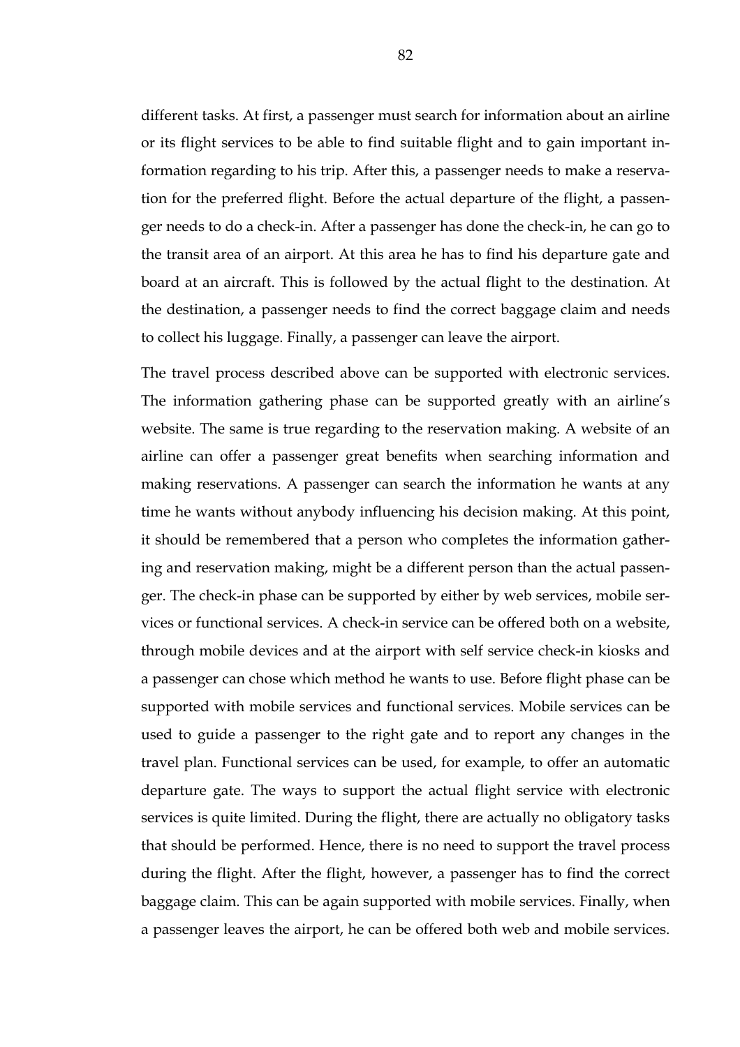different tasks. At first, a passenger must search for information about an airline or its flight services to be able to find suitable flight and to gain important information regarding to his trip. After this, a passenger needs to make a reservation for the preferred flight. Before the actual departure of the flight, a passenger needs to do a check-in. After a passenger has done the check-in, he can go to the transit area of an airport. At this area he has to find his departure gate and board at an aircraft. This is followed by the actual flight to the destination. At the destination, a passenger needs to find the correct baggage claim and needs to collect his luggage. Finally, a passenger can leave the airport.

The travel process described above can be supported with electronic services. The information gathering phase can be supported greatly with an airline's website. The same is true regarding to the reservation making. A website of an airline can offer a passenger great benefits when searching information and making reservations. A passenger can search the information he wants at any time he wants without anybody influencing his decision making. At this point, it should be remembered that a person who completes the information gathering and reservation making, might be a different person than the actual passenger. The check-in phase can be supported by either by web services, mobile services or functional services. A check-in service can be offered both on a website, through mobile devices and at the airport with self service check-in kiosks and a passenger can chose which method he wants to use. Before flight phase can be supported with mobile services and functional services. Mobile services can be used to guide a passenger to the right gate and to report any changes in the travel plan. Functional services can be used, for example, to offer an automatic departure gate. The ways to support the actual flight service with electronic services is quite limited. During the flight, there are actually no obligatory tasks that should be performed. Hence, there is no need to support the travel process during the flight. After the flight, however, a passenger has to find the correct baggage claim. This can be again supported with mobile services. Finally, when a passenger leaves the airport, he can be offered both web and mobile services.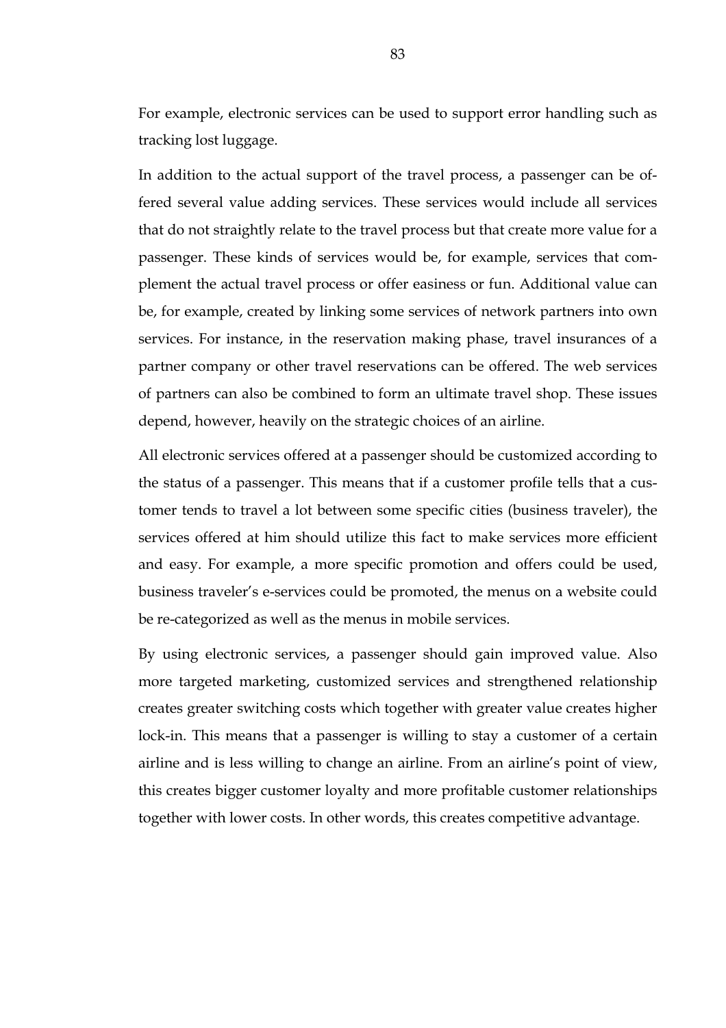For example, electronic services can be used to support error handling such as tracking lost luggage.

In addition to the actual support of the travel process, a passenger can be offered several value adding services. These services would include all services that do not straightly relate to the travel process but that create more value for a passenger. These kinds of services would be, for example, services that complement the actual travel process or offer easiness or fun. Additional value can be, for example, created by linking some services of network partners into own services. For instance, in the reservation making phase, travel insurances of a partner company or other travel reservations can be offered. The web services of partners can also be combined to form an ultimate travel shop. These issues depend, however, heavily on the strategic choices of an airline.

All electronic services offered at a passenger should be customized according to the status of a passenger. This means that if a customer profile tells that a customer tends to travel a lot between some specific cities (business traveler), the services offered at him should utilize this fact to make services more efficient and easy. For example, a more specific promotion and offers could be used, business traveler's e-services could be promoted, the menus on a website could be re-categorized as well as the menus in mobile services.

By using electronic services, a passenger should gain improved value. Also more targeted marketing, customized services and strengthened relationship creates greater switching costs which together with greater value creates higher lock-in. This means that a passenger is willing to stay a customer of a certain airline and is less willing to change an airline. From an airline's point of view, this creates bigger customer loyalty and more profitable customer relationships together with lower costs. In other words, this creates competitive advantage.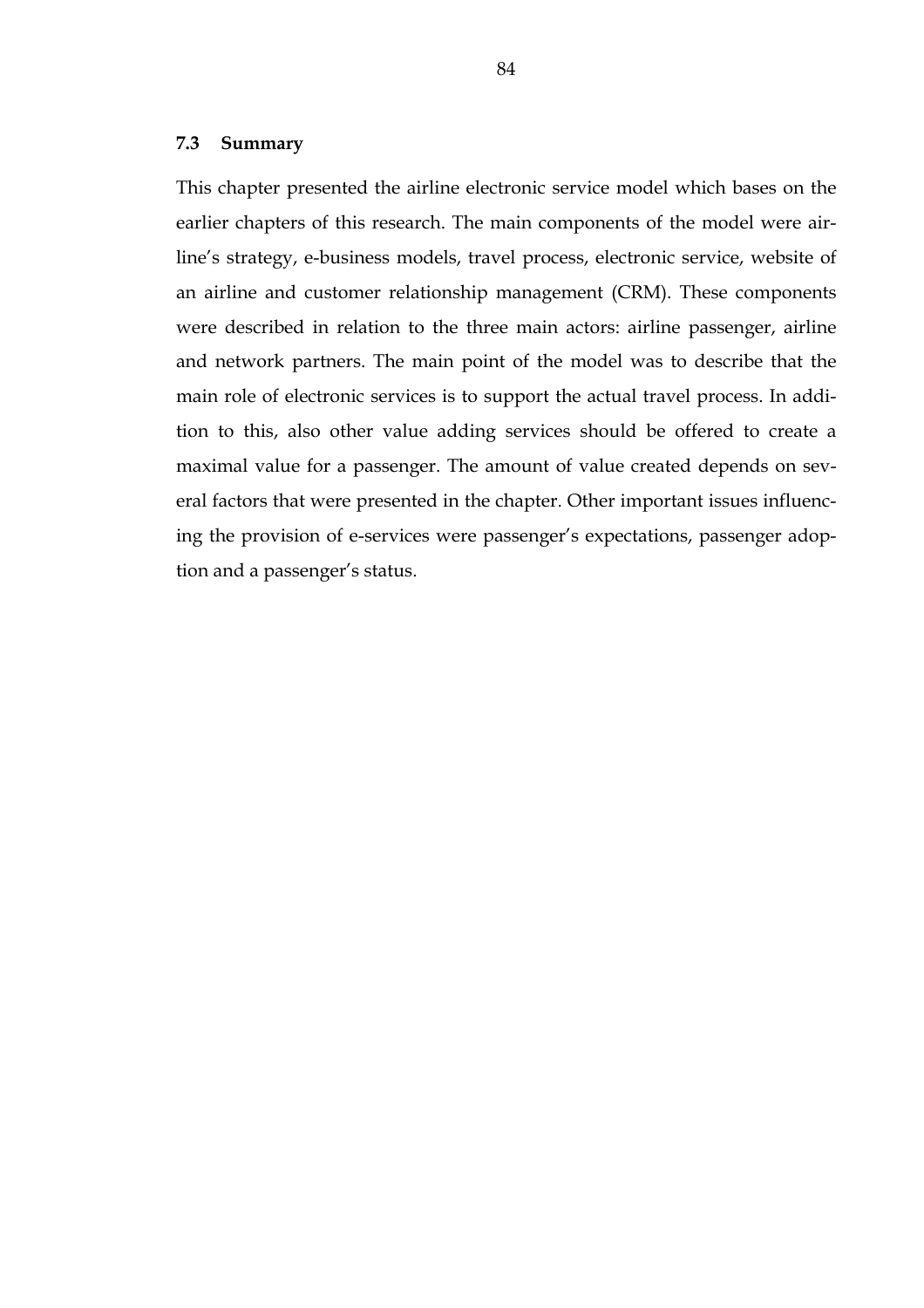### 7.3 Summary

This chapter presented the airline electronic service model which bases on the earlier chapters of this research. The main components of the model were airline's strategy, e-business models, travel process, electronic service, website of an airline and customer relationship management (CRM). These components were described in relation to the three main actors: airline passenger, airline and network partners. The main point of the model was to describe that the main role of electronic services is to support the actual travel process. In addition to this, also other value adding services should be offered to create a maximal value for a passenger. The amount of value created depends on several factors that were presented in the chapter. Other important issues influencing the provision of e-services were passenger's expectations, passenger adoption and a passenger's status.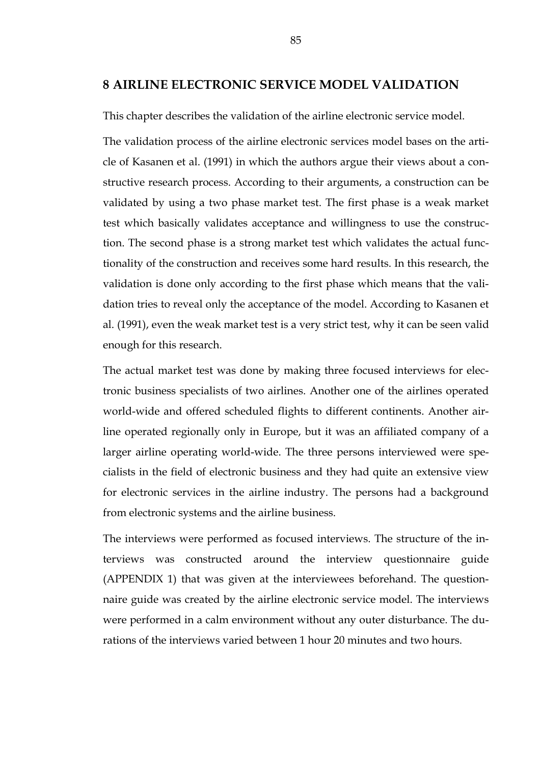# 8 AIRLINE ELECTRONIC SERVICE MODEL VALIDATION

This chapter describes the validation of the airline electronic service model.

The validation process of the airline electronic services model bases on the article of Kasanen et al. (1991) in which the authors argue their views about a constructive research process. According to their arguments, a construction can be validated by using a two phase market test. The first phase is a weak market test which basically validates acceptance and willingness to use the construction. The second phase is a strong market test which validates the actual functionality of the construction and receives some hard results. In this research, the validation is done only according to the first phase which means that the validation tries to reveal only the acceptance of the model. According to Kasanen et al. (1991), even the weak market test is a very strict test, why it can be seen valid enough for this research.

The actual market test was done by making three focused interviews for electronic business specialists of two airlines. Another one of the airlines operated world-wide and offered scheduled flights to different continents. Another airline operated regionally only in Europe, but it was an affiliated company of a larger airline operating world-wide. The three persons interviewed were specialists in the field of electronic business and they had quite an extensive view for electronic services in the airline industry. The persons had a background from electronic systems and the airline business.

The interviews were performed as focused interviews. The structure of the interviews was constructed around the interview questionnaire guide (APPENDIX 1) that was given at the interviewees beforehand. The questionnaire guide was created by the airline electronic service model. The interviews were performed in a calm environment without any outer disturbance. The durations of the interviews varied between 1 hour 20 minutes and two hours.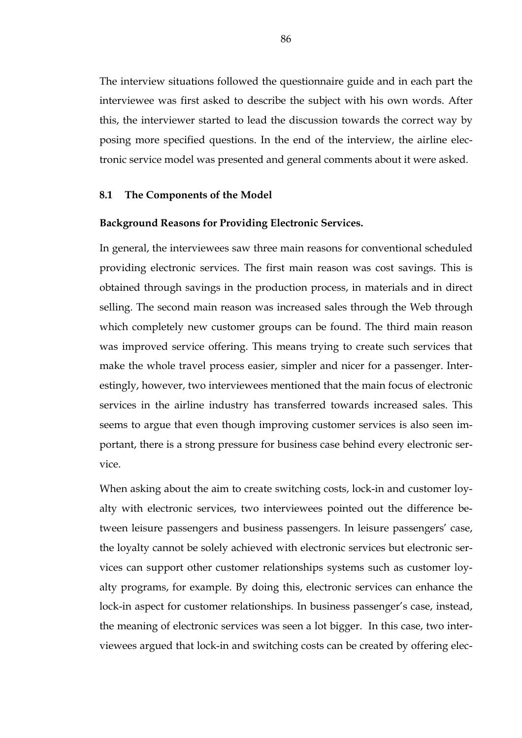The interview situations followed the questionnaire guide and in each part the interviewee was first asked to describe the subject with his own words. After this, the interviewer started to lead the discussion towards the correct way by posing more specified questions. In the end of the interview, the airline electronic service model was presented and general comments about it were asked.

### 8.1 The Components of the Model

**Background Reasons for Providing Electronic Services.**

In general, the interviewees saw three main reasons for conventional scheduled providing electronic services. The first main reason was cost savings. This is obtained through savings in the production process, in materials and in direct selling. The second main reason was increased sales through the Web through which completely new customer groups can be found. The third main reason was improved service offering. This means trying to create such services that make the whole travel process easier, simpler and nicer for a passenger. Interestingly, however, two interviewees mentioned that the main focus of electronic services in the airline industry has transferred towards increased sales. This seems to argue that even though improving customer services is also seen important, there is a strong pressure for business case behind every electronic service.

When asking about the aim to create switching costs, lock-in and customer loyalty with electronic services, two interviewees pointed out the difference between leisure passengers and business passengers. In leisure passengers' case, the loyalty cannot be solely achieved with electronic services but electronic services can support other customer relationships systems such as customer loyalty programs, for example. By doing this, electronic services can enhance the lock-in aspect for customer relationships. In business passenger's case, instead, the meaning of electronic services was seen a lot bigger. In this case, two interviewees argued that lock-in and switching costs can be created by offering elec-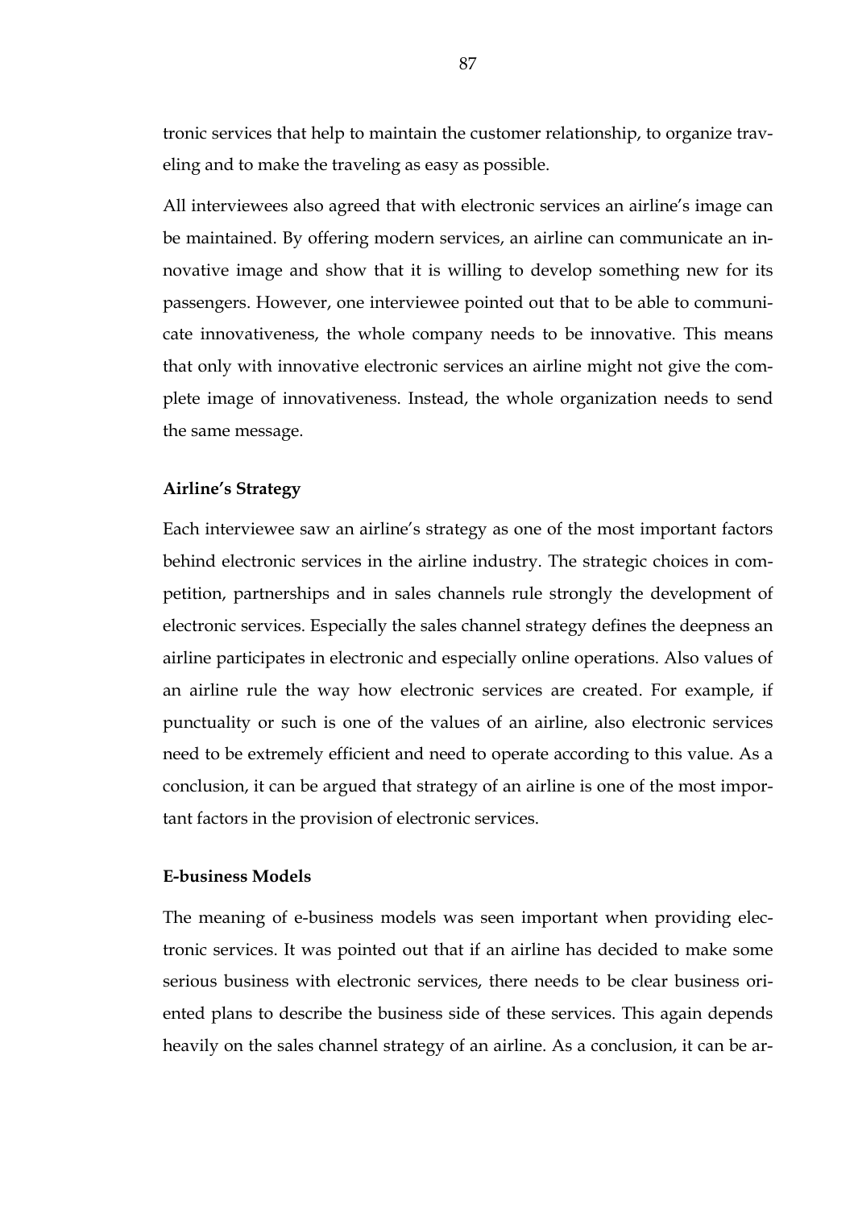tronic services that help to maintain the customer relationship, to organize traveling and to make the traveling as easy as possible.

All interviewees also agreed that with electronic services an airline's image can be maintained. By offering modern services, an airline can communicate an innovative image and show that it is willing to develop something new for its passengers. However, one interviewee pointed out that to be able to communicate innovativeness, the whole company needs to be innovative. This means that only with innovative electronic services an airline might not give the complete image of innovativeness. Instead, the whole organization needs to send the same message.

**Airline's Strategy**

Each interviewee saw an airline's strategy as one of the most important factors behind electronic services in the airline industry. The strategic choices in competition, partnerships and in sales channels rule strongly the development of electronic services. Especially the sales channel strategy defines the deepness an airline participates in electronic and especially online operations. Also values of an airline rule the way how electronic services are created. For example, if punctuality or such is one of the values of an airline, also electronic services need to be extremely efficient and need to operate according to this value. As a conclusion, it can be argued that strategy of an airline is one of the most important factors in the provision of electronic services.

**E-business Models**

The meaning of e-business models was seen important when providing electronic services. It was pointed out that if an airline has decided to make some serious business with electronic services, there needs to be clear business oriented plans to describe the business side of these services. This again depends heavily on the sales channel strategy of an airline. As a conclusion, it can be ar-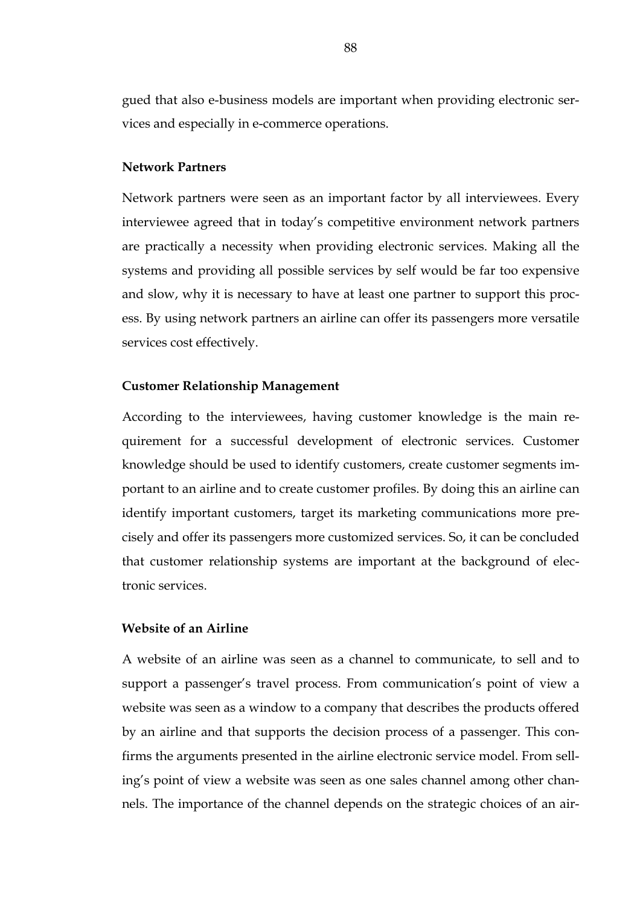gued that also e-business models are important when providing electronic services and especially in e-commerce operations.

### Network Partners

Network partners were seen as an important factor by all interviewees. Every interviewee agreed that in today's competitive environment network partners are practically a necessity when providing electronic services. Making all the systems and providing all possible services by self would be far too expensive and slow, why it is necessary to have at least one partner to support this process. By using network partners an airline can offer its passengers more versatile services cost effectively.

### Customer Relationship Management

According to the interviewees, having customer knowledge is the main requirement for a successful development of electronic services. Customer knowledge should be used to identify customers, create customer segments important to an airline and to create customer profiles. By doing this an airline can identify important customers, target its marketing communications more precisely and offer its passengers more customized services. So, it can be concluded that customer relationship systems are important at the background of electronic services.

### Website of an Airline

A website of an airline was seen as a channel to communicate, to sell and to support a passenger's travel process. From communication's point of view a website was seen as a window to a company that describes the products offered by an airline and that supports the decision process of a passenger. This confirms the arguments presented in the airline electronic service model. From selling's point of view a website was seen as one sales channel among other channels. The importance of the channel depends on the strategic choices of an air-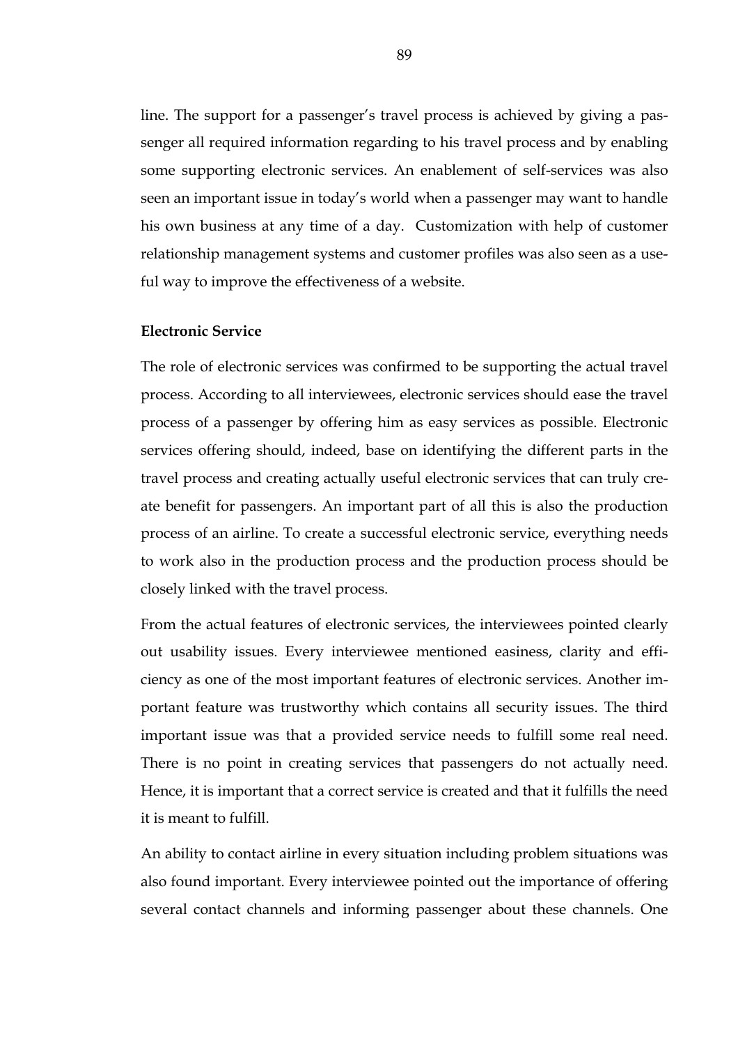line. The support for a passenger's travel process is achieved by giving a passenger all required information regarding to his travel process and by enabling some supporting electronic services. An enablement of self-services was also seen an important issue in today's world when a passenger may want to handle his own business at any time of a day. Customization with help of customer relationship management systems and customer profiles was also seen as a useful way to improve the effectiveness of a website.

**Electronic Service**

The role of electronic services was confirmed to be supporting the actual travel process. According to all interviewees, electronic services should ease the travel process of a passenger by offering him as easy services as possible. Electronic services offering should, indeed, base on identifying the different parts in the travel process and creating actually useful electronic services that can truly create benefit for passengers. An important part of all this is also the production process of an airline. To create a successful electronic service, everything needs to work also in the production process and the production process should be closely linked with the travel process.

From the actual features of electronic services, the interviewees pointed clearly out usability issues. Every interviewee mentioned easiness, clarity and efficiency as one of the most important features of electronic services. Another important feature was trustworthy which contains all security issues. The third important issue was that a provided service needs to fulfill some real need. There is no point in creating services that passengers do not actually need. Hence, it is important that a correct service is created and that it fulfills the need it is meant to fulfill.

An ability to contact airline in every situation including problem situations was also found important. Every interviewee pointed out the importance of offering several contact channels and informing passenger about these channels. One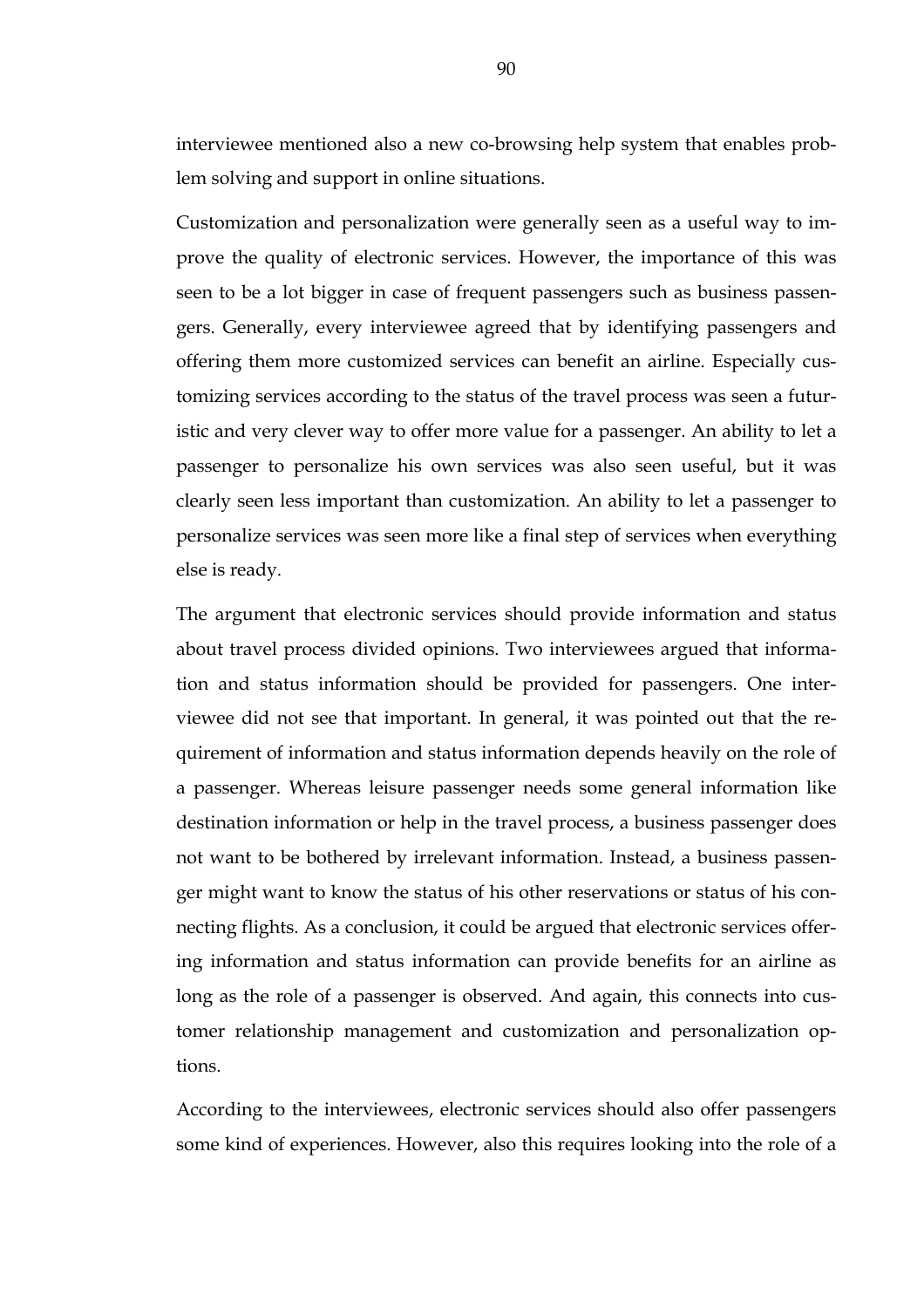interviewee mentioned also a new co-browsing help system that enables problem solving and support in online situations.

Customization and personalization were generally seen as a useful way to improve the quality of electronic services. However, the importance of this was seen to be a lot bigger in case of frequent passengers such as business passengers. Generally, every interviewee agreed that by identifying passengers and offering them more customized services can benefit an airline. Especially customizing services according to the status of the travel process was seen a futuristic and very clever way to offer more value for a passenger. An ability to let a passenger to personalize his own services was also seen useful, but it was clearly seen less important than customization. An ability to let a passenger to personalize services was seen more like a final step of services when everything else is ready.

The argument that electronic services should provide information and status about travel process divided opinions. Two interviewees argued that information and status information should be provided for passengers. One interviewee did not see that important. In general, it was pointed out that the requirement of information and status information depends heavily on the role of a passenger. Whereas leisure passenger needs some general information like destination information or help in the travel process, a business passenger does not want to be bothered by irrelevant information. Instead, a business passenger might want to know the status of his other reservations or status of his connecting flights. As a conclusion, it could be argued that electronic services offering information and status information can provide benefits for an airline as long as the role of a passenger is observed. And again, this connects into customer relationship management and customization and personalization options.

According to the interviewees, electronic services should also offer passengers some kind of experiences. However, also this requires looking into the role of a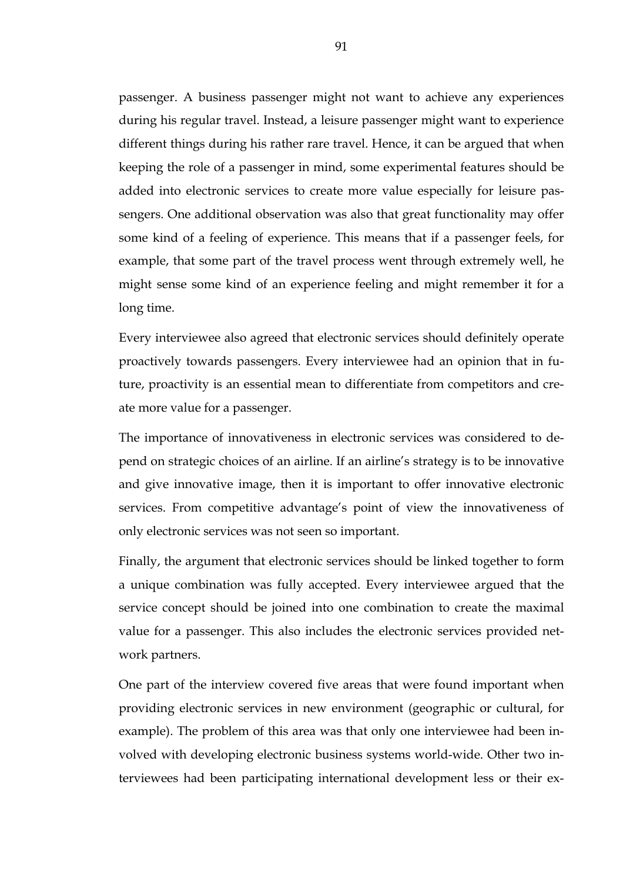passenger. A business passenger might not want to achieve any experiences during his regular travel. Instead, a leisure passenger might want to experience different things during his rather rare travel. Hence, it can be argued that when keeping the role of a passenger in mind, some experimental features should be added into electronic services to create more value especially for leisure passengers. One additional observation was also that great functionality may offer some kind of a feeling of experience. This means that if a passenger feels, for example, that some part of the travel process went through extremely well, he might sense some kind of an experience feeling and might remember it for a long time.

Every interviewee also agreed that electronic services should definitely operate proactively towards passengers. Every interviewee had an opinion that in future, proactivity is an essential mean to differentiate from competitors and create more value for a passenger.

The importance of innovativeness in electronic services was considered to depend on strategic choices of an airline. If an airline's strategy is to be innovative and give innovative image, then it is important to offer innovative electronic services. From competitive advantage's point of view the innovativeness of only electronic services was not seen so important.

Finally, the argument that electronic services should be linked together to form a unique combination was fully accepted. Every interviewee argued that the service concept should be joined into one combination to create the maximal value for a passenger. This also includes the electronic services provided network partners.

One part of the interview covered five areas that were found important when providing electronic services in new environment (geographic or cultural, for example). The problem of this area was that only one interviewee had been involved with developing electronic business systems world-wide. Other two interviewees had been participating international development less or their ex-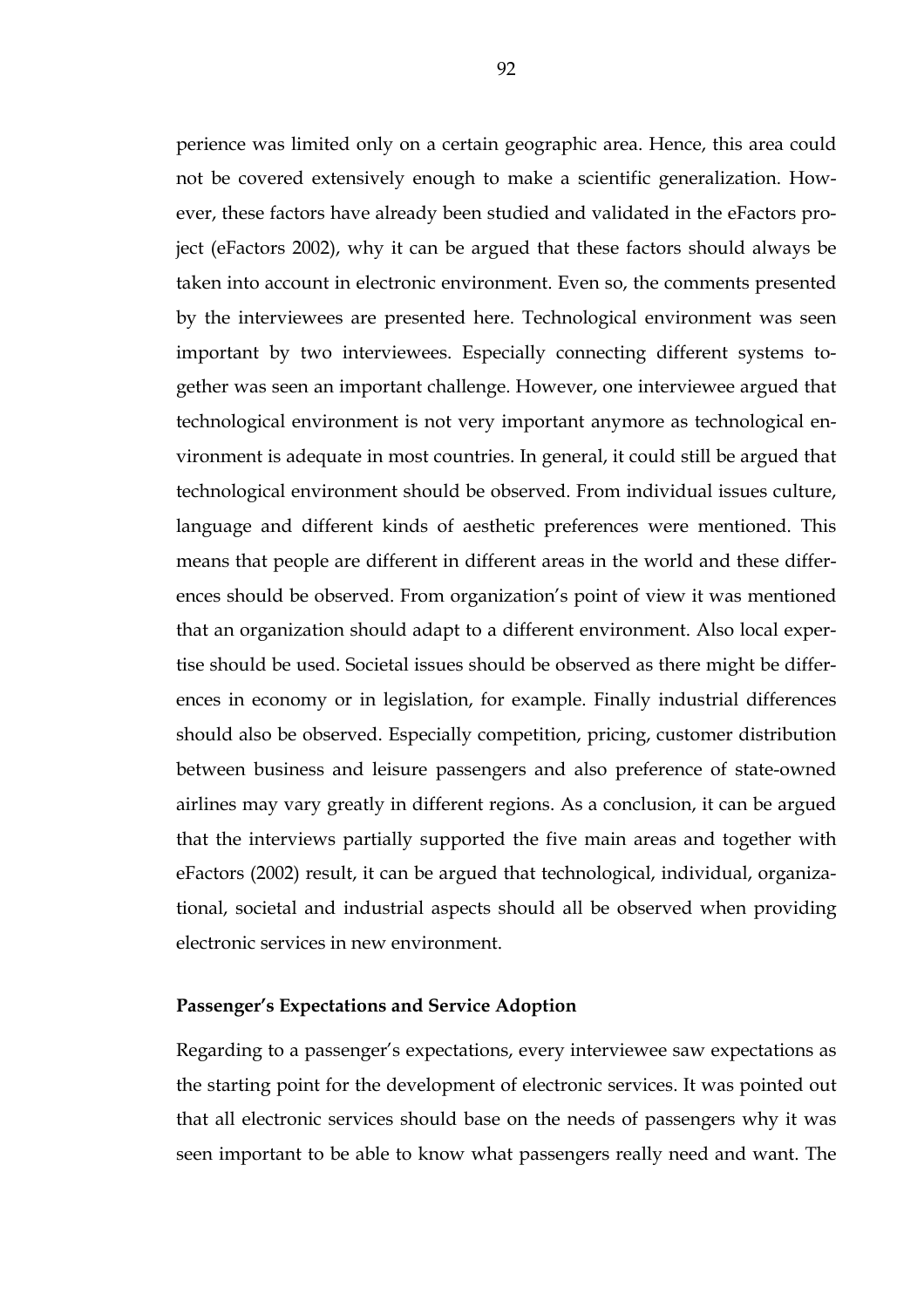perience was limited only on a certain geographic area. Hence, this area could not be covered extensively enough to make a scientific generalization. However, these factors have already been studied and validated in the eFactors project (eFactors 2002), why it can be argued that these factors should always be taken into account in electronic environment. Even so, the comments presented by the interviewees are presented here. Technological environment was seen important by two interviewees. Especially connecting different systems together was seen an important challenge. However, one interviewee argued that technological environment is not very important anymore as technological environment is adequate in most countries. In general, it could still be argued that technological environment should be observed. From individual issues culture, language and different kinds of aesthetic preferences were mentioned. This means that people are different in different areas in the world and these differences should be observed. From organization's point of view it was mentioned that an organization should adapt to a different environment. Also local expertise should be used. Societal issues should be observed as there might be differences in economy or in legislation, for example. Finally industrial differences should also be observed. Especially competition, pricing, customer distribution between business and leisure passengers and also preference of state-owned airlines may vary greatly in different regions. As a conclusion, it can be argued that the interviews partially supported the five main areas and together with eFactors (2002) result, it can be argued that technological, individual, organizational, societal and industrial aspects should all be observed when providing electronic services in new environment.

**Passenger's Expectations and Service Adoption**

Regarding to a passenger's expectations, every interviewee saw expectations as the starting point for the development of electronic services. It was pointed out that all electronic services should base on the needs of passengers why it was seen important to be able to know what passengers really need and want. The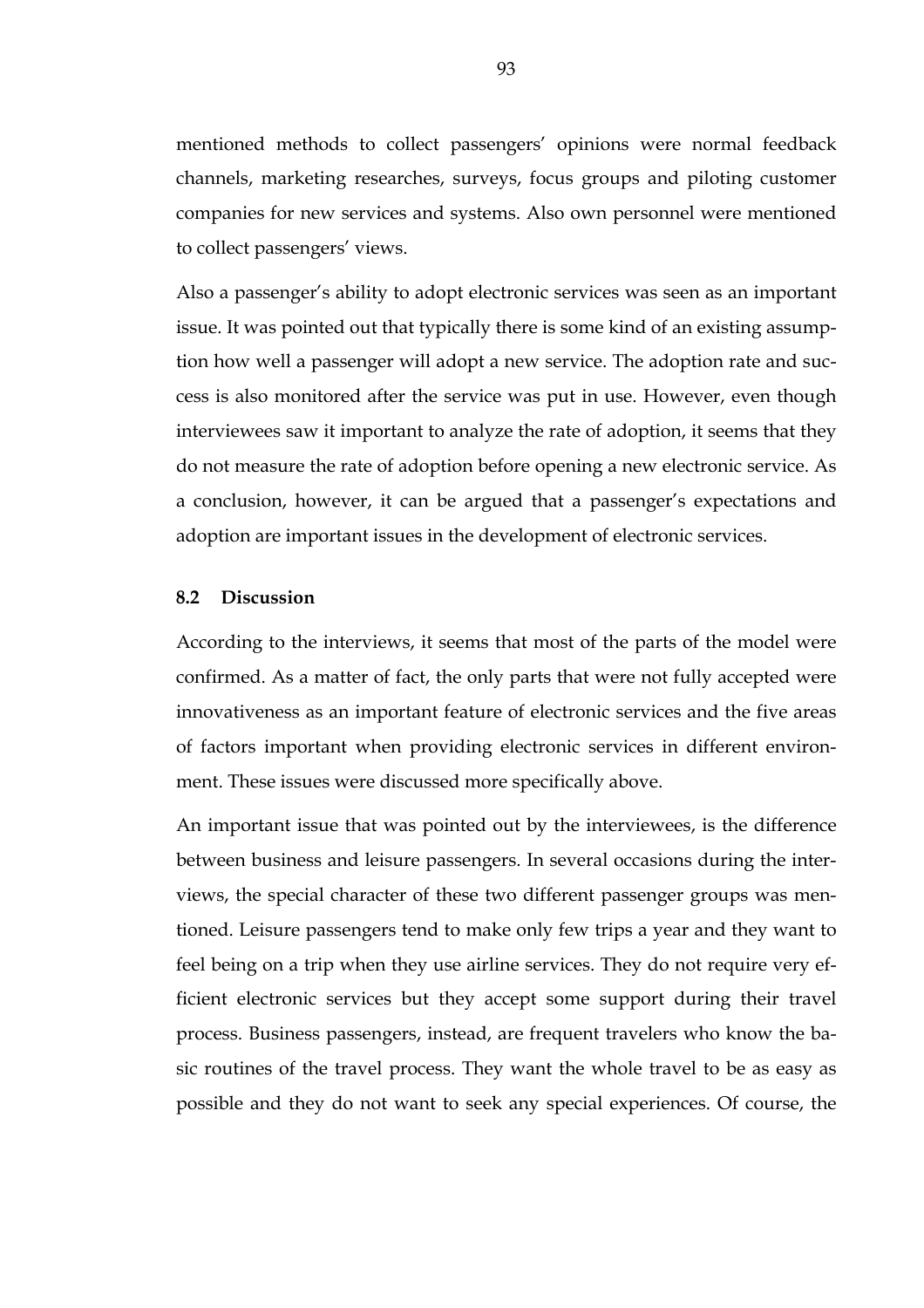mentioned methods to collect passengers' opinions were normal feedback channels, marketing researches, surveys, focus groups and piloting customer companies for new services and systems. Also own personnel were mentioned to collect passengers' views.

Also a passenger's ability to adopt electronic services was seen as an important issue. It was pointed out that typically there is some kind of an existing assumption how well a passenger will adopt a new service. The adoption rate and success is also monitored after the service was put in use. However, even though interviewees saw it important to analyze the rate of adoption, it seems that they do not measure the rate of adoption before opening a new electronic service. As a conclusion, however, it can be argued that a passenger's expectations and adoption are important issues in the development of electronic services.

### 8.2 Discussion

According to the interviews, it seems that most of the parts of the model were confirmed. As a matter of fact, the only parts that were not fully accepted were innovativeness as an important feature of electronic services and the five areas of factors important when providing electronic services in different environment. These issues were discussed more specifically above.

An important issue that was pointed out by the interviewees, is the difference between business and leisure passengers. In several occasions during the interviews, the special character of these two different passenger groups was mentioned. Leisure passengers tend to make only few trips a year and they want to feel being on a trip when they use airline services. They do not require very efficient electronic services but they accept some support during their travel process. Business passengers, instead, are frequent travelers who know the basic routines of the travel process. They want the whole travel to be as easy as possible and they do not want to seek any special experiences. Of course, the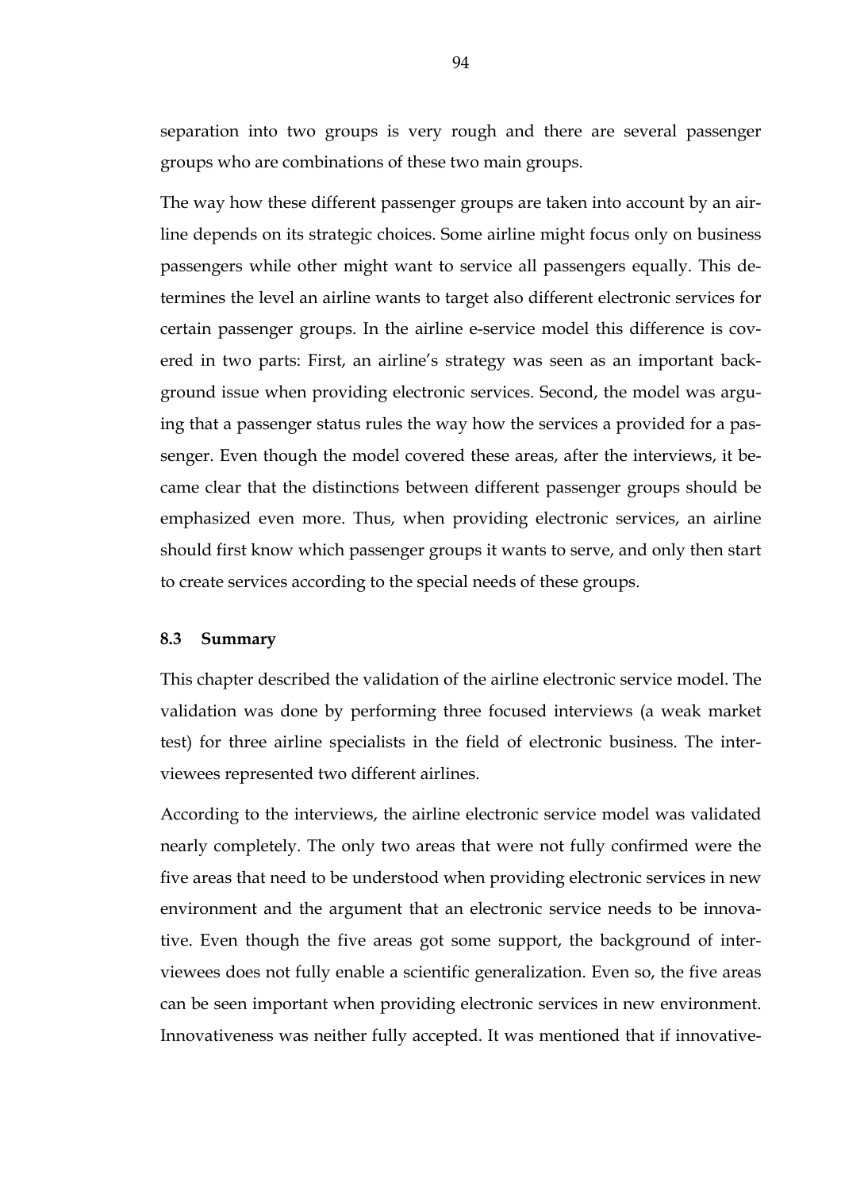separation into two groups is very rough and there are several passenger groups who are combinations of these two main groups.

The way how these different passenger groups are taken into account by an airline depends on its strategic choices. Some airline might focus only on business passengers while other might want to service all passengers equally. This determines the level an airline wants to target also different electronic services for certain passenger groups. In the airline e-service model this difference is covered in two parts: First, an airline's strategy was seen as an important background issue when providing electronic services. Second, the model was arguing that a passenger status rules the way how the services a provided for a passenger. Even though the model covered these areas, after the interviews, it became clear that the distinctions between different passenger groups should be emphasized even more. Thus, when providing electronic services, an airline should first know which passenger groups it wants to serve, and only then start to create services according to the special needs of these groups.

### 8.3 Summary

This chapter described the validation of the airline electronic service model. The validation was done by performing three focused interviews (a weak market test) for three airline specialists in the field of electronic business. The interviewees represented two different airlines.

According to the interviews, the airline electronic service model was validated nearly completely. The only two areas that were not fully confirmed were the five areas that need to be understood when providing electronic services in new environment and the argument that an electronic service needs to be innovative. Even though the five areas got some support, the background of interviewees does not fully enable a scientific generalization. Even so, the five areas can be seen important when providing electronic services in new environment. Innovativeness was neither fully accepted. It was mentioned that if innovative-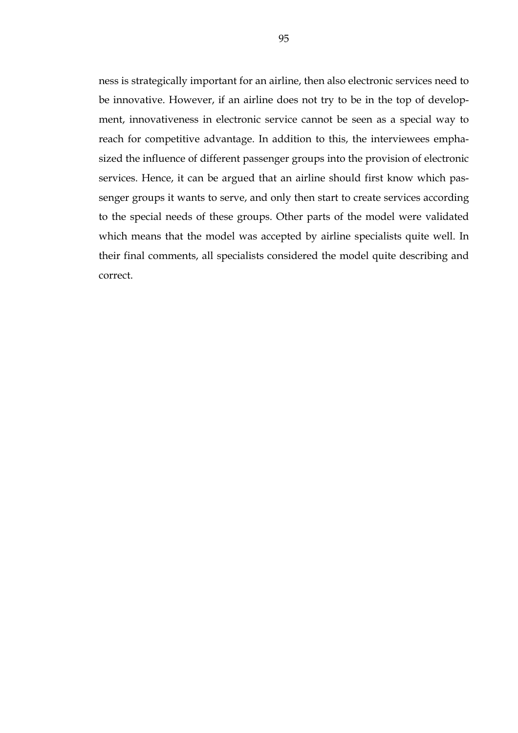ness is strategically important for an airline, then also electronic services need to be innovative. However, if an airline does not try to be in the top of development, innovativeness in electronic service cannot be seen as a special way to reach for competitive advantage. In addition to this, the interviewees emphasized the influence of different passenger groups into the provision of electronic services. Hence, it can be argued that an airline should first know which passenger groups it wants to serve, and only then start to create services according to the special needs of these groups. Other parts of the model were validated which means that the model was accepted by airline specialists quite well. In their final comments, all specialists considered the model quite describing and correct.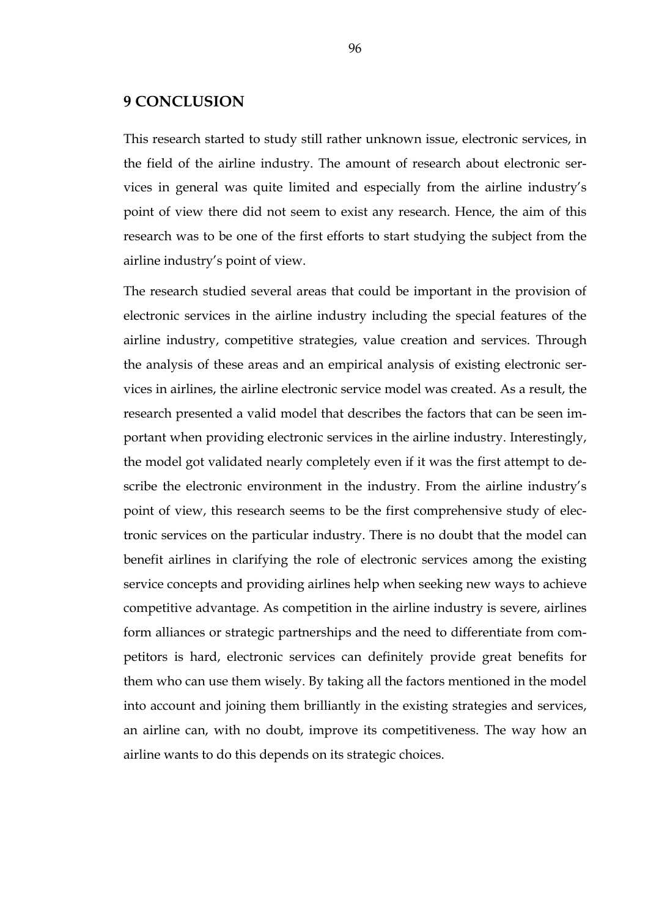# 9 CONCLUSION

This research started to study still rather unknown issue, electronic services, in the field of the airline industry. The amount of research about electronic services in general was quite limited and especially from the airline industry's point of view there did not seem to exist any research. Hence, the aim of this research was to be one of the first efforts to start studying the subject from the airline industry's point of view.

The research studied several areas that could be important in the provision of electronic services in the airline industry including the special features of the airline industry, competitive strategies, value creation and services. Through the analysis of these areas and an empirical analysis of existing electronic services in airlines, the airline electronic service model was created. As a result, the research presented a valid model that describes the factors that can be seen important when providing electronic services in the airline industry. Interestingly, the model got validated nearly completely even if it was the first attempt to describe the electronic environment in the industry. From the airline industry's point of view, this research seems to be the first comprehensive study of electronic services on the particular industry. There is no doubt that the model can benefit airlines in clarifying the role of electronic services among the existing service concepts and providing airlines help when seeking new ways to achieve competitive advantage. As competition in the airline industry is severe, airlines form alliances or strategic partnerships and the need to differentiate from competitors is hard, electronic services can definitely provide great benefits for them who can use them wisely. By taking all the factors mentioned in the model into account and joining them brilliantly in the existing strategies and services, an airline can, with no doubt, improve its competitiveness. The way how an airline wants to do this depends on its strategic choices.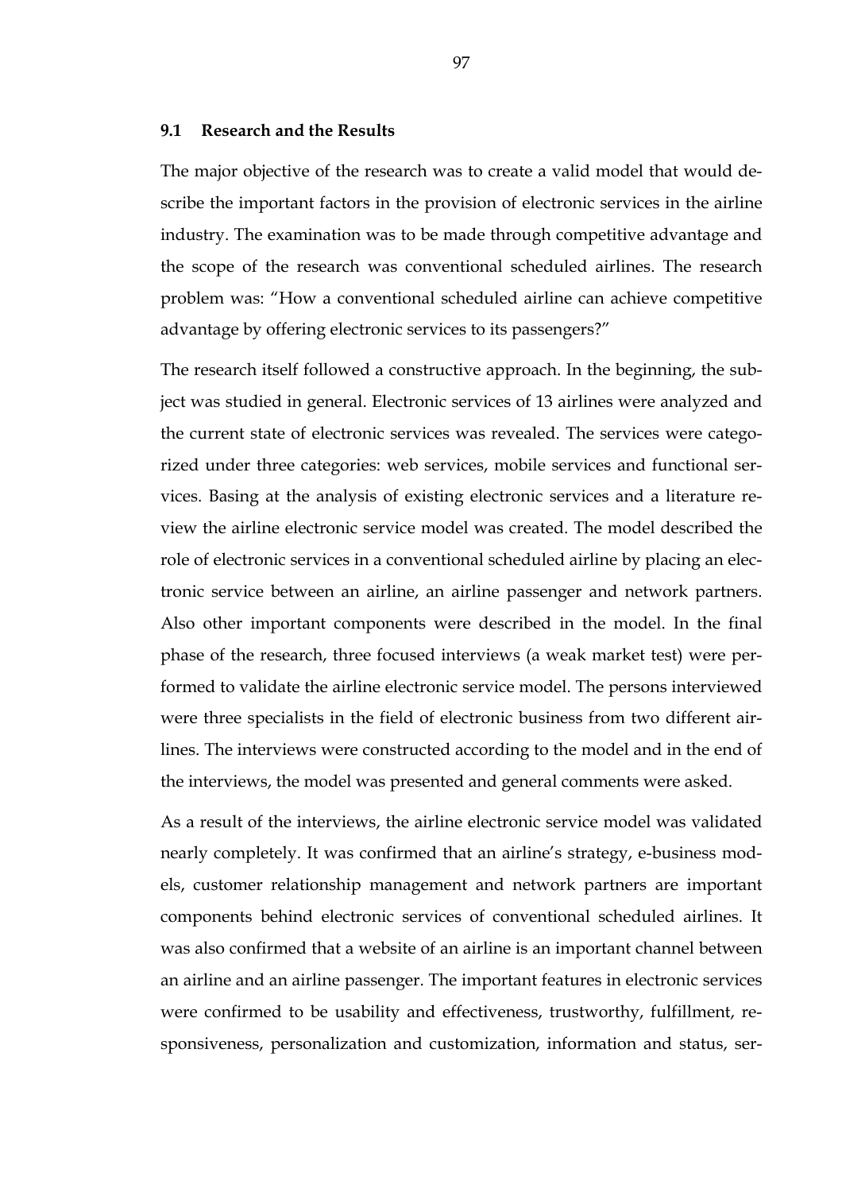## 9.1 Research and the Results

The major objective of the research was to create a valid model that would describe the important factors in the provision of electronic services in the airline industry. The examination was to be made through competitive advantage and the scope of the research was conventional scheduled airlines. The research problem was: "How a conventional scheduled airline can achieve competitive advantage by offering electronic services to its passengers?"

The research itself followed a constructive approach. In the beginning, the subject was studied in general. Electronic services of 13 airlines were analyzed and the current state of electronic services was revealed. The services were categorized under three categories: web services, mobile services and functional services. Basing at the analysis of existing electronic services and a literature review the airline electronic service model was created. The model described the role of electronic services in a conventional scheduled airline by placing an electronic service between an airline, an airline passenger and network partners. Also other important components were described in the model. In the final phase of the research, three focused interviews (a weak market test) were performed to validate the airline electronic service model. The persons interviewed were three specialists in the field of electronic business from two different airlines. The interviews were constructed according to the model and in the end of the interviews, the model was presented and general comments were asked.

As a result of the interviews, the airline electronic service model was validated nearly completely. It was confirmed that an airline's strategy, e-business models, customer relationship management and network partners are important components behind electronic services of conventional scheduled airlines. It was also confirmed that a website of an airline is an important channel between an airline and an airline passenger. The important features in electronic services were confirmed to be usability and effectiveness, trustworthy, fulfillment, responsiveness, personalization and customization, information and status, ser-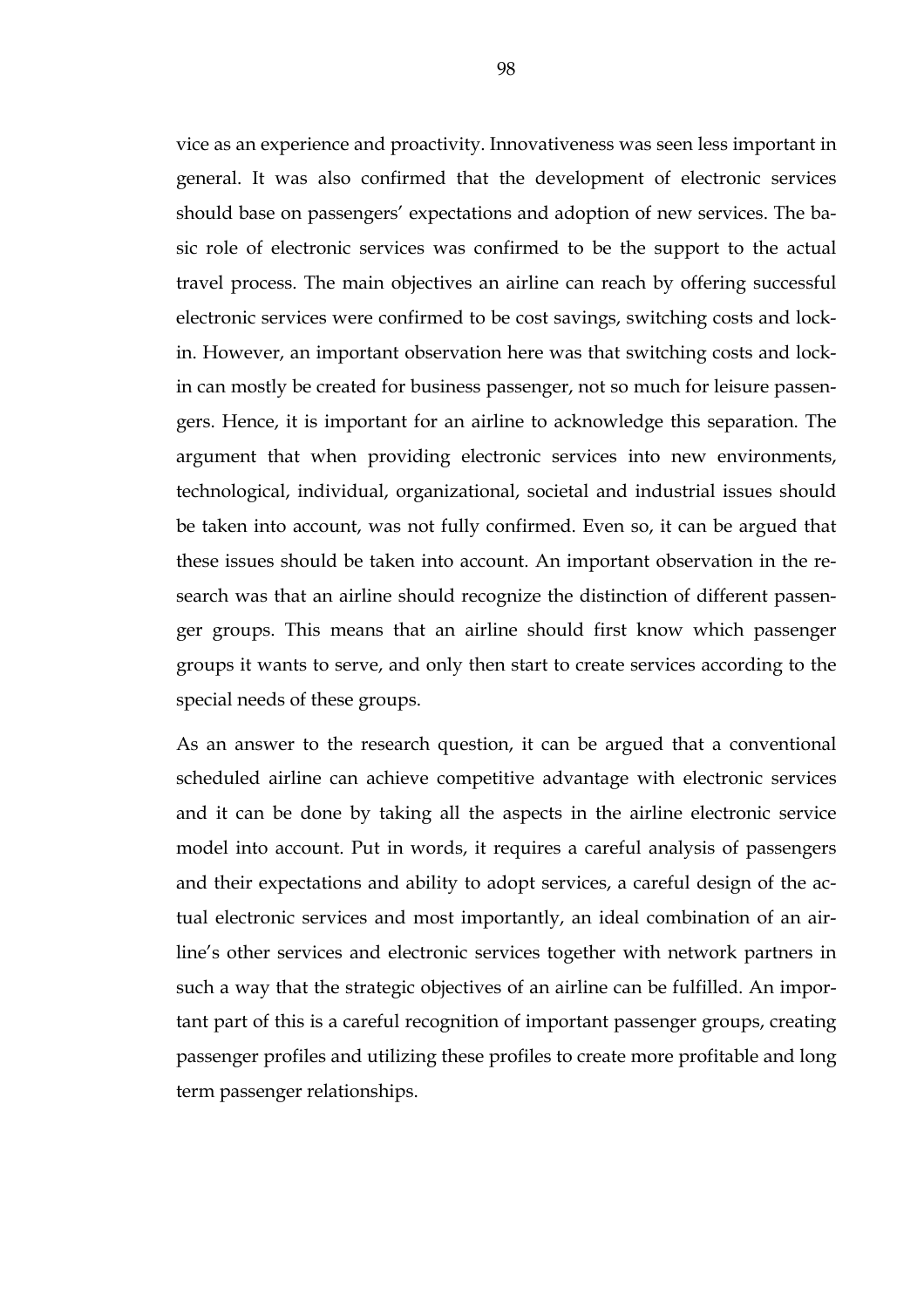vice as an experience and proactivity. Innovativeness was seen less important in general. It was also confirmed that the development of electronic services should base on passengers' expectations and adoption of new services. The basic role of electronic services was confirmed to be the support to the actual travel process. The main objectives an airline can reach by offering successful electronic services were confirmed to be cost savings, switching costs and lock-in. However, an important observation here was that switching costs and lock-in can mostly be created for business passenger, not so much for leisure passengers. Hence, it is important for an airline to acknowledge this separation. The argument that when providing electronic services into new environments, technological, individual, organizational, societal and industrial issues should be taken into account, was not fully confirmed. Even so, it can be argued that these issues should be taken into account. An important observation in the research was that an airline should recognize the distinction of different passenger groups. This means that an airline should first know which passenger groups it wants to serve, and only then start to create services according to the special needs of these groups.

As an answer to the research question, it can be argued that a conventional scheduled airline can achieve competitive advantage with electronic services and it can be done by taking all the aspects in the airline electronic service model into account. Put in words, it requires a careful analysis of passengers and their expectations and ability to adopt services, a careful design of the actual electronic services and most importantly, an ideal combination of an airline's other services and electronic services together with network partners in such a way that the strategic objectives of an airline can be fulfilled. An important part of this is a careful recognition of important passenger groups, creating passenger profiles and utilizing these profiles to create more profitable and long term passenger relationships.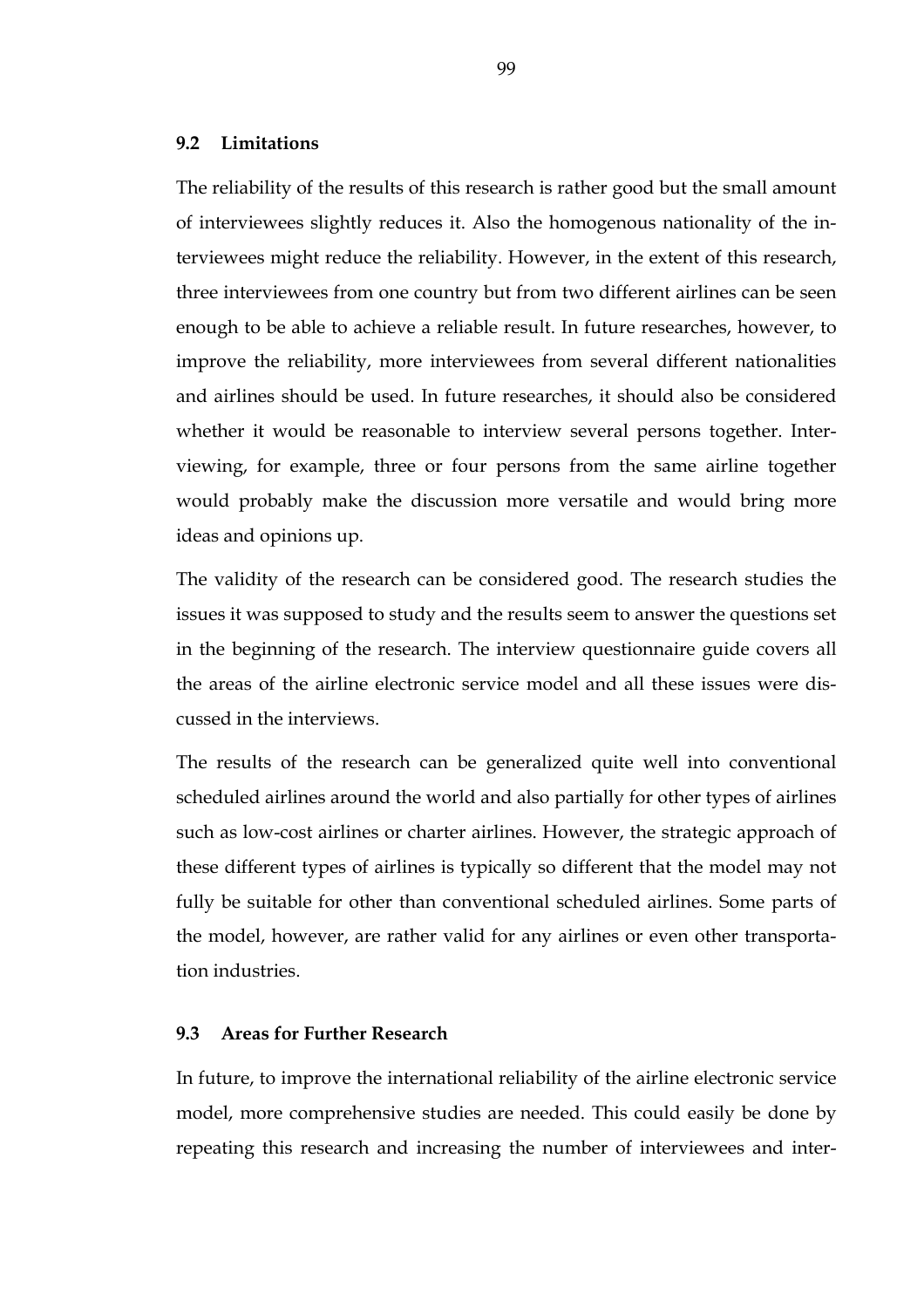### 9.2 Limitations

The reliability of the results of this research is rather good but the small amount of interviewees slightly reduces it. Also the homogenous nationality of the interviewees might reduce the reliability. However, in the extent of this research, three interviewees from one country but from two different airlines can be seen enough to be able to achieve a reliable result. In future researches, however, to improve the reliability, more interviewees from several different nationalities and airlines should be used. In future researches, it should also be considered whether it would be reasonable to interview several persons together. Interviewing, for example, three or four persons from the same airline together would probably make the discussion more versatile and would bring more ideas and opinions up.

The validity of the research can be considered good. The research studies the issues it was supposed to study and the results seem to answer the questions set in the beginning of the research. The interview questionnaire guide covers all the areas of the airline electronic service model and all these issues were discussed in the interviews.

The results of the research can be generalized quite well into conventional scheduled airlines around the world and also partially for other types of airlines such as low-cost airlines or charter airlines. However, the strategic approach of these different types of airlines is typically so different that the model may not fully be suitable for other than conventional scheduled airlines. Some parts of the model, however, are rather valid for any airlines or even other transportation industries.

### 9.3 Areas for Further Research

In future, to improve the international reliability of the airline electronic service model, more comprehensive studies are needed. This could easily be done by repeating this research and increasing the number of interviewees and inter-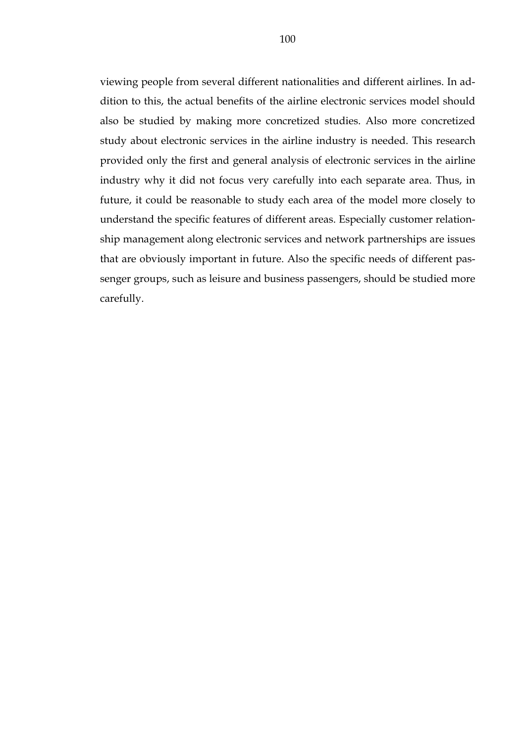viewing people from several different nationalities and different airlines. In addition to this, the actual benefits of the airline electronic services model should also be studied by making more concretized studies. Also more concretized study about electronic services in the airline industry is needed. This research provided only the first and general analysis of electronic services in the airline industry why it did not focus very carefully into each separate area. Thus, in future, it could be reasonable to study each area of the model more closely to understand the specific features of different areas. Especially customer relationship management along electronic services and network partnerships are issues that are obviously important in future. Also the specific needs of different passenger groups, such as leisure and business passengers, should be studied more carefully.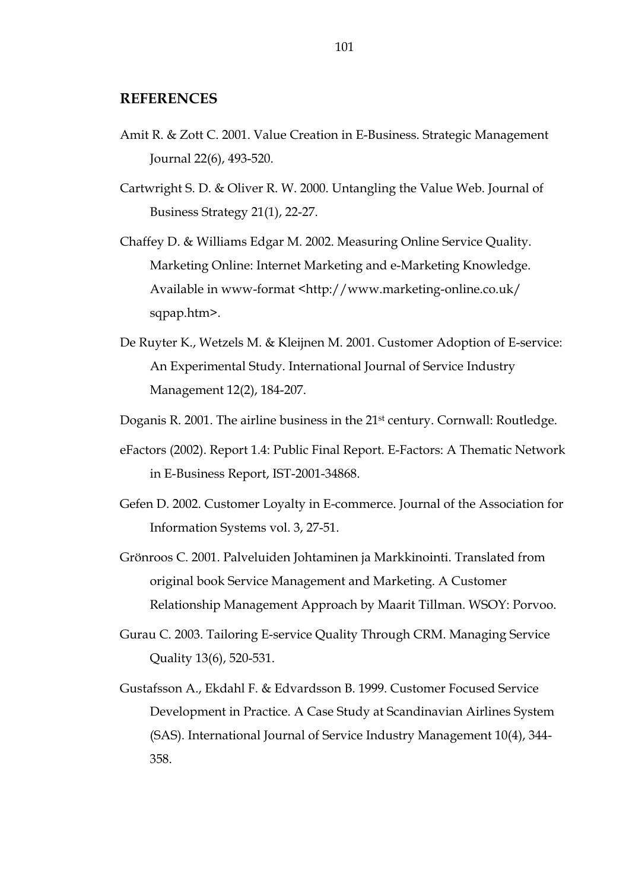## REFERENCES

Amit R. & Zott C. 2001. Value Creation in E-Business. Strategic Management Journal 22(6), 493-520.

Cartwright S. D. & Oliver R. W. 2000. Untangling the Value Web. Journal of Business Strategy 21(1), 22-27.

Chaffey D. & Williams Edgar M. 2002. Measuring Online Service Quality. Marketing Online: Internet Marketing and e-Marketing Knowledge. Available in www-format <http://www.marketing-online.co.uk/sqpap.htm>.

De Ruyter K., Wetzels M. & Kleijnen M. 2001. Customer Adoption of E-service: An Experimental Study. International Journal of Service Industry Management 12(2), 184-207.

Doganis R. 2001. The airline business in the 21st century. Cornwall: Routledge.

eFactors (2002). Report 1.4: Public Final Report. E-Factors: A Thematic Network in E-Business Report, IST-2001-34868.

Gefen D. 2002. Customer Loyalty in E-commerce. Journal of the Association for Information Systems vol. 3, 27-51.

Grönroos C. 2001. Palveluiden Johtaminen ja Markkinointi. Translated from original book Service Management and Marketing. A Customer Relationship Management Approach by Maarit Tillman. WSOY: Porvoo.

Gurau C. 2003. Tailoring E-service Quality Through CRM. Managing Service Quality 13(6), 520-531.

Gustafsson A., Ekdahl F. & Edvardsson B. 1999. Customer Focused Service Development in Practice. A Case Study at Scandinavian Airlines System (SAS). International Journal of Service Industry Management 10(4), 344-358.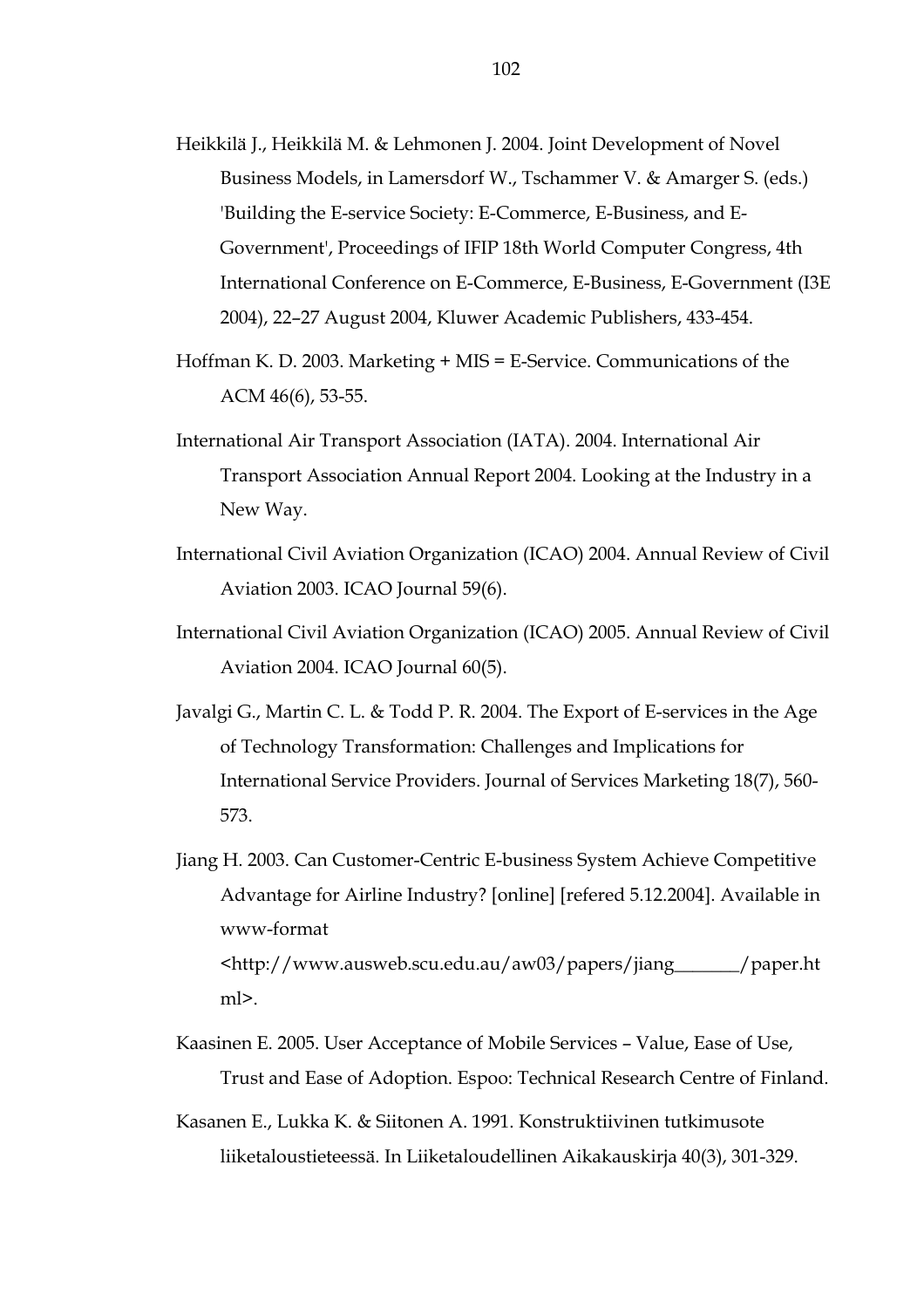Heikkilä J., Heikkilä M. & Lehmonen J. 2004. Joint Development of Novel Business Models, in Lamersdorf W., Tschammer V. & Amarger S. (eds.) 'Building the E-service Society: E-Commerce, E-Business, and E-Government', Proceedings of IFIP 18th World Computer Congress, 4th International Conference on E-Commerce, E-Business, E-Government (I3E 2004), 22–27 August 2004, Kluwer Academic Publishers, 433-454.

Hoffman K. D. 2003. Marketing + MIS = E-Service. Communications of the ACM 46(6), 53-55.

International Air Transport Association (IATA). 2004. International Air Transport Association Annual Report 2004. Looking at the Industry in a New Way.

International Civil Aviation Organization (ICAO) 2004. Annual Review of Civil Aviation 2003. ICAO Journal 59(6).

International Civil Aviation Organization (ICAO) 2005. Annual Review of Civil Aviation 2004. ICAO Journal 60(5).

Javalgi G., Martin C. L. & Todd P. R. 2004. The Export of E-services in the Age of Technology Transformation: Challenges and Implications for International Service Providers. Journal of Services Marketing 18(7), 560-573.

Jiang H. 2003. Can Customer-Centric E-business System Achieve Competitive Advantage for Airline Industry? [online] [refered 5.12.2004]. Available in www-format <http://www.ausweb.scu.edu.au/aw03/papers/jiang_______/paper.html>.

Kaasinen E. 2005. User Acceptance of Mobile Services – Value, Ease of Use, Trust and Ease of Adoption. Espoo: Technical Research Centre of Finland.

Kasanen E., Lukka K. & Siitonen A. 1991. Konstruktiivinen tutkimusote liiketaloustieteessä. In Liiketaloudellinen Aikakauskirja 40(3), 301-329.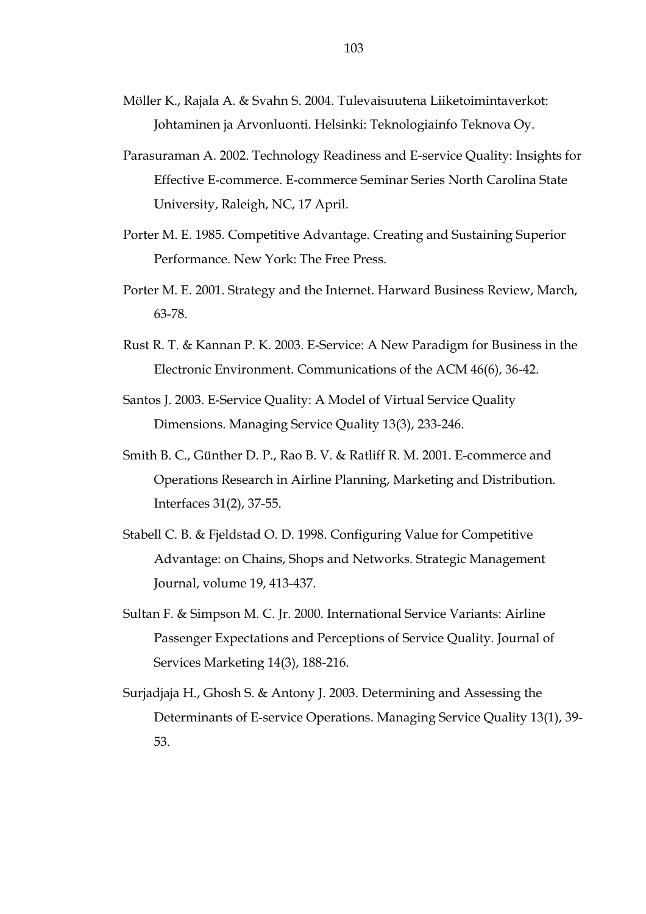Möller K., Rajala A. & Svahn S. 2004. Tulevaisuutena Liiketoimintaverkot: Johtaminen ja Arvonluonti. Helsinki: Teknologiainfo Teknova Oy.

Parasuraman A. 2002. Technology Readiness and E-service Quality: Insights for Effective E-commerce. E-commerce Seminar Series North Carolina State University, Raleigh, NC, 17 April.

Porter M. E. 1985. Competitive Advantage. Creating and Sustaining Superior Performance. New York: The Free Press.

Porter M. E. 2001. Strategy and the Internet. Harward Business Review, March, 63-78.

Rust R. T. & Kannan P. K. 2003. E-Service: A New Paradigm for Business in the Electronic Environment. Communications of the ACM 46(6), 36-42.

Santos J. 2003. E-Service Quality: A Model of Virtual Service Quality Dimensions. Managing Service Quality 13(3), 233-246.

Smith B. C., Günther D. P., Rao B. V. & Ratliff R. M. 2001. E-commerce and Operations Research in Airline Planning, Marketing and Distribution. Interfaces 31(2), 37-55.

Stabell C. B. & Fjeldstad O. D. 1998. Configuring Value for Competitive Advantage: on Chains, Shops and Networks. Strategic Management Journal, volume 19, 413-437.

Sultan F. & Simpson M. C. Jr. 2000. International Service Variants: Airline Passenger Expectations and Perceptions of Service Quality. Journal of Services Marketing 14(3), 188-216.

Surjadjaja H., Ghosh S. & Antony J. 2003. Determining and Assessing the Determinants of E-service Operations. Managing Service Quality 13(1), 39-53.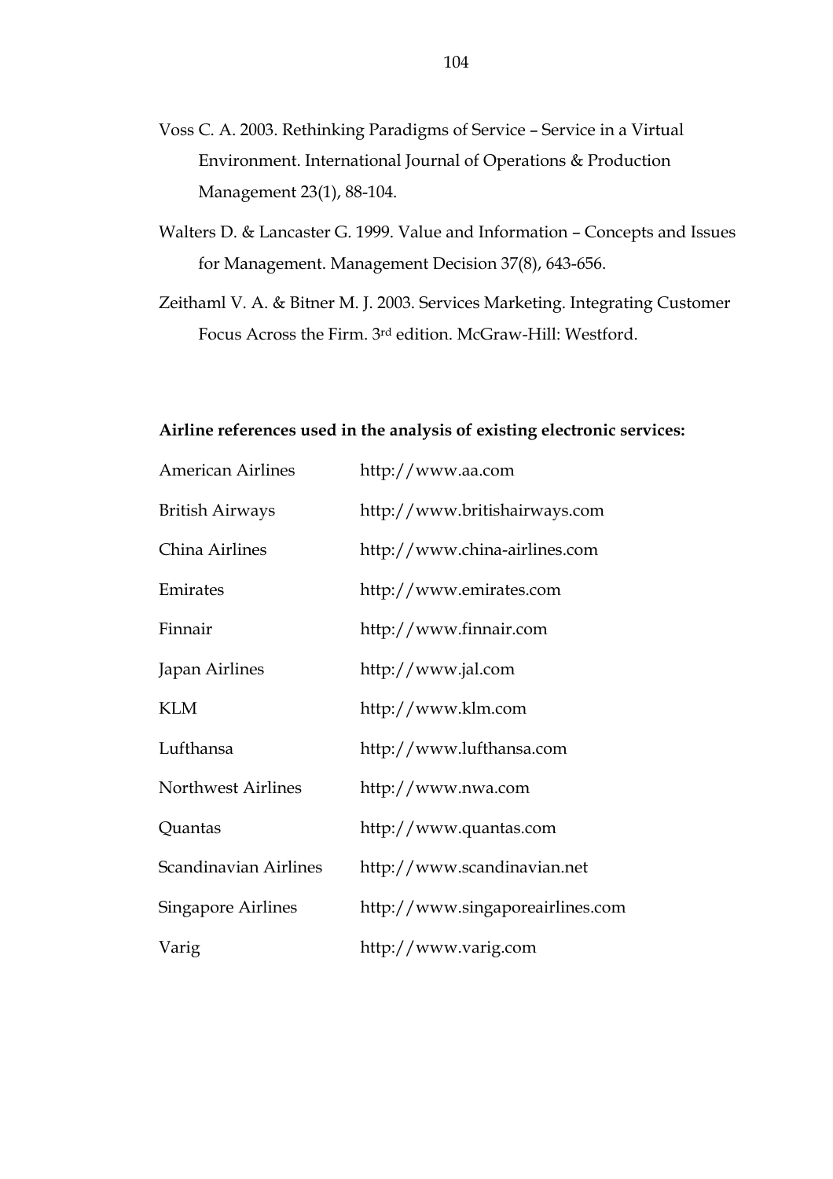Voss C. A. 2003. Rethinking Paradigms of Service – Service in a Virtual Environment. International Journal of Operations & Production Management 23(1), 88-104.

Walters D. & Lancaster G. 1999. Value and Information – Concepts and Issues for Management. Management Decision 37(8), 643-656.

Zeithaml V. A. & Bitner M. J. 2003. Services Marketing. Integrating Customer Focus Across the Firm. 3rd edition. McGraw-Hill: Westford.

**Airline references used in the analysis of existing electronic services:**

| | |
|---|---|
| American Airlines | http://www.aa.com |
| British Airways | http://www.britishairways.com |
| China Airlines | http://www.china-airlines.com |
| Emirates | http://www.emirates.com |
| Finnair | http://www.finnair.com |
| Japan Airlines | http://www.jal.com |
| KLM | http://www.klm.com |
| Lufthansa | http://www.lufthansa.com |
| Northwest Airlines | http://www.nwa.com |
| Quantas | http://www.quantas.com |
| Scandinavian Airlines | http://www.scandinavian.net |
| Singapore Airlines | http://www.singaporeairlines.com |
| Varig | http://www.varig.com |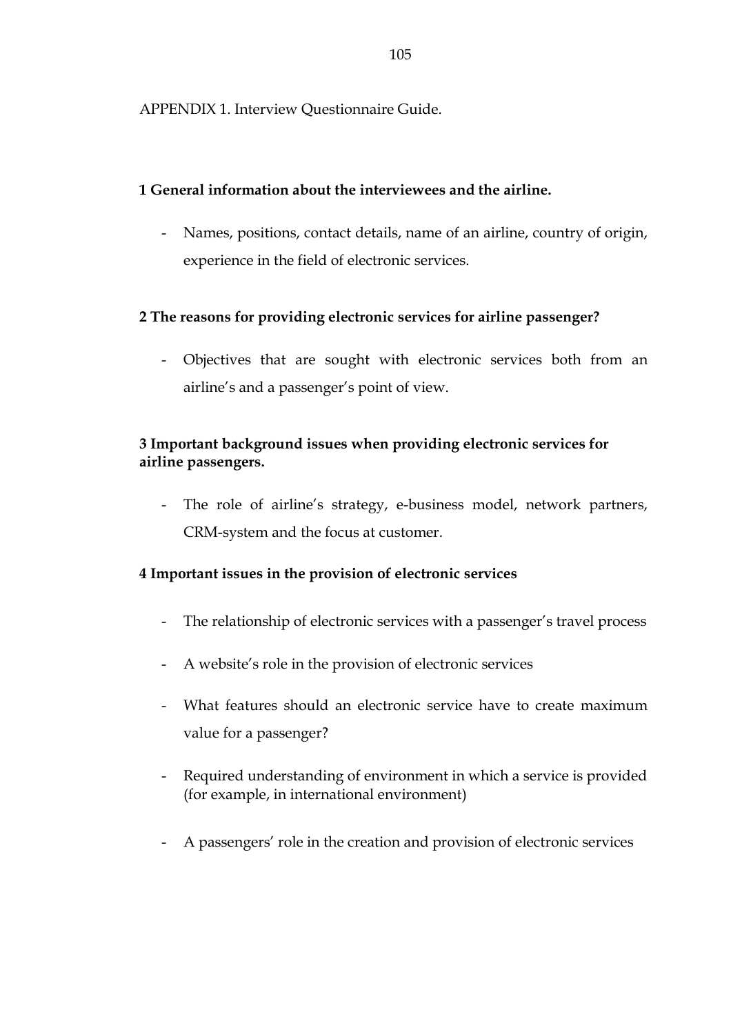APPENDIX 1. Interview Questionnaire Guide.

**1 General information about the interviewees and the airline.**

- Names, positions, contact details, name of an airline, country of origin, experience in the field of electronic services.

**2 The reasons for providing electronic services for airline passenger?**

- Objectives that are sought with electronic services both from an airline's and a passenger's point of view.

**3 Important background issues when providing electronic services for airline passengers.**

- The role of airline's strategy, e-business model, network partners, CRM-system and the focus at customer.

**4 Important issues in the provision of electronic services**

- The relationship of electronic services with a passenger's travel process
- A website's role in the provision of electronic services
- What features should an electronic service have to create maximum value for a passenger?
- Required understanding of environment in which a service is provided (for example, in international environment)
- A passengers' role in the creation and provision of electronic services